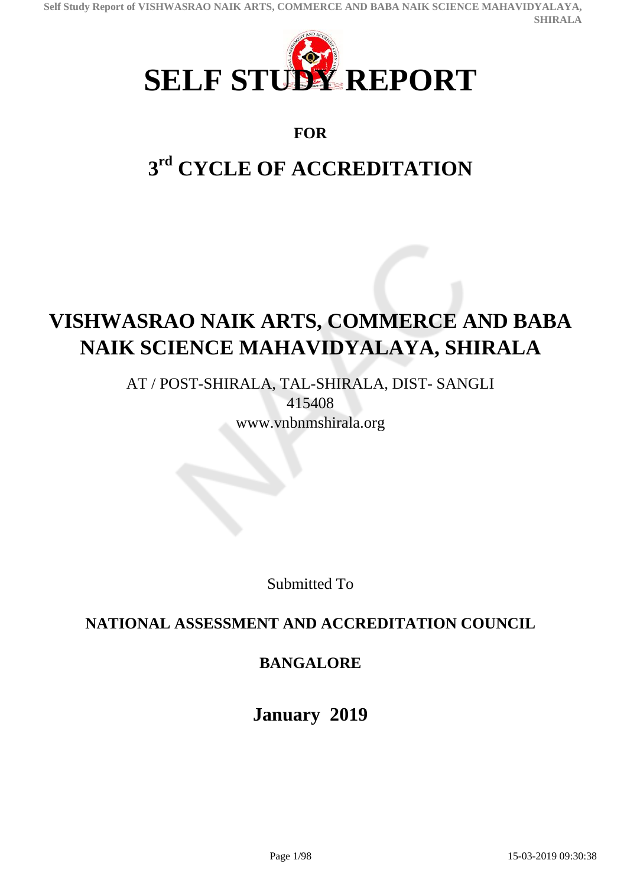# SELF STUDY REPORT

**FOR**

## 3rd CYCLE OF ACCREDITATION

## VISHWASRAO NAIK ARTS, COMMERCE AND BABA NAIK SCIENCE MAHAVIDYALAYA, SHIRALA

AT / POST-SHIRALA, TAL-SHIRALA, DIST- SANGLI
415408
www.vnbnmshirala.org

Submitted To

**NATIONAL ASSESSMENT AND ACCREDITATION COUNCIL**

**BANGALORE**

**January 2019**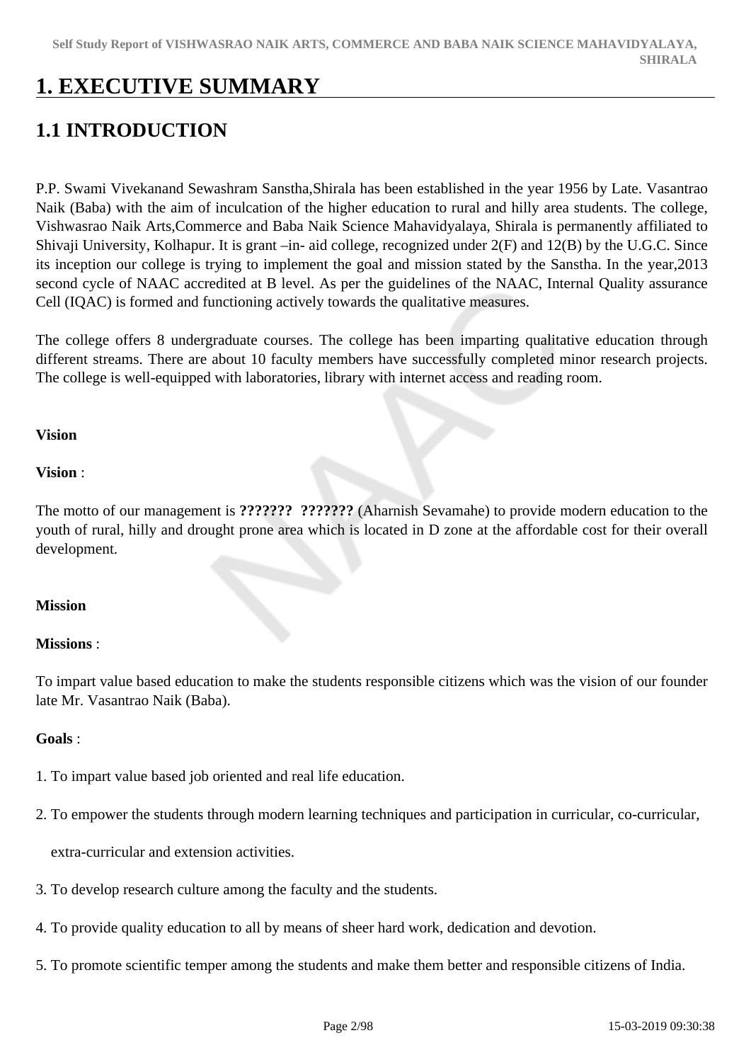# 1. EXECUTIVE SUMMARY

## 1.1 INTRODUCTION

P.P. Swami Vivekanand Sewashram Sanstha,Shirala has been established in the year 1956 by Late. Vasantrao Naik (Baba) with the aim of inculcation of the higher education to rural and hilly area students. The college, Vishwasrao Naik Arts,Commerce and Baba Naik Science Mahavidyalaya, Shirala is permanently affiliated to Shivaji University, Kolhapur. It is grant –in- aid college, recognized under 2(F) and 12(B) by the U.G.C. Since its inception our college is trying to implement the goal and mission stated by the Sanstha. In the year,2013 second cycle of NAAC accredited at B level. As per the guidelines of the NAAC, Internal Quality assurance Cell (IQAC) is formed and functioning actively towards the qualitative measures.

The college offers 8 undergraduate courses. The college has been imparting qualitative education through different streams. There are about 10 faculty members have successfully completed minor research projects. The college is well-equipped with laboratories, library with internet access and reading room.

**Vision**

**Vision** :

The motto of our management is **???????  ???????** (Aharnish Sevamahe) to provide modern education to the youth of rural, hilly and drought prone area which is located in D zone at the affordable cost for their overall development.

**Mission**

**Missions** :

To impart value based education to make the students responsible citizens which was the vision of our founder late Mr. Vasantrao Naik (Baba).

**Goals** :

1. To impart value based job oriented and real life education.
2. To empower the students through modern learning techniques and participation in curricular, co-curricular, extra-curricular and extension activities.
3. To develop research culture among the faculty and the students.
4. To provide quality education to all by means of sheer hard work, dedication and devotion.
5. To promote scientific temper among the students and make them better and responsible citizens of India.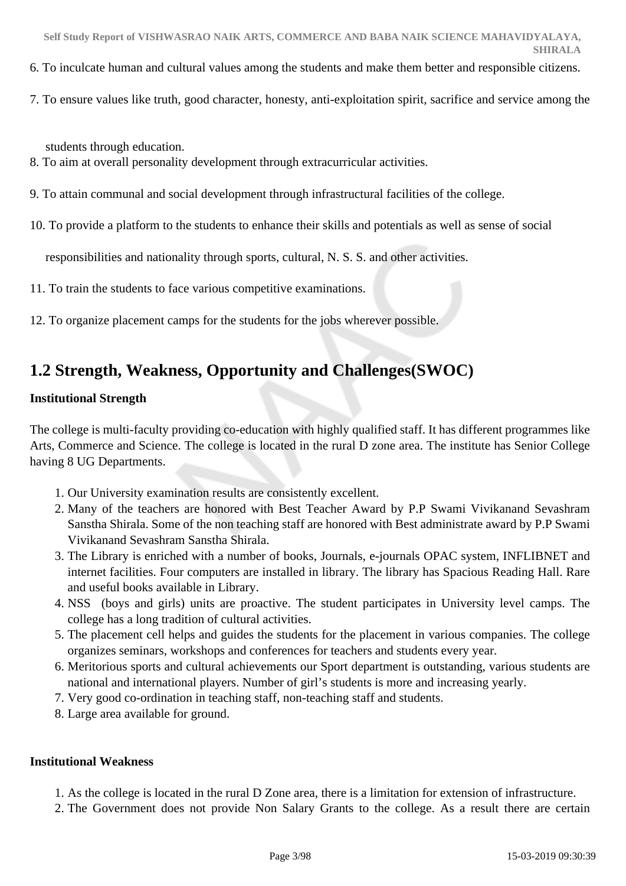6. To inculcate human and cultural values among the students and make them better and responsible citizens.

7. To ensure values like truth, good character, honesty, anti-exploitation spirit, sacrifice and service among the students through education.

8. To aim at overall personality development through extracurricular activities.

9. To attain communal and social development through infrastructural facilities of the college.

10. To provide a platform to the students to enhance their skills and potentials as well as sense of social responsibilities and nationality through sports, cultural, N. S. S. and other activities.

11. To train the students to face various competitive examinations.

12. To organize placement camps for the students for the jobs wherever possible.

## 1.2 Strength, Weakness, Opportunity and Challenges(SWOC)

**Institutional Strength**

The college is multi-faculty providing co-education with highly qualified staff. It has different programmes like Arts, Commerce and Science. The college is located in the rural D zone area. The institute has Senior College having 8 UG Departments.

1. Our University examination results are consistently excellent.
2. Many of the teachers are honored with Best Teacher Award by P.P Swami Vivikanand Sevashram Sanstha Shirala. Some of the non teaching staff are honored with Best administrate award by P.P Swami Vivikanand Sevashram Sanstha Shirala.
3. The Library is enriched with a number of books, Journals, e-journals OPAC system, INFLIBNET and internet facilities. Four computers are installed in library. The library has Spacious Reading Hall. Rare and useful books available in Library.
4. NSS (boys and girls) units are proactive. The student participates in University level camps. The college has a long tradition of cultural activities.
5. The placement cell helps and guides the students for the placement in various companies. The college organizes seminars, workshops and conferences for teachers and students every year.
6. Meritorious sports and cultural achievements our Sport department is outstanding, various students are national and international players. Number of girl's students is more and increasing yearly.
7. Very good co-ordination in teaching staff, non-teaching staff and students.
8. Large area available for ground.

**Institutional Weakness**

1. As the college is located in the rural D Zone area, there is a limitation for extension of infrastructure.
2. The Government does not provide Non Salary Grants to the college. As a result there are certain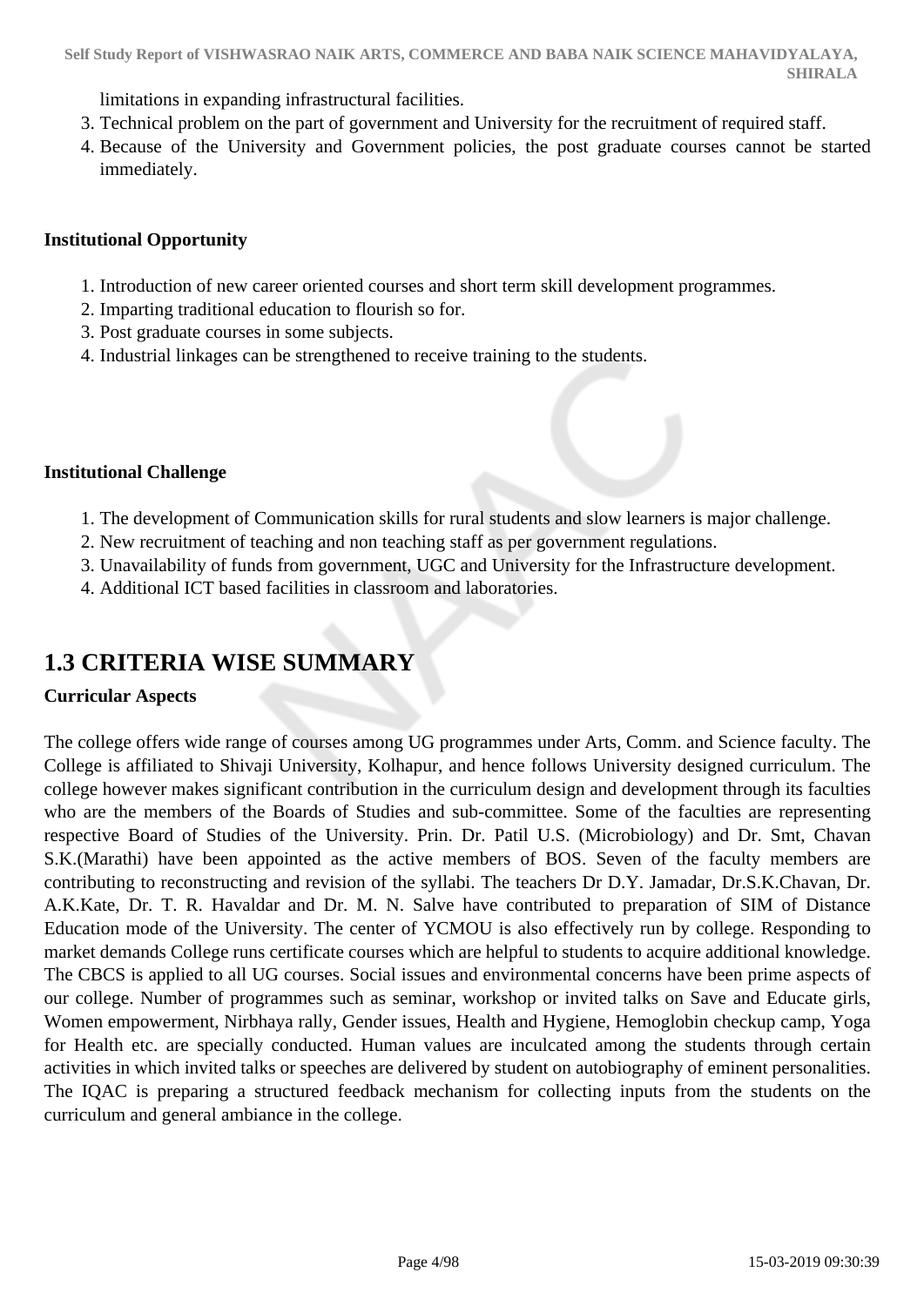limitations in expanding infrastructural facilities.

3. Technical problem on the part of government and University for the recruitment of required staff.
4. Because of the University and Government policies, the post graduate courses cannot be started immediately.

**Institutional Opportunity**

1. Introduction of new career oriented courses and short term skill development programmes.
2. Imparting traditional education to flourish so for.
3. Post graduate courses in some subjects.
4. Industrial linkages can be strengthened to receive training to the students.

**Institutional Challenge**

1. The development of Communication skills for rural students and slow learners is major challenge.
2. New recruitment of teaching and non teaching staff as per government regulations.
3. Unavailability of funds from government, UGC and University for the Infrastructure development.
4. Additional ICT based facilities in classroom and laboratories.

## 1.3 CRITERIA WISE SUMMARY

**Curricular Aspects**

The college offers wide range of courses among UG programmes under Arts, Comm. and Science faculty. The College is affiliated to Shivaji University, Kolhapur, and hence follows University designed curriculum. The college however makes significant contribution in the curriculum design and development through its faculties who are the members of the Boards of Studies and sub-committee. Some of the faculties are representing respective Board of Studies of the University. Prin. Dr. Patil U.S. (Microbiology) and Dr. Smt, Chavan S.K.(Marathi) have been appointed as the active members of BOS. Seven of the faculty members are contributing to reconstructing and revision of the syllabi. The teachers Dr D.Y. Jamadar, Dr.S.K.Chavan, Dr. A.K.Kate, Dr. T. R. Havaldar and Dr. M. N. Salve have contributed to preparation of SIM of Distance Education mode of the University. The center of YCMOU is also effectively run by college. Responding to market demands College runs certificate courses which are helpful to students to acquire additional knowledge. The CBCS is applied to all UG courses. Social issues and environmental concerns have been prime aspects of our college. Number of programmes such as seminar, workshop or invited talks on Save and Educate girls, Women empowerment, Nirbhaya rally, Gender issues, Health and Hygiene, Hemoglobin checkup camp, Yoga for Health etc. are specially conducted. Human values are inculcated among the students through certain activities in which invited talks or speeches are delivered by student on autobiography of eminent personalities. The IQAC is preparing a structured feedback mechanism for collecting inputs from the students on the curriculum and general ambiance in the college.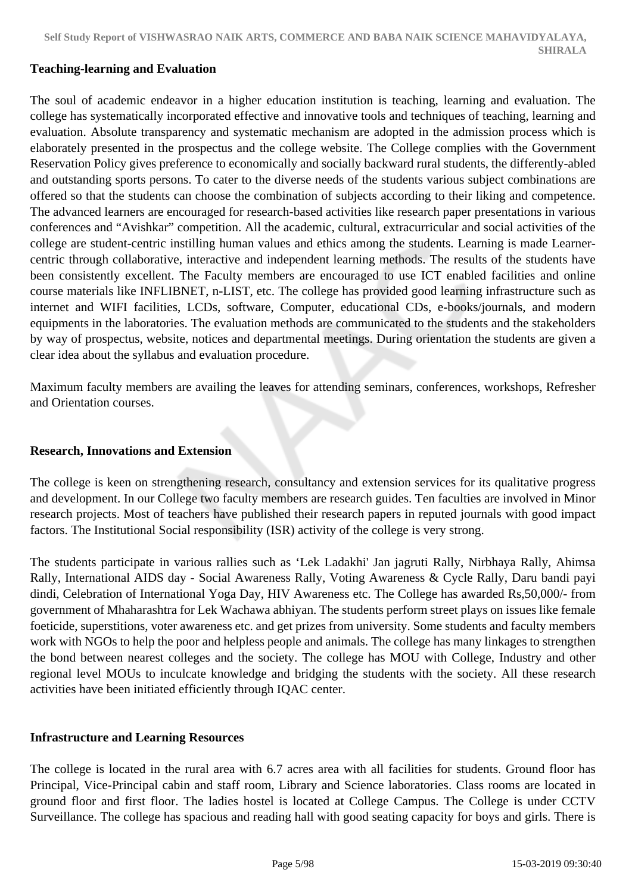**Teaching-learning and Evaluation**

The soul of academic endeavor in a higher education institution is teaching, learning and evaluation. The college has systematically incorporated effective and innovative tools and techniques of teaching, learning and evaluation. Absolute transparency and systematic mechanism are adopted in the admission process which is elaborately presented in the prospectus and the college website. The College complies with the Government Reservation Policy gives preference to economically and socially backward rural students, the differently-abled and outstanding sports persons. To cater to the diverse needs of the students various subject combinations are offered so that the students can choose the combination of subjects according to their liking and competence. The advanced learners are encouraged for research-based activities like research paper presentations in various conferences and "Avishkar" competition. All the academic, cultural, extracurricular and social activities of the college are student-centric instilling human values and ethics among the students. Learning is made Learner-centric through collaborative, interactive and independent learning methods. The results of the students have been consistently excellent. The Faculty members are encouraged to use ICT enabled facilities and online course materials like INFLIBNET, n-LIST, etc. The college has provided good learning infrastructure such as internet and WIFI facilities, LCDs, software, Computer, educational CDs, e-books/journals, and modern equipments in the laboratories. The evaluation methods are communicated to the students and the stakeholders by way of prospectus, website, notices and departmental meetings. During orientation the students are given a clear idea about the syllabus and evaluation procedure.

Maximum faculty members are availing the leaves for attending seminars, conferences, workshops, Refresher and Orientation courses.

**Research, Innovations and Extension**

The college is keen on strengthening research, consultancy and extension services for its qualitative progress and development. In our College two faculty members are research guides. Ten faculties are involved in Minor research projects. Most of teachers have published their research papers in reputed journals with good impact factors. The Institutional Social responsibility (ISR) activity of the college is very strong.

The students participate in various rallies such as 'Lek Ladakhi' Jan jagruti Rally, Nirbhaya Rally, Ahimsa Rally, International AIDS day - Social Awareness Rally, Voting Awareness & Cycle Rally, Daru bandi payi dindi, Celebration of International Yoga Day, HIV Awareness etc. The College has awarded Rs,50,000/- from government of Mhaharashtra for Lek Wachawa abhiyan. The students perform street plays on issues like female foeticide, superstitions, voter awareness etc. and get prizes from university. Some students and faculty members work with NGOs to help the poor and helpless people and animals. The college has many linkages to strengthen the bond between nearest colleges and the society. The college has MOU with College, Industry and other regional level MOUs to inculcate knowledge and bridging the students with the society. All these research activities have been initiated efficiently through IQAC center.

**Infrastructure and Learning Resources**

The college is located in the rural area with 6.7 acres area with all facilities for students. Ground floor has Principal, Vice-Principal cabin and staff room, Library and Science laboratories. Class rooms are located in ground floor and first floor. The ladies hostel is located at College Campus. The College is under CCTV Surveillance. The college has spacious and reading hall with good seating capacity for boys and girls. There is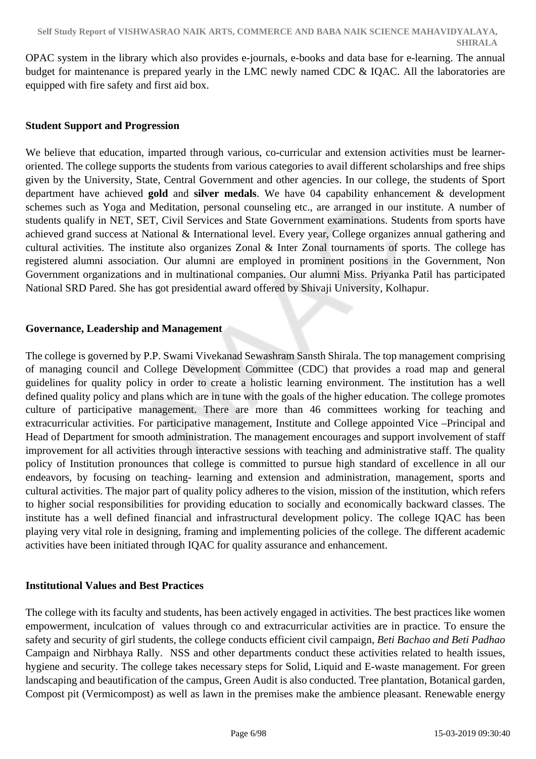OPAC system in the library which also provides e-journals, e-books and data base for e-learning. The annual budget for maintenance is prepared yearly in the LMC newly named CDC & IQAC. All the laboratories are equipped with fire safety and first aid box.

**Student Support and Progression**

We believe that education, imparted through various, co-curricular and extension activities must be learner-oriented. The college supports the students from various categories to avail different scholarships and free ships given by the University, State, Central Government and other agencies. In our college, the students of Sport department have achieved **gold** and **silver medals**. We have 04 capability enhancement & development schemes such as Yoga and Meditation, personal counseling etc., are arranged in our institute. A number of students qualify in NET, SET, Civil Services and State Government examinations. Students from sports have achieved grand success at National & International level. Every year, College organizes annual gathering and cultural activities. The institute also organizes Zonal & Inter Zonal tournaments of sports. The college has registered alumni association. Our alumni are employed in prominent positions in the Government, Non Government organizations and in multinational companies. Our alumni Miss. Priyanka Patil has participated National SRD Pared. She has got presidential award offered by Shivaji University, Kolhapur.

**Governance, Leadership and Management**

The college is governed by P.P. Swami Vivekanad Sewashram Sansth Shirala. The top management comprising of managing council and College Development Committee (CDC) that provides a road map and general guidelines for quality policy in order to create a holistic learning environment. The institution has a well defined quality policy and plans which are in tune with the goals of the higher education. The college promotes culture of participative management. There are more than 46 committees working for teaching and extracurricular activities. For participative management, Institute and College appointed Vice –Principal and Head of Department for smooth administration. The management encourages and support involvement of staff improvement for all activities through interactive sessions with teaching and administrative staff. The quality policy of Institution pronounces that college is committed to pursue high standard of excellence in all our endeavors, by focusing on teaching- learning and extension and administration, management, sports and cultural activities. The major part of quality policy adheres to the vision, mission of the institution, which refers to higher social responsibilities for providing education to socially and economically backward classes. The institute has a well defined financial and infrastructural development policy. The college IQAC has been playing very vital role in designing, framing and implementing policies of the college. The different academic activities have been initiated through IQAC for quality assurance and enhancement.

**Institutional Values and Best Practices**

The college with its faculty and students, has been actively engaged in activities. The best practices like women empowerment, inculcation of values through co and extracurricular activities are in practice. To ensure the safety and security of girl students, the college conducts efficient civil campaign, *Beti Bachao and Beti Padhao* Campaign and Nirbhaya Rally. NSS and other departments conduct these activities related to health issues, hygiene and security. The college takes necessary steps for Solid, Liquid and E-waste management. For green landscaping and beautification of the campus, Green Audit is also conducted. Tree plantation, Botanical garden, Compost pit (Vermicompost) as well as lawn in the premises make the ambience pleasant. Renewable energy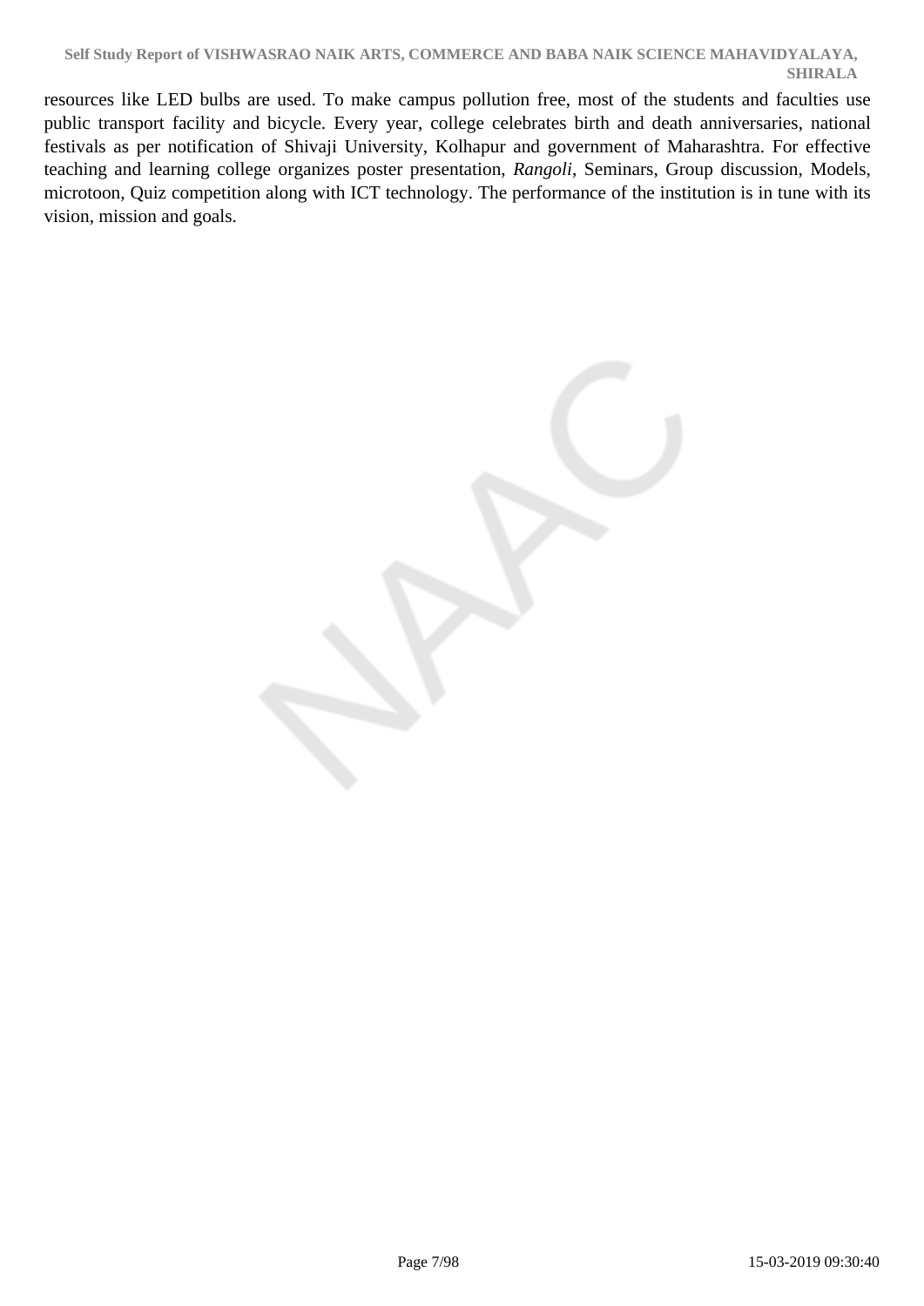resources like LED bulbs are used. To make campus pollution free, most of the students and faculties use public transport facility and bicycle. Every year, college celebrates birth and death anniversaries, national festivals as per notification of Shivaji University, Kolhapur and government of Maharashtra. For effective teaching and learning college organizes poster presentation, *Rangoli*, Seminars, Group discussion, Models, microtoon, Quiz competition along with ICT technology. The performance of the institution is in tune with its vision, mission and goals.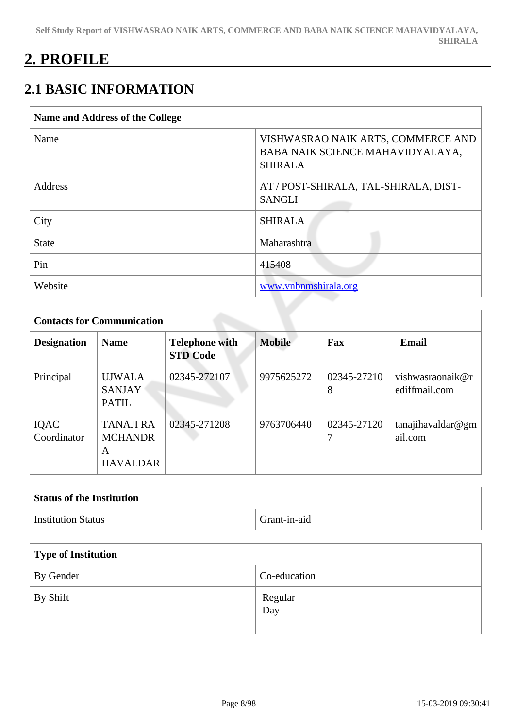# 2. PROFILE

## 2.1 BASIC INFORMATION

| Name and Address of the College | |
|---|---|
| Name | VISHWASRAO NAIK ARTS, COMMERCE AND BABA NAIK SCIENCE MAHAVIDYALAYA, SHIRALA |
| Address | AT / POST-SHIRALA, TAL-SHIRALA, DIST-SANGLI |
| City | SHIRALA |
| State | Maharashtra |
| Pin | 415408 |
| Website | www.vnbnmshirala.org |

| Contacts for Communication | | | | | |
|---|---|---|---|---|---|
| **Designation** | **Name** | **Telephone with STD Code** | **Mobile** | **Fax** | **Email** |
| Principal | UJWALA SANJAY PATIL | 02345-272107 | 9975625272 | 02345-272108 | vishwasraonaik@rediffmail.com |
| IQAC Coordinator | TANAJI RAMCHANDRA HAVALDAR | 02345-271208 | 9763706440 | 02345-271207 | tanajihavaldar@gmail.com |

| Status of the Institution | |
|---|---|
| Institution Status | Grant-in-aid |

| Type of Institution | |
|---|---|
| By Gender | Co-education |
| By Shift | Regular<br>Day |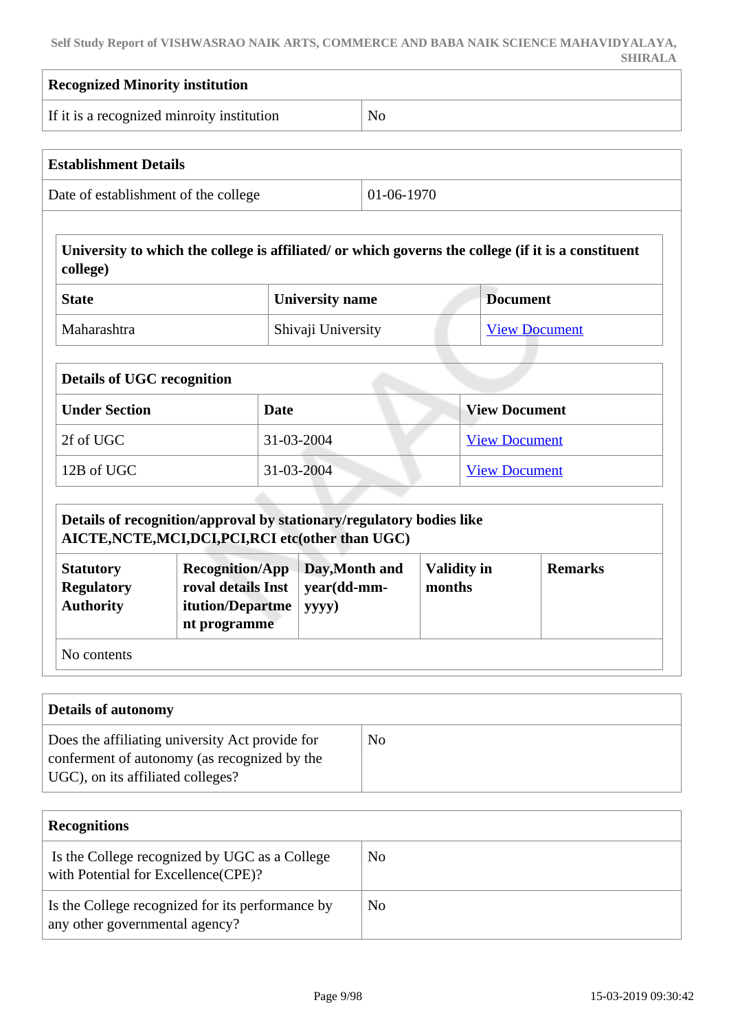| Recognized Minority institution | |
|---|---|
| If it is a recognized minroity institution | No |

| Establishment Details | |
|---|---|
| Date of establishment of the college | 01-06-1970 |

| University to which the college is affiliated/ or which governs the college (if it is a constituent college) | | |
|---|---|---|
| **State** | **University name** | **Document** |
| Maharashtra | Shivaji University | View Document |

| Details of UGC recognition | | |
|---|---|---|
| **Under Section** | **Date** | **View Document** |
| 2f of UGC | 31-03-2004 | View Document |
| 12B of UGC | 31-03-2004 | View Document |

| Details of recognition/approval by stationary/regulatory bodies like AICTE,NCTE,MCI,DCI,PCI,RCI etc(other than UGC) | | | | |
|---|---|---|---|---|
| **Statutory Regulatory Authority** | **Recognition/Approval details Institution/Department programme** | **Day,Month and year(dd-mm-yyyy)** | **Validity in months** | **Remarks** |
| No contents | | | | |

| Details of autonomy | |
|---|---|
| Does the affiliating university Act provide for conferment of autonomy (as recognized by the UGC), on its affiliated colleges? | No |

| Recognitions | |
|---|---|
| Is the College recognized by UGC as a College with Potential for Excellence(CPE)? | No |
| Is the College recognized for its performance by any other governmental agency? | No |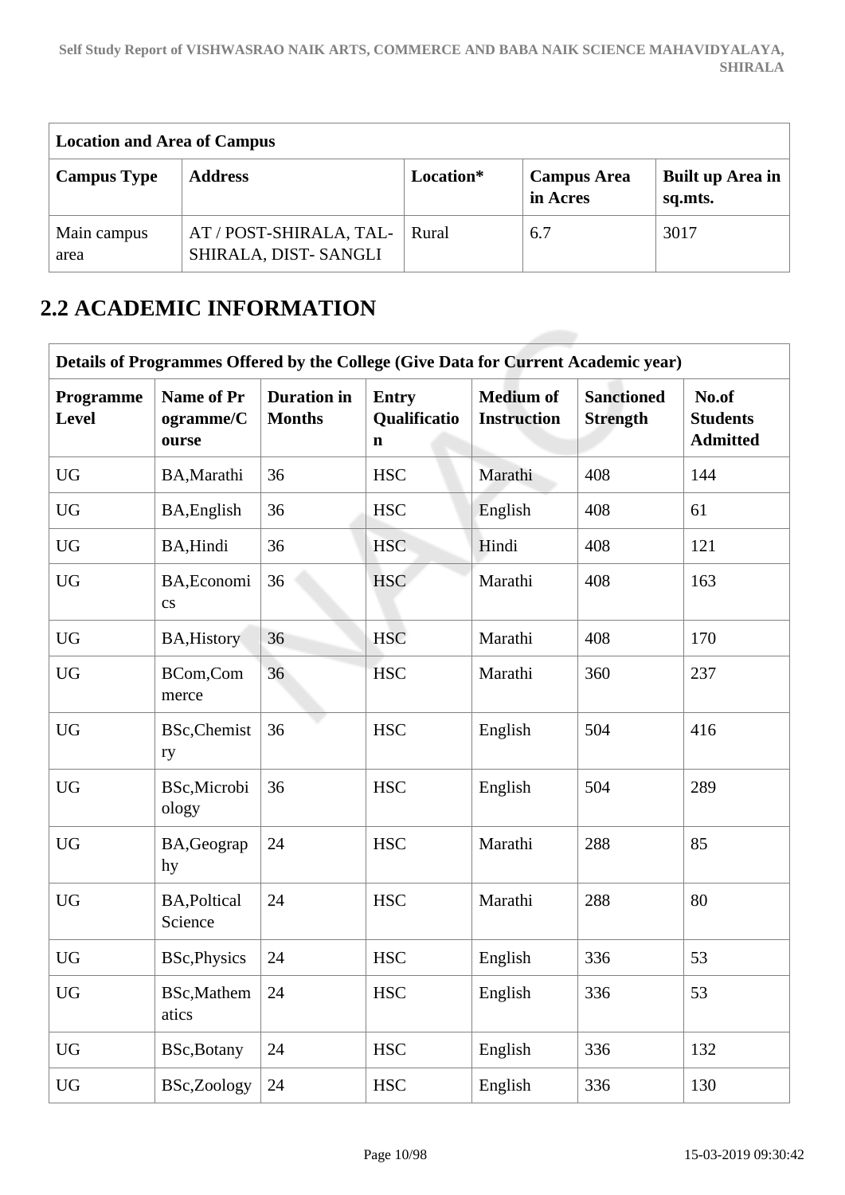| Location and Area of Campus | | | | |
|---|---|---|---|---|
| **Campus Type** | **Address** | **Location*** | **Campus Area in Acres** | **Built up Area in sq.mts.** |
| Main campus area | AT / POST-SHIRALA, TAL-SHIRALA, DIST- SANGLI | Rural | 6.7 | 3017 |

## 2.2 ACADEMIC INFORMATION

| Details of Programmes Offered by the College (Give Data for Current Academic year) | | | | | | |
|---|---|---|---|---|---|---|
| **Programme Level** | **Name of Programme/Course** | **Duration in Months** | **Entry Qualification** | **Medium of Instruction** | **Sanctioned Strength** | **No.of Students Admitted** |
| UG | BA,Marathi | 36 | HSC | Marathi | 408 | 144 |
| UG | BA,English | 36 | HSC | English | 408 | 61 |
| UG | BA,Hindi | 36 | HSC | Hindi | 408 | 121 |
| UG | BA,Economics | 36 | HSC | Marathi | 408 | 163 |
| UG | BA,History | 36 | HSC | Marathi | 408 | 170 |
| UG | BCom,Commerce | 36 | HSC | Marathi | 360 | 237 |
| UG | BSc,Chemistry | 36 | HSC | English | 504 | 416 |
| UG | BSc,Microbiology | 36 | HSC | English | 504 | 289 |
| UG | BA,Geography | 24 | HSC | Marathi | 288 | 85 |
| UG | BA,Poltical Science | 24 | HSC | Marathi | 288 | 80 |
| UG | BSc,Physics | 24 | HSC | English | 336 | 53 |
| UG | BSc,Mathematics | 24 | HSC | English | 336 | 53 |
| UG | BSc,Botany | 24 | HSC | English | 336 | 132 |
| UG | BSc,Zoology | 24 | HSC | English | 336 | 130 |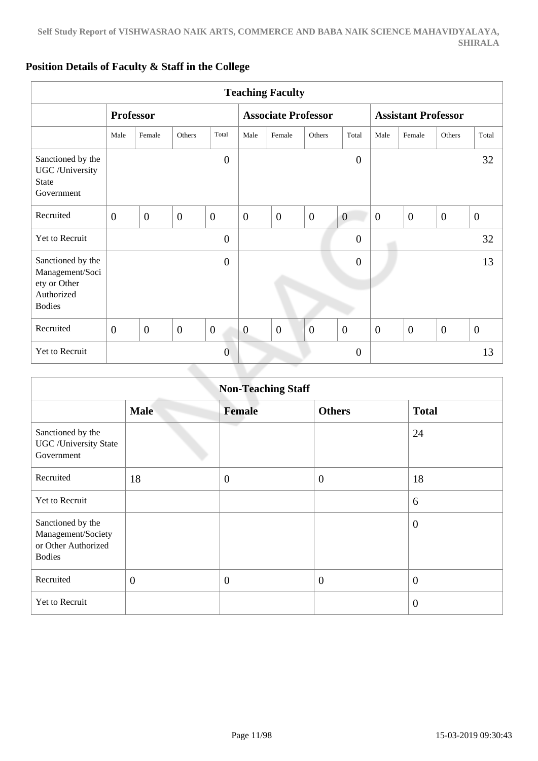## Position Details of Faculty & Staff in the College

| Teaching Faculty | | | | | | | | | | | | |
|---|---|---|---|---|---|---|---|---|---|---|---|---|
| | **Professor** | | | | **Associate Professor** | | | | **Assistant Professor** | | | |
| | Male | Female | Others | Total | Male | Female | Others | Total | Male | Female | Others | Total |
| Sanctioned by the UGC /University State Government | | | | 0 | | | | 0 | | | | 32 |
| Recruited | 0 | 0 | 0 | 0 | 0 | 0 | 0 | 0 | 0 | 0 | 0 | 0 |
| Yet to Recruit | | | | 0 | | | | 0 | | | | 32 |
| Sanctioned by the Management/Society or Other Authorized Bodies | | | | 0 | | | | 0 | | | | 13 |
| Recruited | 0 | 0 | 0 | 0 | 0 | 0 | 0 | 0 | 0 | 0 | 0 | 0 |
| Yet to Recruit | | | | 0 | | | | 0 | | | | 13 |

| Non-Teaching Staff | | | | |
|---|---|---|---|---|
| | **Male** | **Female** | **Others** | **Total** |
| Sanctioned by the UGC /University State Government | | | | 24 |
| Recruited | 18 | 0 | 0 | 18 |
| Yet to Recruit | | | | 6 |
| Sanctioned by the Management/Society or Other Authorized Bodies | | | | 0 |
| Recruited | 0 | 0 | 0 | 0 |
| Yet to Recruit | | | | 0 |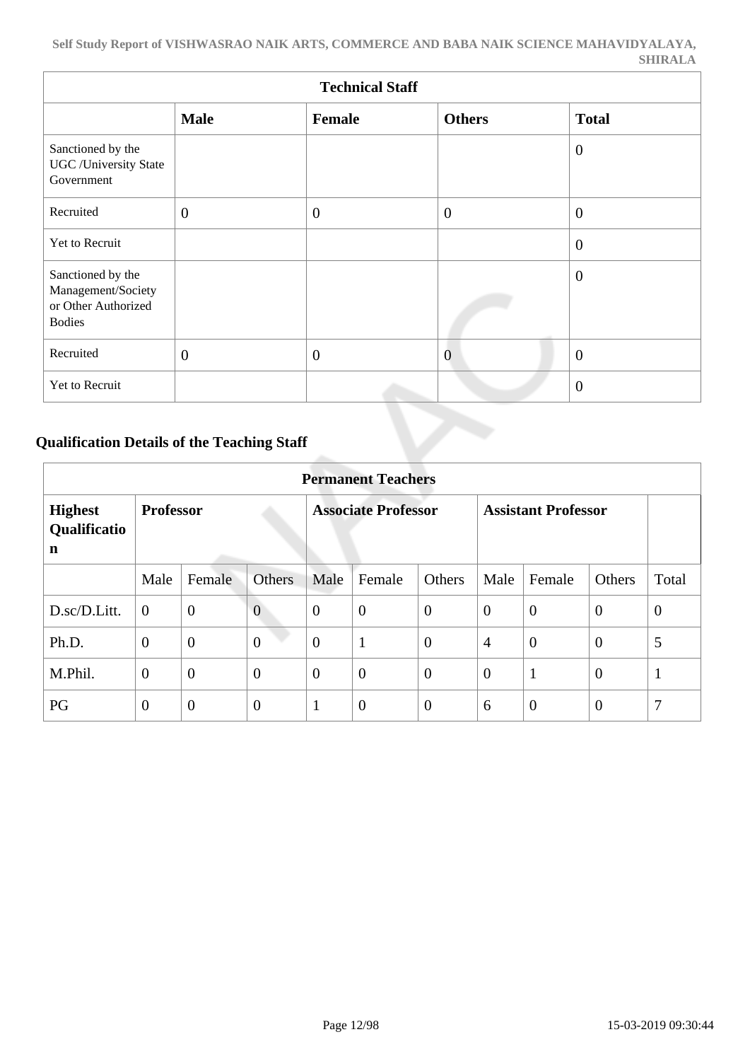| Technical Staff | | | | |
|---|---|---|---|---|
| | **Male** | **Female** | **Others** | **Total** |
| Sanctioned by the UGC /University State Government | | | | 0 |
| Recruited | 0 | 0 | 0 | 0 |
| Yet to Recruit | | | | 0 |
| Sanctioned by the Management/Society or Other Authorized Bodies | | | | 0 |
| Recruited | 0 | 0 | 0 | 0 |
| Yet to Recruit | | | | 0 |

## Qualification Details of the Teaching Staff

| Permanent Teachers | | | | | | | | | | |
|---|---|---|---|---|---|---|---|---|---|---|
| **Highest Qualification** | **Professor** | | | **Associate Professor** | | | **Assistant Professor** | | | |
| | Male | Female | Others | Male | Female | Others | Male | Female | Others | Total |
| D.sc/D.Litt. | 0 | 0 | 0 | 0 | 0 | 0 | 0 | 0 | 0 | 0 |
| Ph.D. | 0 | 0 | 0 | 0 | 1 | 0 | 4 | 0 | 0 | 5 |
| M.Phil. | 0 | 0 | 0 | 0 | 0 | 0 | 0 | 1 | 0 | 1 |
| PG | 0 | 0 | 0 | 1 | 0 | 0 | 6 | 0 | 0 | 7 |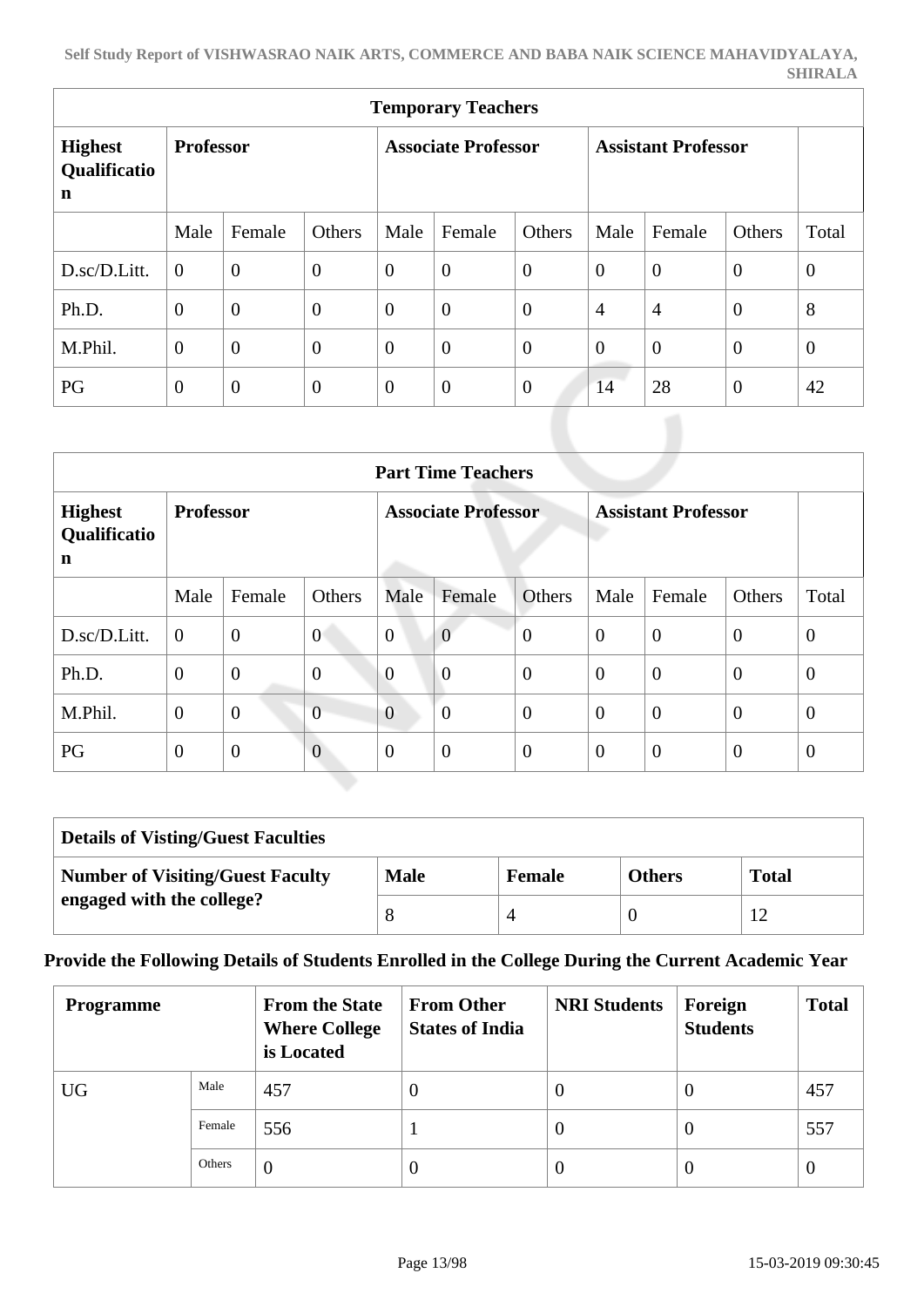| Temporary Teachers | | | | | | | | | | |
|---|---|---|---|---|---|---|---|---|---|---|
| **Highest Qualification** | **Professor** | | | **Associate Professor** | | | **Assistant Professor** | | | |
| | Male | Female | Others | Male | Female | Others | Male | Female | Others | Total |
| D.sc/D.Litt. | 0 | 0 | 0 | 0 | 0 | 0 | 0 | 0 | 0 | 0 |
| Ph.D. | 0 | 0 | 0 | 0 | 0 | 0 | 4 | 4 | 0 | 8 |
| M.Phil. | 0 | 0 | 0 | 0 | 0 | 0 | 0 | 0 | 0 | 0 |
| PG | 0 | 0 | 0 | 0 | 0 | 0 | 14 | 28 | 0 | 42 |

| Part Time Teachers | | | | | | | | | | |
|---|---|---|---|---|---|---|---|---|---|---|
| **Highest Qualification** | **Professor** | | | **Associate Professor** | | | **Assistant Professor** | | | |
| | Male | Female | Others | Male | Female | Others | Male | Female | Others | Total |
| D.sc/D.Litt. | 0 | 0 | 0 | 0 | 0 | 0 | 0 | 0 | 0 | 0 |
| Ph.D. | 0 | 0 | 0 | 0 | 0 | 0 | 0 | 0 | 0 | 0 |
| M.Phil. | 0 | 0 | 0 | 0 | 0 | 0 | 0 | 0 | 0 | 0 |
| PG | 0 | 0 | 0 | 0 | 0 | 0 | 0 | 0 | 0 | 0 |

| Details of Visting/Guest Faculties | | | | |
|---|---|---|---|---|
| **Number of Visiting/Guest Faculty engaged with the college?** | **Male** | **Female** | **Others** | **Total** |
| | 8 | 4 | 0 | 12 |

**Provide the Following Details of Students Enrolled in the College During the Current Academic Year**

| Programme | | From the State Where College is Located | From Other States of India | NRI Students | Foreign Students | Total |
|---|---|---|---|---|---|---|
| UG | Male | 457 | 0 | 0 | 0 | 457 |
| | Female | 556 | 1 | 0 | 0 | 557 |
| | Others | 0 | 0 | 0 | 0 | 0 |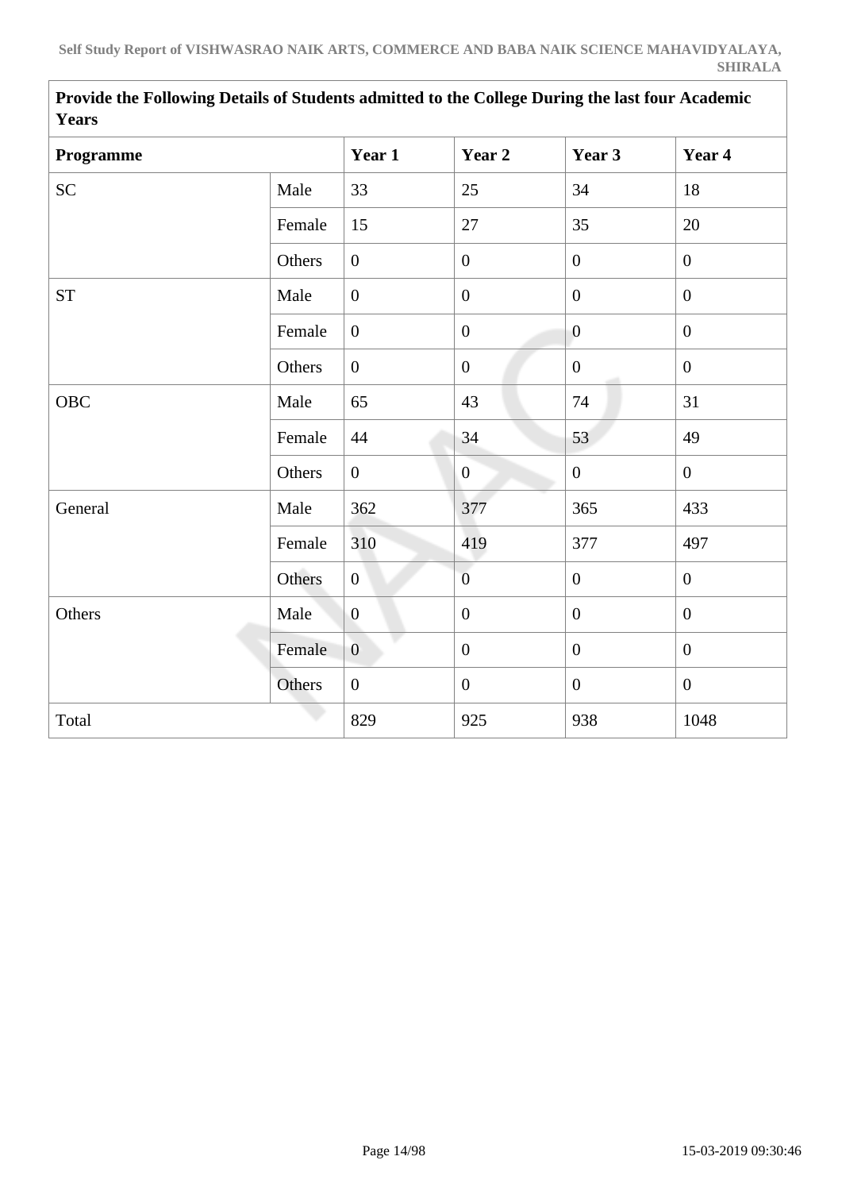**Provide the Following Details of Students admitted to the College During the last four Academic Years**

| Programme | | Year 1 | Year 2 | Year 3 | Year 4 |
|---|---|---|---|---|---|
| SC | Male | 33 | 25 | 34 | 18 |
| | Female | 15 | 27 | 35 | 20 |
| | Others | 0 | 0 | 0 | 0 |
| ST | Male | 0 | 0 | 0 | 0 |
| | Female | 0 | 0 | 0 | 0 |
| | Others | 0 | 0 | 0 | 0 |
| OBC | Male | 65 | 43 | 74 | 31 |
| | Female | 44 | 34 | 53 | 49 |
| | Others | 0 | 0 | 0 | 0 |
| General | Male | 362 | 377 | 365 | 433 |
| | Female | 310 | 419 | 377 | 497 |
| | Others | 0 | 0 | 0 | 0 |
| Others | Male | 0 | 0 | 0 | 0 |
| | Female | 0 | 0 | 0 | 0 |
| | Others | 0 | 0 | 0 | 0 |
| Total | | 829 | 925 | 938 | 1048 |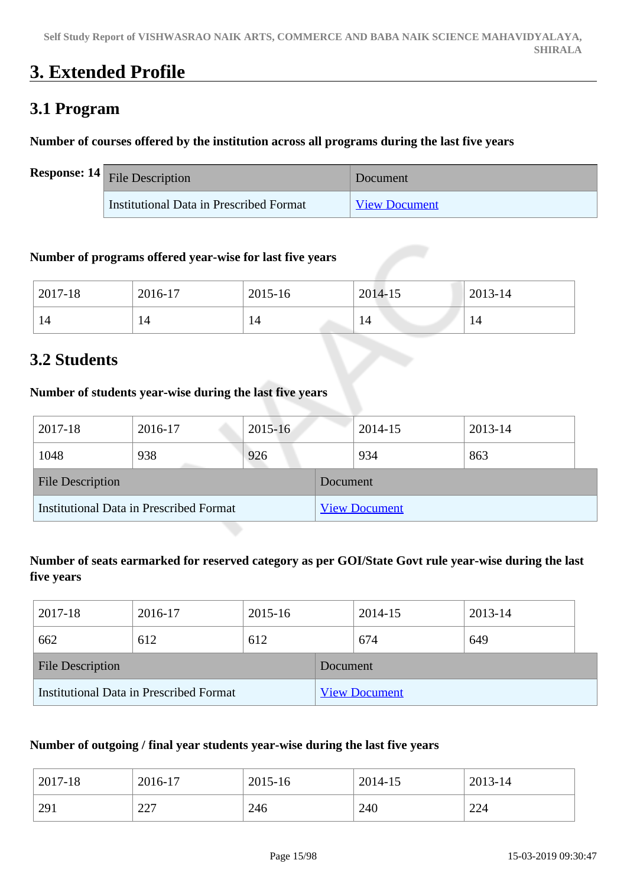# 3. Extended Profile

## 3.1 Program

**Number of courses offered by the institution across all programs during the last five years**

**Response: 14**

| File Description | Document |
|---|---|
| Institutional Data in Prescribed Format | View Document |

**Number of programs offered year-wise for last five years**

| 2017-18 | 2016-17 | 2015-16 | 2014-15 | 2013-14 |
|---|---|---|---|---|
| 14 | 14 | 14 | 14 | 14 |

## 3.2 Students

**Number of students year-wise during the last five years**

| 2017-18 | 2016-17 | 2015-16 | 2014-15 | 2013-14 |
|---|---|---|---|---|
| 1048 | 938 | 926 | 934 | 863 |

| File Description | Document |
|---|---|
| Institutional Data in Prescribed Format | View Document |

**Number of seats earmarked for reserved category as per GOI/State Govt rule year-wise during the last five years**

| 2017-18 | 2016-17 | 2015-16 | 2014-15 | 2013-14 |
|---|---|---|---|---|
| 662 | 612 | 612 | 674 | 649 |

| File Description | Document |
|---|---|
| Institutional Data in Prescribed Format | View Document |

**Number of outgoing / final year students year-wise during the last five years**

| 2017-18 | 2016-17 | 2015-16 | 2014-15 | 2013-14 |
|---|---|---|---|---|
| 291 | 227 | 246 | 240 | 224 |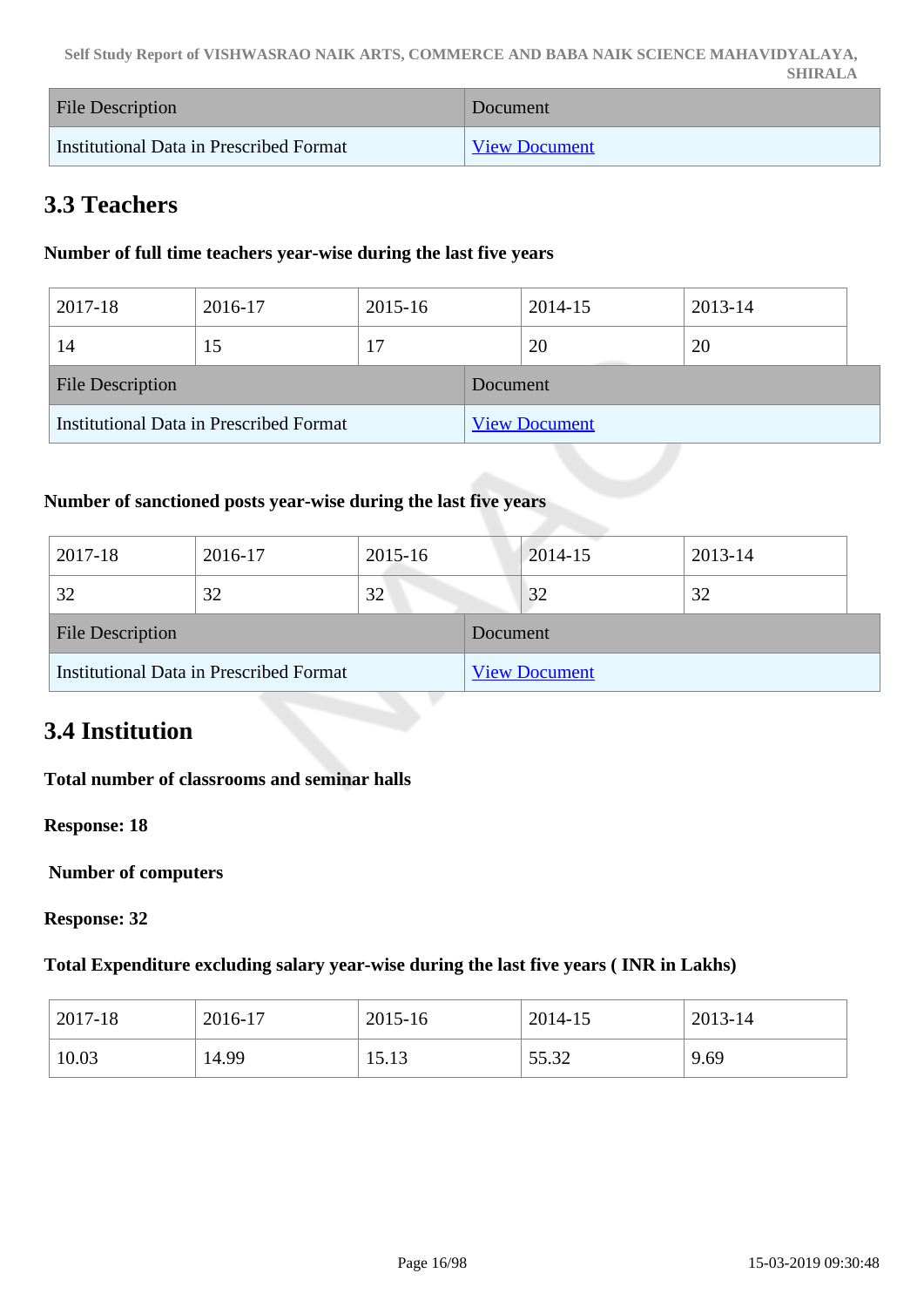| File Description | Document |
|---|---|
| Institutional Data in Prescribed Format | View Document |

## 3.3 Teachers

**Number of full time teachers year-wise during the last five years**

| 2017-18 | 2016-17 | 2015-16 | 2014-15 | 2013-14 |
|---|---|---|---|---|
| 14 | 15 | 17 | 20 | 20 |

| File Description | Document |
|---|---|
| Institutional Data in Prescribed Format | View Document |

**Number of sanctioned posts year-wise during the last five years**

| 2017-18 | 2016-17 | 2015-16 | 2014-15 | 2013-14 |
|---|---|---|---|---|
| 32 | 32 | 32 | 32 | 32 |

| File Description | Document |
|---|---|
| Institutional Data in Prescribed Format | View Document |

## 3.4 Institution

**Total number of classrooms and seminar halls**

**Response: 18**

**Number of computers**

**Response: 32**

**Total Expenditure excluding salary year-wise during the last five years ( INR in Lakhs)**

| 2017-18 | 2016-17 | 2015-16 | 2014-15 | 2013-14 |
|---|---|---|---|---|
| 10.03 | 14.99 | 15.13 | 55.32 | 9.69 |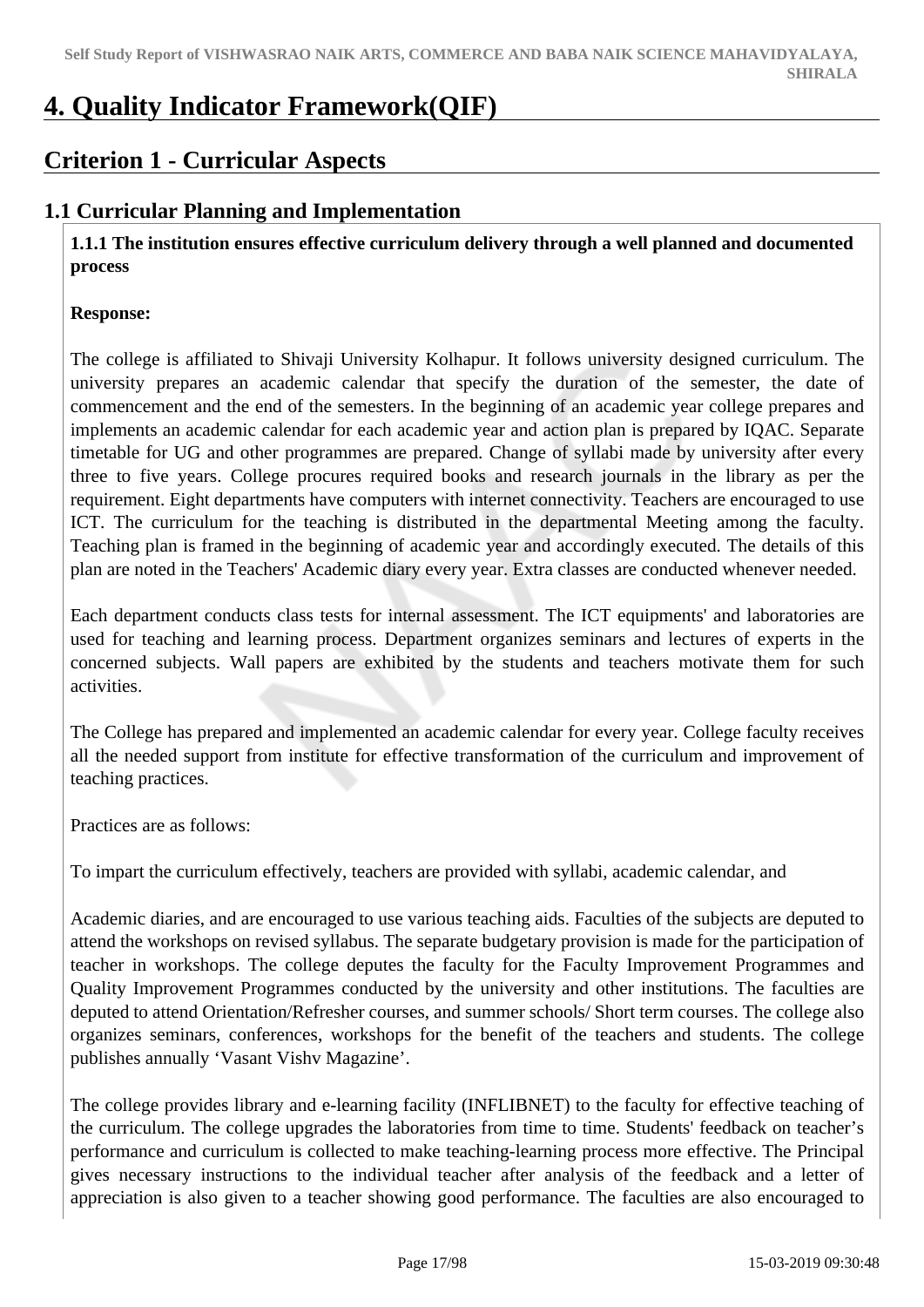# 4. Quality Indicator Framework(QIF)

## Criterion 1 - Curricular Aspects

### 1.1 Curricular Planning and Implementation

**1.1.1 The institution ensures effective curriculum delivery through a well planned and documented process**

**Response:**

The college is affiliated to Shivaji University Kolhapur. It follows university designed curriculum. The university prepares an academic calendar that specify the duration of the semester, the date of commencement and the end of the semesters. In the beginning of an academic year college prepares and implements an academic calendar for each academic year and action plan is prepared by IQAC. Separate timetable for UG and other programmes are prepared. Change of syllabi made by university after every three to five years. College procures required books and research journals in the library as per the requirement. Eight departments have computers with internet connectivity. Teachers are encouraged to use ICT. The curriculum for the teaching is distributed in the departmental Meeting among the faculty. Teaching plan is framed in the beginning of academic year and accordingly executed. The details of this plan are noted in the Teachers' Academic diary every year. Extra classes are conducted whenever needed.

Each department conducts class tests for internal assessment. The ICT equipments' and laboratories are used for teaching and learning process. Department organizes seminars and lectures of experts in the concerned subjects. Wall papers are exhibited by the students and teachers motivate them for such activities.

The College has prepared and implemented an academic calendar for every year. College faculty receives all the needed support from institute for effective transformation of the curriculum and improvement of teaching practices.

Practices are as follows:

To impart the curriculum effectively, teachers are provided with syllabi, academic calendar, and

Academic diaries, and are encouraged to use various teaching aids. Faculties of the subjects are deputed to attend the workshops on revised syllabus. The separate budgetary provision is made for the participation of teacher in workshops. The college deputes the faculty for the Faculty Improvement Programmes and Quality Improvement Programmes conducted by the university and other institutions. The faculties are deputed to attend Orientation/Refresher courses, and summer schools/ Short term courses. The college also organizes seminars, conferences, workshops for the benefit of the teachers and students. The college publishes annually 'Vasant Vishv Magazine'.

The college provides library and e-learning facility (INFLIBNET) to the faculty for effective teaching of the curriculum. The college upgrades the laboratories from time to time. Students' feedback on teacher's performance and curriculum is collected to make teaching-learning process more effective. The Principal gives necessary instructions to the individual teacher after analysis of the feedback and a letter of appreciation is also given to a teacher showing good performance. The faculties are also encouraged to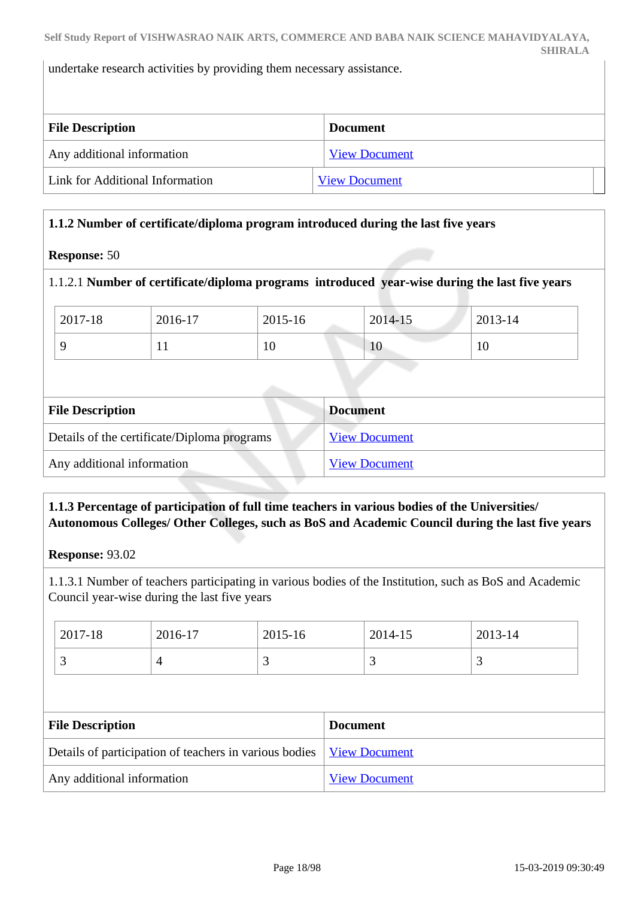undertake research activities by providing them necessary assistance.

| File Description | Document |
|---|---|
| Any additional information | View Document |
| Link for Additional Information | View Document |

**1.1.2 Number of certificate/diploma program introduced during the last five years**

**Response:** 50

1.1.2.1 **Number of certificate/diploma programs introduced year-wise during the last five years**

| 2017-18 | 2016-17 | 2015-16 | 2014-15 | 2013-14 |
|---|---|---|---|---|
| 9 | 11 | 10 | 10 | 10 |

| File Description | Document |
|---|---|
| Details of the certificate/Diploma programs | View Document |
| Any additional information | View Document |

**1.1.3 Percentage of participation of full time teachers in various bodies of the Universities/ Autonomous Colleges/ Other Colleges, such as BoS and Academic Council during the last five years**

**Response:** 93.02

1.1.3.1 Number of teachers participating in various bodies of the Institution, such as BoS and Academic Council year-wise during the last five years

| 2017-18 | 2016-17 | 2015-16 | 2014-15 | 2013-14 |
|---|---|---|---|---|
| 3 | 4 | 3 | 3 | 3 |

| File Description | Document |
|---|---|
| Details of participation of teachers in various bodies | View Document |
| Any additional information | View Document |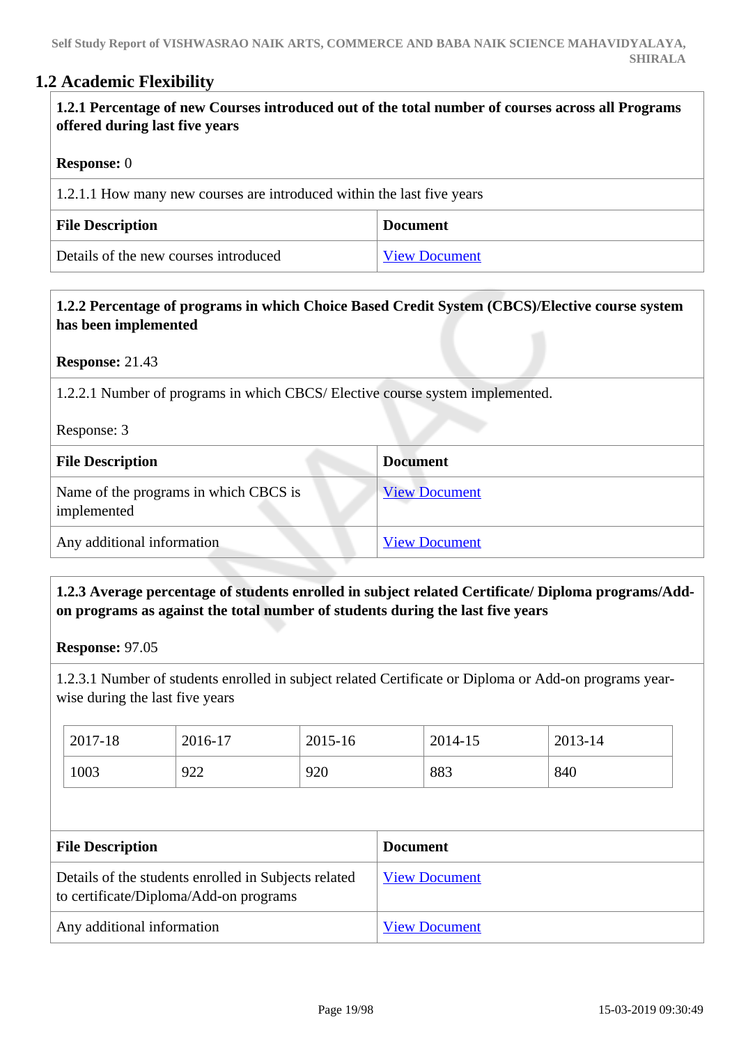## 1.2 Academic Flexibility

**1.2.1 Percentage of new Courses introduced out of the total number of courses across all Programs offered during last five years**

**Response:** 0

1.2.1.1 How many new courses are introduced within the last five years

| File Description | Document |
|---|---|
| Details of the new courses introduced | View Document |

**1.2.2 Percentage of programs in which Choice Based Credit System (CBCS)/Elective course system has been implemented**

**Response:** 21.43

1.2.2.1 Number of programs in which CBCS/ Elective course system implemented.

Response: 3

| File Description | Document |
|---|---|
| Name of the programs in which CBCS is implemented | View Document |
| Any additional information | View Document |

**1.2.3 Average percentage of students enrolled in subject related Certificate/ Diploma programs/Add-on programs as against the total number of students during the last five years**

**Response:** 97.05

1.2.3.1 Number of students enrolled in subject related Certificate or Diploma or Add-on programs year-wise during the last five years

| 2017-18 | 2016-17 | 2015-16 | 2014-15 | 2013-14 |
|---|---|---|---|---|
| 1003 | 922 | 920 | 883 | 840 |

| File Description | Document |
|---|---|
| Details of the students enrolled in Subjects related to certificate/Diploma/Add-on programs | View Document |
| Any additional information | View Document |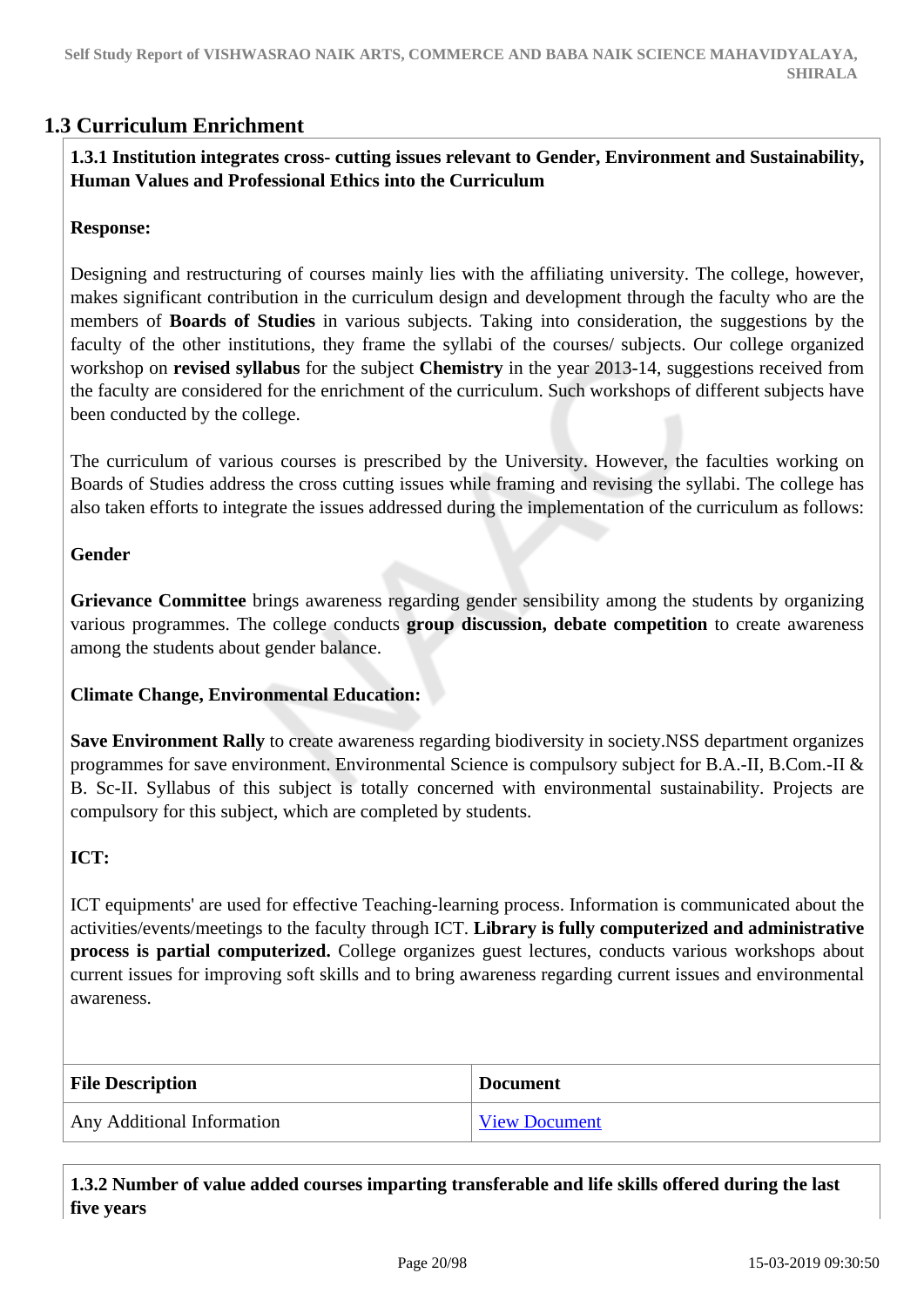## 1.3 Curriculum Enrichment

**1.3.1 Institution integrates cross- cutting issues relevant to Gender, Environment and Sustainability, Human Values and Professional Ethics into the Curriculum**

**Response:**

Designing and restructuring of courses mainly lies with the affiliating university. The college, however, makes significant contribution in the curriculum design and development through the faculty who are the members of **Boards of Studies** in various subjects. Taking into consideration, the suggestions by the faculty of the other institutions, they frame the syllabi of the courses/ subjects. Our college organized workshop on **revised syllabus** for the subject **Chemistry** in the year 2013-14, suggestions received from the faculty are considered for the enrichment of the curriculum. Such workshops of different subjects have been conducted by the college.

The curriculum of various courses is prescribed by the University. However, the faculties working on Boards of Studies address the cross cutting issues while framing and revising the syllabi. The college has also taken efforts to integrate the issues addressed during the implementation of the curriculum as follows:

**Gender**

**Grievance Committee** brings awareness regarding gender sensibility among the students by organizing various programmes. The college conducts **group discussion, debate competition** to create awareness among the students about gender balance.

**Climate Change, Environmental Education:**

**Save Environment Rally** to create awareness regarding biodiversity in society.NSS department organizes programmes for save environment. Environmental Science is compulsory subject for B.A.-II, B.Com.-II & B. Sc-II. Syllabus of this subject is totally concerned with environmental sustainability. Projects are compulsory for this subject, which are completed by students.

**ICT:**

ICT equipments' are used for effective Teaching-learning process. Information is communicated about the activities/events/meetings to the faculty through ICT. **Library is fully computerized and administrative process is partial computerized.** College organizes guest lectures, conducts various workshops about current issues for improving soft skills and to bring awareness regarding current issues and environmental awareness.

| File Description | Document |
|---|---|
| Any Additional Information | View Document |

**1.3.2 Number of value added courses imparting transferable and life skills offered during the last five years**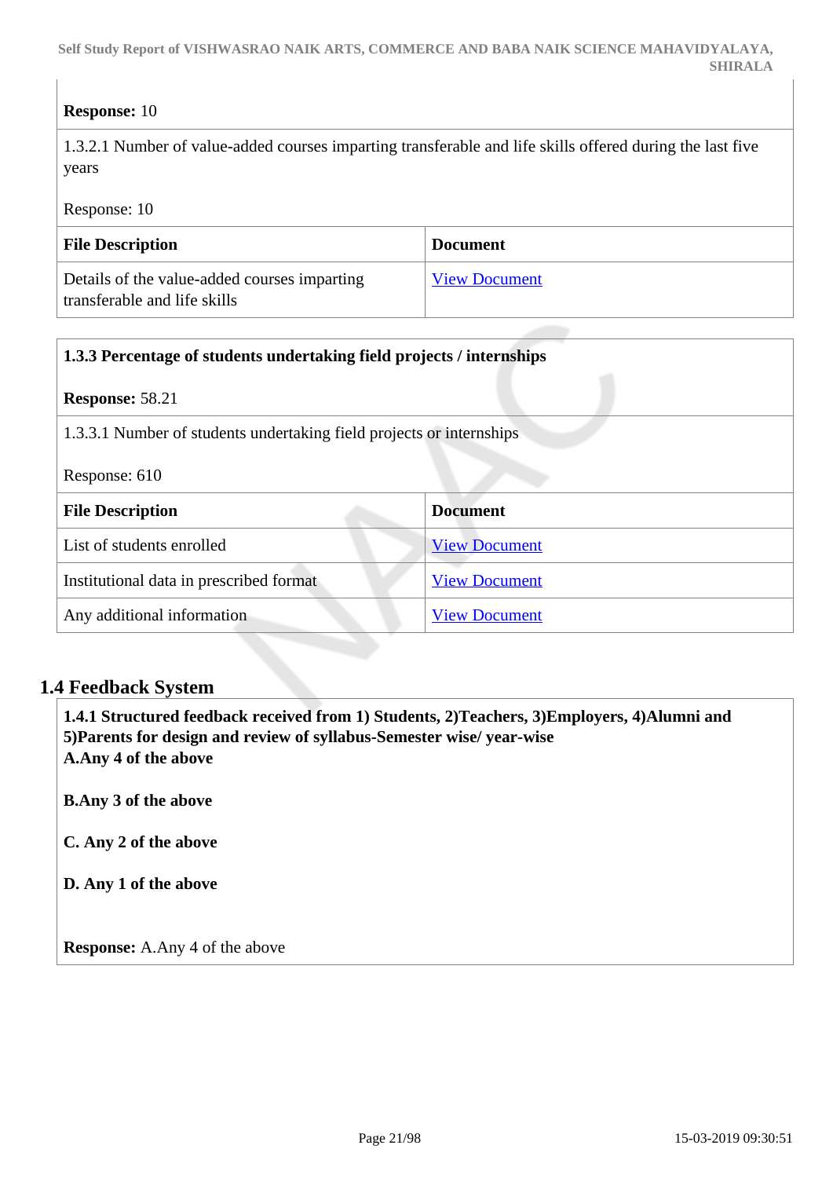**Response:** 10

1.3.2.1 Number of value-added courses imparting transferable and life skills offered during the last five years

Response: 10

| File Description | Document |
|---|---|
| Details of the value-added courses imparting transferable and life skills | View Document |

**1.3.3 Percentage of students undertaking field projects / internships**

**Response:** 58.21

1.3.3.1 Number of students undertaking field projects or internships

Response: 610

| File Description | Document |
|---|---|
| List of students enrolled | View Document |
| Institutional data in prescribed format | View Document |
| Any additional information | View Document |

## 1.4 Feedback System

**1.4.1 Structured feedback received from 1) Students, 2)Teachers, 3)Employers, 4)Alumni and 5)Parents for design and review of syllabus-Semester wise/ year-wise**

**A.Any 4 of the above**

**B.Any 3 of the above**

**C. Any 2 of the above**

**D. Any 1 of the above**

**Response:** A.Any 4 of the above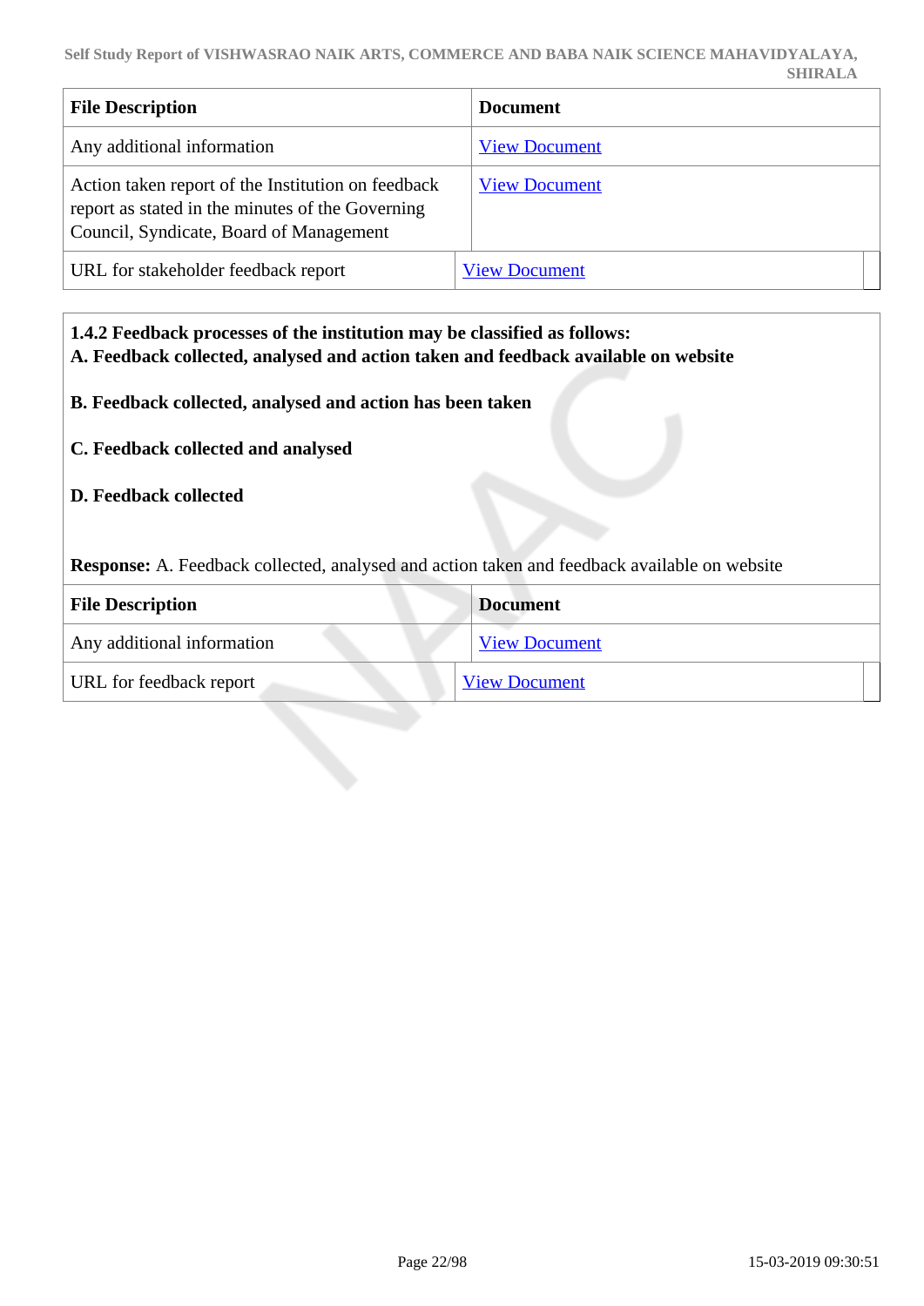| File Description | Document |
| --- | --- |
| Any additional information | View Document |
| Action taken report of the Institution on feedback report as stated in the minutes of the Governing Council, Syndicate, Board of Management | View Document |
| URL for stakeholder feedback report | View Document |

**1.4.2 Feedback processes of the institution may be classified as follows:**
**A. Feedback collected, analysed and action taken and feedback available on website**

**B. Feedback collected, analysed and action has been taken**

**C. Feedback collected and analysed**

**D. Feedback collected**

**Response:** A. Feedback collected, analysed and action taken and feedback available on website

| File Description | Document |
| --- | --- |
| Any additional information | View Document |
| URL for feedback report | View Document |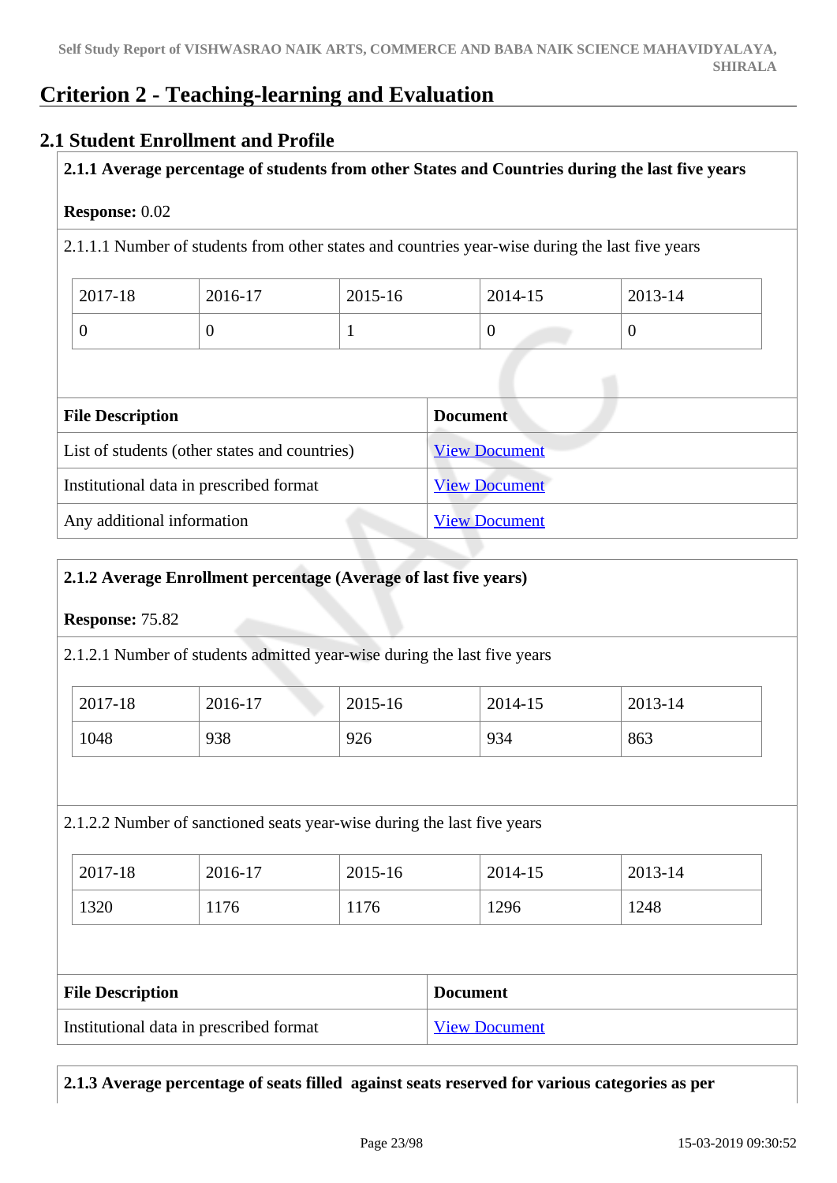# Criterion 2 - Teaching-learning and Evaluation

## 2.1 Student Enrollment and Profile

**2.1.1 Average percentage of students from other States and Countries during the last five years**

**Response:** 0.02

2.1.1.1 Number of students from other states and countries year-wise during the last five years

| 2017-18 | 2016-17 | 2015-16 | 2014-15 | 2013-14 |
|---|---|---|---|---|
| 0 | 0 | 1 | 0 | 0 |

| File Description | Document |
|---|---|
| List of students (other states and countries) | View Document |
| Institutional data in prescribed format | View Document |
| Any additional information | View Document |

**2.1.2 Average Enrollment percentage (Average of last five years)**

**Response:** 75.82

2.1.2.1 Number of students admitted year-wise during the last five years

| 2017-18 | 2016-17 | 2015-16 | 2014-15 | 2013-14 |
|---|---|---|---|---|
| 1048 | 938 | 926 | 934 | 863 |

2.1.2.2 Number of sanctioned seats year-wise during the last five years

| 2017-18 | 2016-17 | 2015-16 | 2014-15 | 2013-14 |
|---|---|---|---|---|
| 1320 | 1176 | 1176 | 1296 | 1248 |

| File Description | Document |
|---|---|
| Institutional data in prescribed format | View Document |

**2.1.3 Average percentage of seats filled against seats reserved for various categories as per**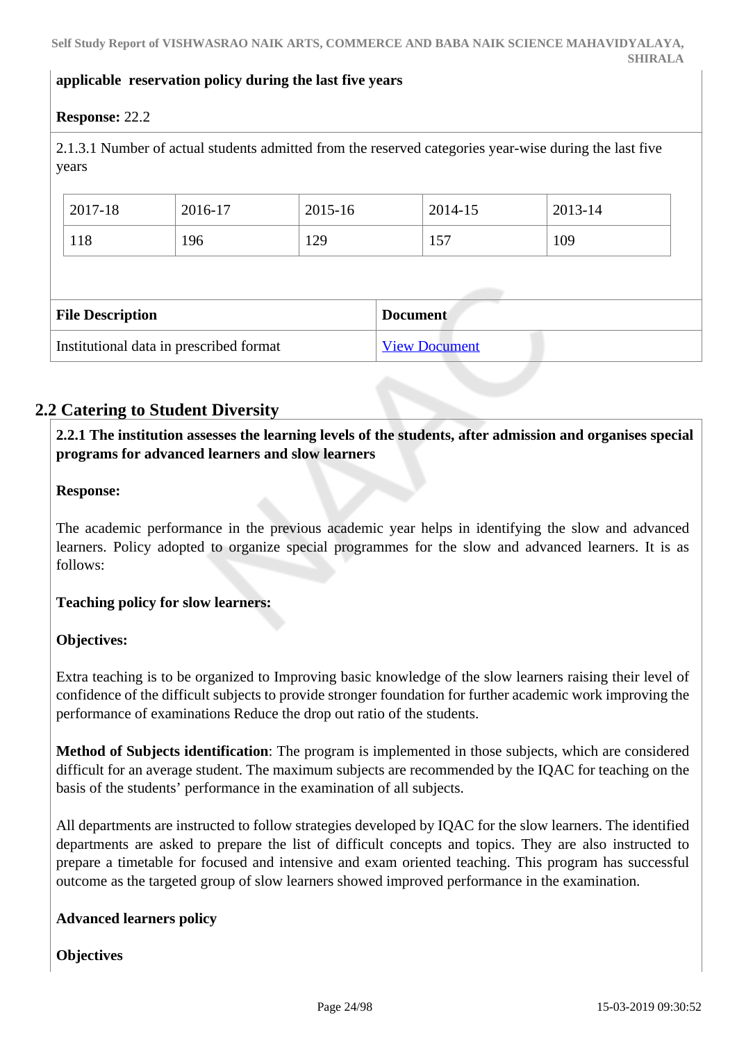**applicable reservation policy during the last five years**

**Response:** 22.2

2.1.3.1 Number of actual students admitted from the reserved categories year-wise during the last five years

| 2017-18 | 2016-17 | 2015-16 | 2014-15 | 2013-14 |
|---|---|---|---|---|
| 118 | 196 | 129 | 157 | 109 |

| File Description | Document |
|---|---|
| Institutional data in prescribed format | View Document |

## 2.2 Catering to Student Diversity

**2.2.1 The institution assesses the learning levels of the students, after admission and organises special programs for advanced learners and slow learners**

**Response:**

The academic performance in the previous academic year helps in identifying the slow and advanced learners. Policy adopted to organize special programmes for the slow and advanced learners. It is as follows:

**Teaching policy for slow learners:**

**Objectives:**

Extra teaching is to be organized to Improving basic knowledge of the slow learners raising their level of confidence of the difficult subjects to provide stronger foundation for further academic work improving the performance of examinations Reduce the drop out ratio of the students.

**Method of Subjects identification**: The program is implemented in those subjects, which are considered difficult for an average student. The maximum subjects are recommended by the IQAC for teaching on the basis of the students' performance in the examination of all subjects.

All departments are instructed to follow strategies developed by IQAC for the slow learners. The identified departments are asked to prepare the list of difficult concepts and topics. They are also instructed to prepare a timetable for focused and intensive and exam oriented teaching. This program has successful outcome as the targeted group of slow learners showed improved performance in the examination.

**Advanced learners policy**

**Objectives**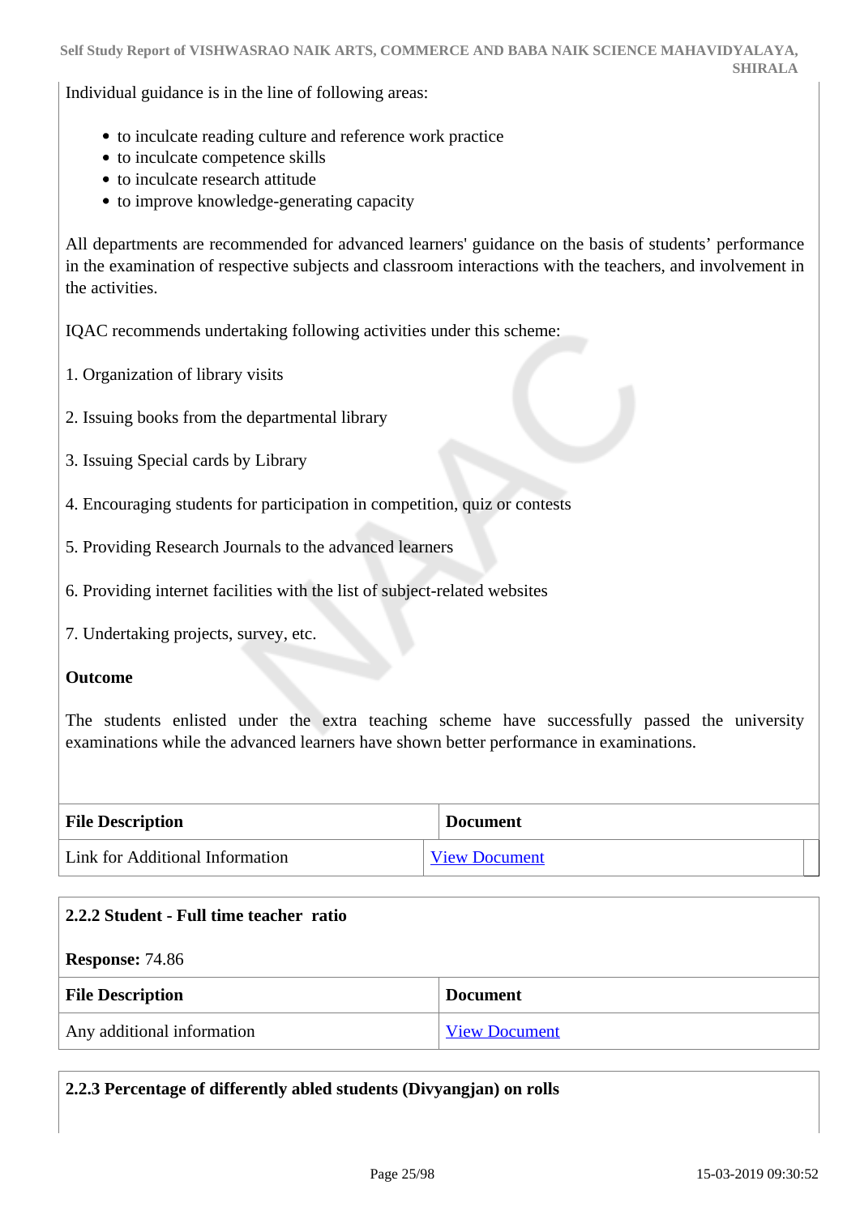Individual guidance is in the line of following areas:

- to inculcate reading culture and reference work practice
- to inculcate competence skills
- to inculcate research attitude
- to improve knowledge-generating capacity

All departments are recommended for advanced learners' guidance on the basis of students' performance in the examination of respective subjects and classroom interactions with the teachers, and involvement in the activities.

IQAC recommends undertaking following activities under this scheme:

1. Organization of library visits

2. Issuing books from the departmental library

3. Issuing Special cards by Library

4. Encouraging students for participation in competition, quiz or contests

5. Providing Research Journals to the advanced learners

6. Providing internet facilities with the list of subject-related websites

7. Undertaking projects, survey, etc.

**Outcome**

The students enlisted under the extra teaching scheme have successfully passed the university examinations while the advanced learners have shown better performance in examinations.

| File Description | Document |
|---|---|
| Link for Additional Information | View Document |

**2.2.2 Student - Full time teacher ratio**

**Response:** 74.86

| File Description | Document |
|---|---|
| Any additional information | View Document |

**2.2.3 Percentage of differently abled students (Divyangjan) on rolls**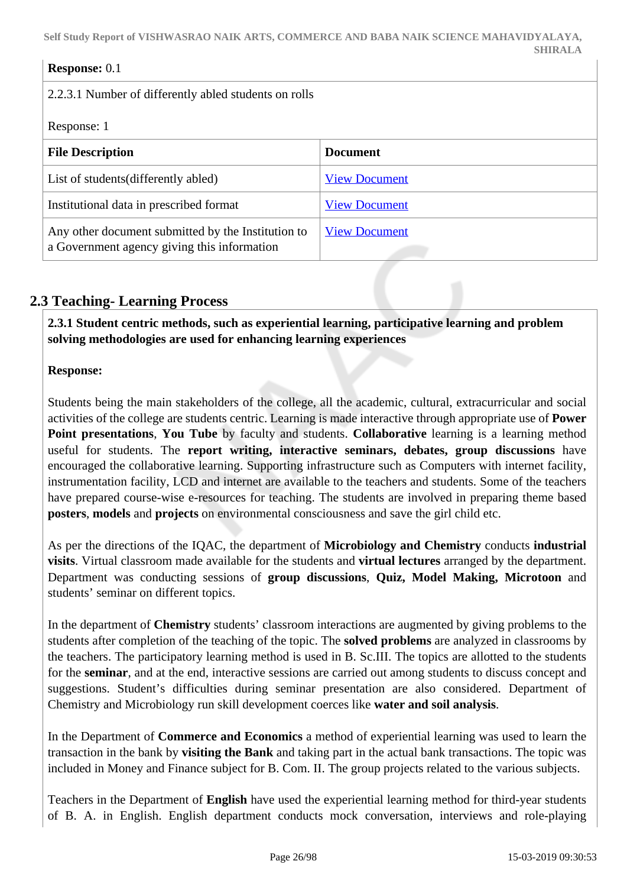**Response:** 0.1

2.2.3.1 Number of differently abled students on rolls

Response: 1

| File Description | Document |
|---|---|
| List of students(differently abled) | View Document |
| Institutional data in prescribed format | View Document |
| Any other document submitted by the Institution to a Government agency giving this information | View Document |

## 2.3 Teaching- Learning Process

**2.3.1 Student centric methods, such as experiential learning, participative learning and problem solving methodologies are used for enhancing learning experiences**

**Response:**

Students being the main stakeholders of the college, all the academic, cultural, extracurricular and social activities of the college are students centric. Learning is made interactive through appropriate use of **Power Point presentations**, **You Tube** by faculty and students. **Collaborative** learning is a learning method useful for students. The **report writing, interactive seminars, debates, group discussions** have encouraged the collaborative learning. Supporting infrastructure such as Computers with internet facility, instrumentation facility, LCD and internet are available to the teachers and students. Some of the teachers have prepared course-wise e-resources for teaching. The students are involved in preparing theme based **posters**, **models** and **projects** on environmental consciousness and save the girl child etc.

As per the directions of the IQAC, the department of **Microbiology and Chemistry** conducts **industrial visits**. Virtual classroom made available for the students and **virtual lectures** arranged by the department. Department was conducting sessions of **group discussions**, **Quiz, Model Making, Microtoon** and students' seminar on different topics.

In the department of **Chemistry** students' classroom interactions are augmented by giving problems to the students after completion of the teaching of the topic. The **solved problems** are analyzed in classrooms by the teachers. The participatory learning method is used in B. Sc.III. The topics are allotted to the students for the **seminar**, and at the end, interactive sessions are carried out among students to discuss concept and suggestions. Student's difficulties during seminar presentation are also considered. Department of Chemistry and Microbiology run skill development coerces like **water and soil analysis**.

In the Department of **Commerce and Economics** a method of experiential learning was used to learn the transaction in the bank by **visiting the Bank** and taking part in the actual bank transactions. The topic was included in Money and Finance subject for B. Com. II. The group projects related to the various subjects.

Teachers in the Department of **English** have used the experiential learning method for third-year students of B. A. in English. English department conducts mock conversation, interviews and role-playing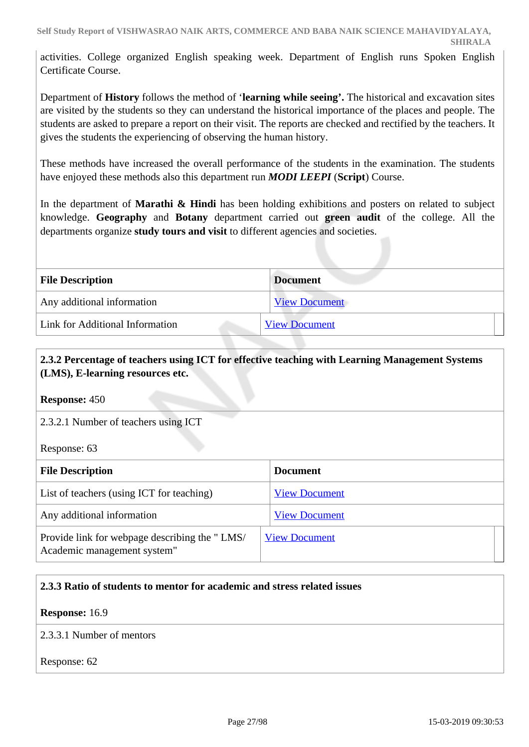activities. College organized English speaking week. Department of English runs Spoken English Certificate Course.

Department of **History** follows the method of '**learning while seeing'.** The historical and excavation sites are visited by the students so they can understand the historical importance of the places and people. The students are asked to prepare a report on their visit. The reports are checked and rectified by the teachers. It gives the students the experiencing of observing the human history.

These methods have increased the overall performance of the students in the examination. The students have enjoyed these methods also this department run ***MODI LEEPI*** (**Script**) Course.

In the department of **Marathi & Hindi** has been holding exhibitions and posters on related to subject knowledge. **Geography** and **Botany** department carried out **green audit** of the college. All the departments organize **study tours and visit** to different agencies and societies.

| File Description | Document |
|---|---|
| Any additional information | View Document |
| Link for Additional Information | View Document |

**2.3.2 Percentage of teachers using ICT for effective teaching with Learning Management Systems (LMS), E-learning resources etc.**

**Response:** 450

2.3.2.1 Number of teachers using ICT

Response: 63

| File Description | Document |
|---|---|
| List of teachers (using ICT for teaching) | View Document |
| Any additional information | View Document |
| Provide link for webpage describing the " LMS/ Academic management system" | View Document |

**2.3.3 Ratio of students to mentor for academic and stress related issues**

**Response:** 16.9

2.3.3.1 Number of mentors

Response: 62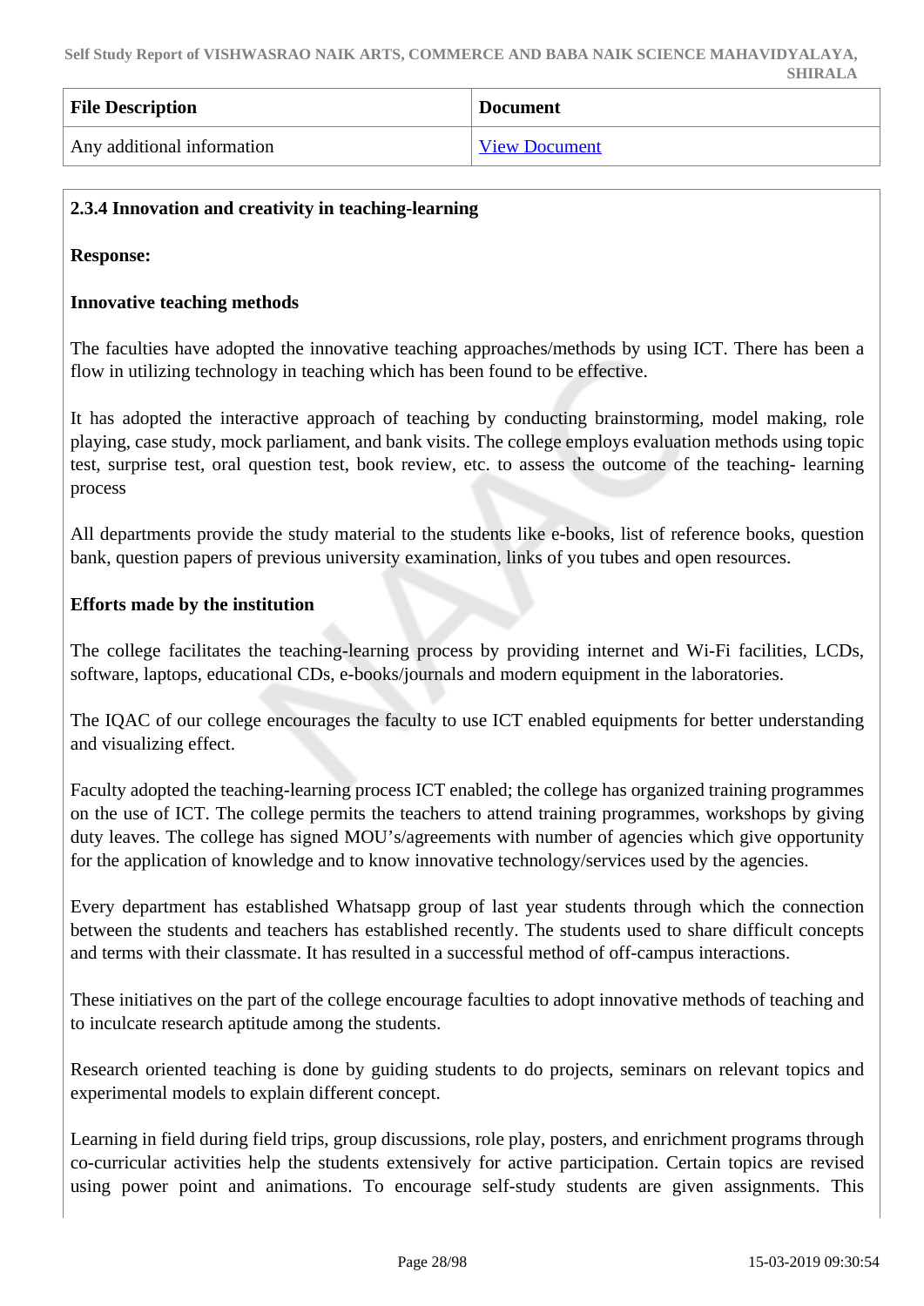| File Description | Document |
|---|---|
| Any additional information | View Document |

**2.3.4 Innovation and creativity in teaching-learning**

**Response:**

**Innovative teaching methods**

The faculties have adopted the innovative teaching approaches/methods by using ICT. There has been a flow in utilizing technology in teaching which has been found to be effective.

It has adopted the interactive approach of teaching by conducting brainstorming, model making, role playing, case study, mock parliament, and bank visits. The college employs evaluation methods using topic test, surprise test, oral question test, book review, etc. to assess the outcome of the teaching- learning process

All departments provide the study material to the students like e-books, list of reference books, question bank, question papers of previous university examination, links of you tubes and open resources.

**Efforts made by the institution**

The college facilitates the teaching-learning process by providing internet and Wi-Fi facilities, LCDs, software, laptops, educational CDs, e-books/journals and modern equipment in the laboratories.

The IQAC of our college encourages the faculty to use ICT enabled equipments for better understanding and visualizing effect.

Faculty adopted the teaching-learning process ICT enabled; the college has organized training programmes on the use of ICT. The college permits the teachers to attend training programmes, workshops by giving duty leaves. The college has signed MOU's/agreements with number of agencies which give opportunity for the application of knowledge and to know innovative technology/services used by the agencies.

Every department has established Whatsapp group of last year students through which the connection between the students and teachers has established recently. The students used to share difficult concepts and terms with their classmate. It has resulted in a successful method of off-campus interactions.

These initiatives on the part of the college encourage faculties to adopt innovative methods of teaching and to inculcate research aptitude among the students.

Research oriented teaching is done by guiding students to do projects, seminars on relevant topics and experimental models to explain different concept.

Learning in field during field trips, group discussions, role play, posters, and enrichment programs through co-curricular activities help the students extensively for active participation. Certain topics are revised using power point and animations. To encourage self-study students are given assignments. This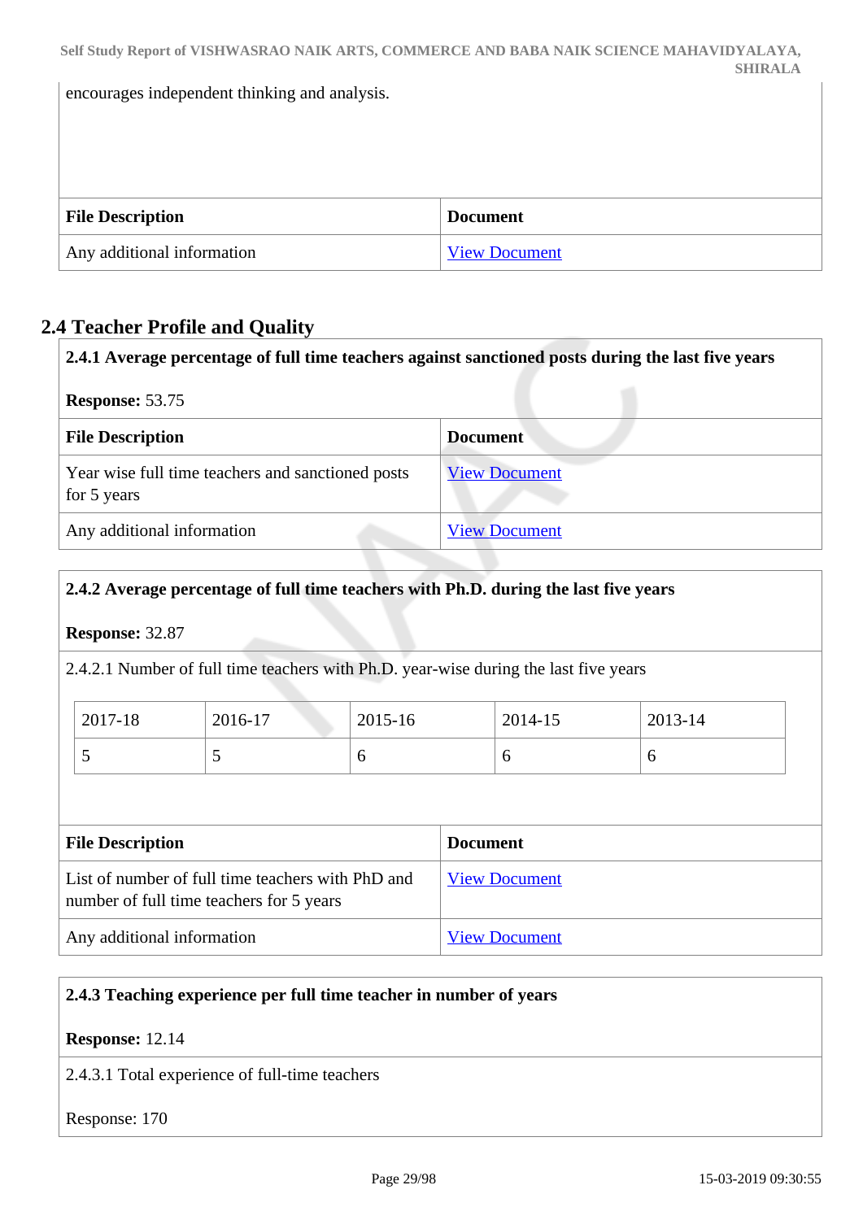encourages independent thinking and analysis.

| File Description | Document |
| --- | --- |
| Any additional information | View Document |

## 2.4 Teacher Profile and Quality

**2.4.1 Average percentage of full time teachers against sanctioned posts during the last five years**

**Response:** 53.75

| File Description | Document |
| --- | --- |
| Year wise full time teachers and sanctioned posts for 5 years | View Document |
| Any additional information | View Document |

**2.4.2 Average percentage of full time teachers with Ph.D. during the last five years**

**Response:** 32.87

2.4.2.1 Number of full time teachers with Ph.D. year-wise during the last five years

| 2017-18 | 2016-17 | 2015-16 | 2014-15 | 2013-14 |
| --- | --- | --- | --- | --- |
| 5 | 5 | 6 | 6 | 6 |

| File Description | Document |
| --- | --- |
| List of number of full time teachers with PhD and number of full time teachers for 5 years | View Document |
| Any additional information | View Document |

**2.4.3 Teaching experience per full time teacher in number of years**

**Response:** 12.14

2.4.3.1 Total experience of full-time teachers

Response: 170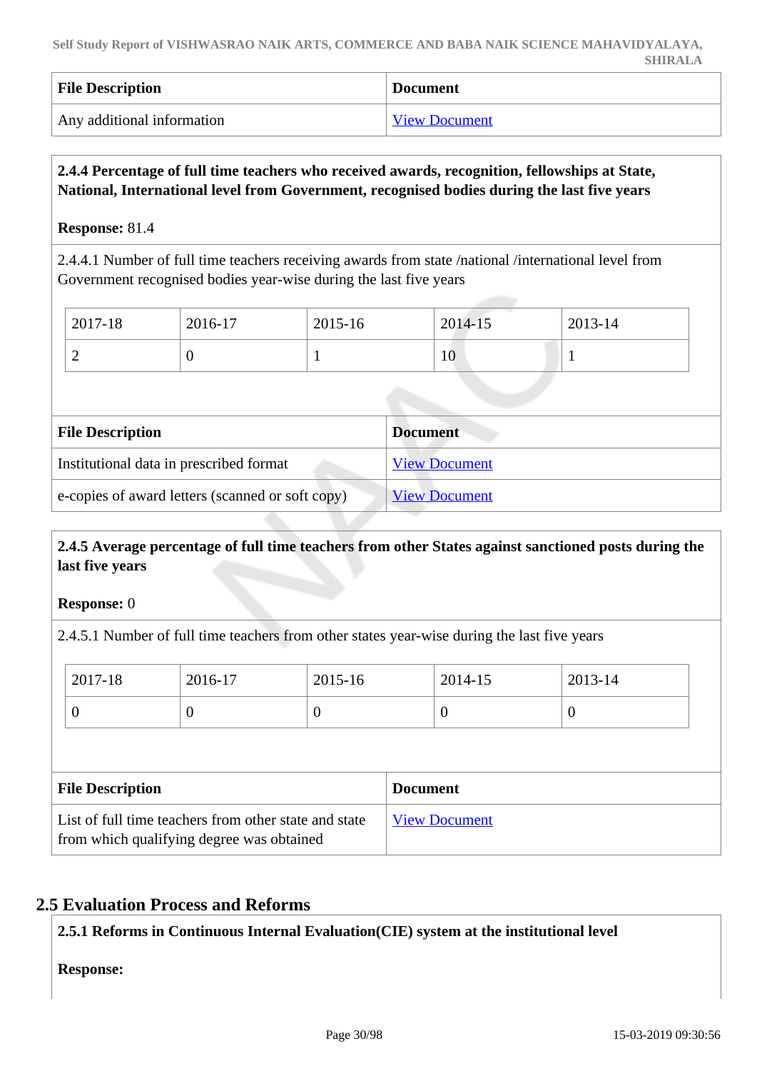| File Description | Document |
|---|---|
| Any additional information | View Document |

**2.4.4 Percentage of full time teachers who received awards, recognition, fellowships at State, National, International level from Government, recognised bodies during the last five years**

**Response:** 81.4

2.4.4.1 Number of full time teachers receiving awards from state /national /international level from Government recognised bodies year-wise during the last five years

| 2017-18 | 2016-17 | 2015-16 | 2014-15 | 2013-14 |
|---|---|---|---|---|
| 2 | 0 | 1 | 10 | 1 |

| File Description | Document |
|---|---|
| Institutional data in prescribed format | View Document |
| e-copies of award letters (scanned or soft copy) | View Document |

**2.4.5 Average percentage of full time teachers from other States against sanctioned posts during the last five years**

**Response:** 0

2.4.5.1 Number of full time teachers from other states year-wise during the last five years

| 2017-18 | 2016-17 | 2015-16 | 2014-15 | 2013-14 |
|---|---|---|---|---|
| 0 | 0 | 0 | 0 | 0 |

| File Description | Document |
|---|---|
| List of full time teachers from other state and state from which qualifying degree was obtained | View Document |

## 2.5 Evaluation Process and Reforms

**2.5.1 Reforms in Continuous Internal Evaluation(CIE) system at the institutional level**

**Response:**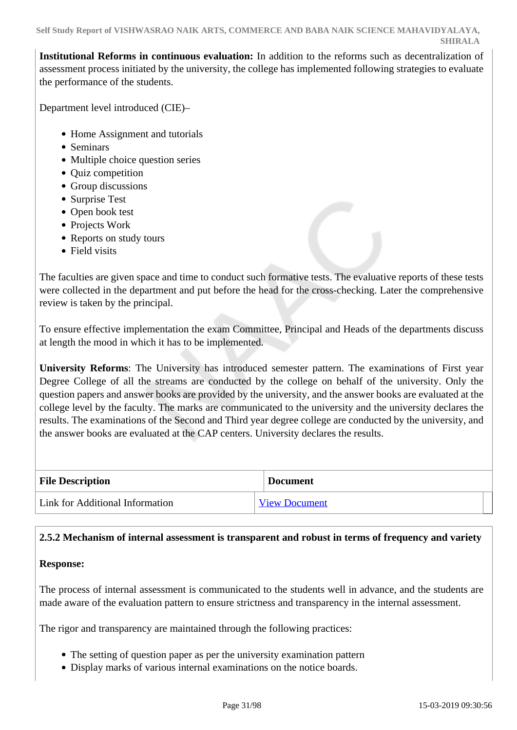**Institutional Reforms in continuous evaluation:** In addition to the reforms such as decentralization of assessment process initiated by the university, the college has implemented following strategies to evaluate the performance of the students.

Department level introduced (CIE)–

- Home Assignment and tutorials
- Seminars
- Multiple choice question series
- Quiz competition
- Group discussions
- Surprise Test
- Open book test
- Projects Work
- Reports on study tours
- Field visits

The faculties are given space and time to conduct such formative tests. The evaluative reports of these tests were collected in the department and put before the head for the cross-checking. Later the comprehensive review is taken by the principal.

To ensure effective implementation the exam Committee, Principal and Heads of the departments discuss at length the mood in which it has to be implemented.

**University Reforms**: The University has introduced semester pattern. The examinations of First year Degree College of all the streams are conducted by the college on behalf of the university. Only the question papers and answer books are provided by the university, and the answer books are evaluated at the college level by the faculty. The marks are communicated to the university and the university declares the results. The examinations of the Second and Third year degree college are conducted by the university, and the answer books are evaluated at the CAP centers. University declares the results.

| File Description | Document |
|---|---|
| Link for Additional Information | View Document |

**2.5.2 Mechanism of internal assessment is transparent and robust in terms of frequency and variety**

**Response:**

The process of internal assessment is communicated to the students well in advance, and the students are made aware of the evaluation pattern to ensure strictness and transparency in the internal assessment.

The rigor and transparency are maintained through the following practices:

- The setting of question paper as per the university examination pattern
- Display marks of various internal examinations on the notice boards.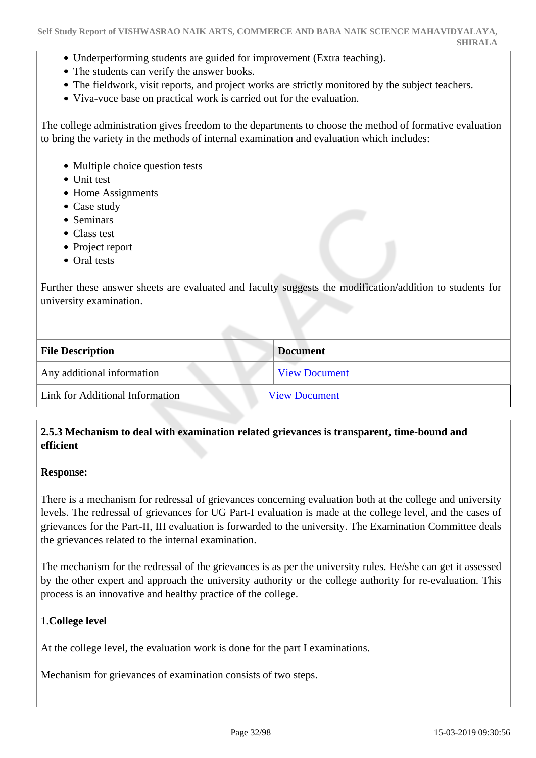- Underperforming students are guided for improvement (Extra teaching).
- The students can verify the answer books.
- The fieldwork, visit reports, and project works are strictly monitored by the subject teachers.
- Viva-voce base on practical work is carried out for the evaluation.

The college administration gives freedom to the departments to choose the method of formative evaluation to bring the variety in the methods of internal examination and evaluation which includes:

- Multiple choice question tests
- Unit test
- Home Assignments
- Case study
- Seminars
- Class test
- Project report
- Oral tests

Further these answer sheets are evaluated and faculty suggests the modification/addition to students for university examination.

| File Description | Document |
|---|---|
| Any additional information | View Document |
| Link for Additional Information | View Document |

**2.5.3 Mechanism to deal with examination related grievances is transparent, time-bound and efficient**

**Response:**

There is a mechanism for redressal of grievances concerning evaluation both at the college and university levels. The redressal of grievances for UG Part-I evaluation is made at the college level, and the cases of grievances for the Part-II, III evaluation is forwarded to the university. The Examination Committee deals the grievances related to the internal examination.

The mechanism for the redressal of the grievances is as per the university rules. He/she can get it assessed by the other expert and approach the university authority or the college authority for re-evaluation. This process is an innovative and healthy practice of the college.

1.**College level**

At the college level, the evaluation work is done for the part I examinations.

Mechanism for grievances of examination consists of two steps.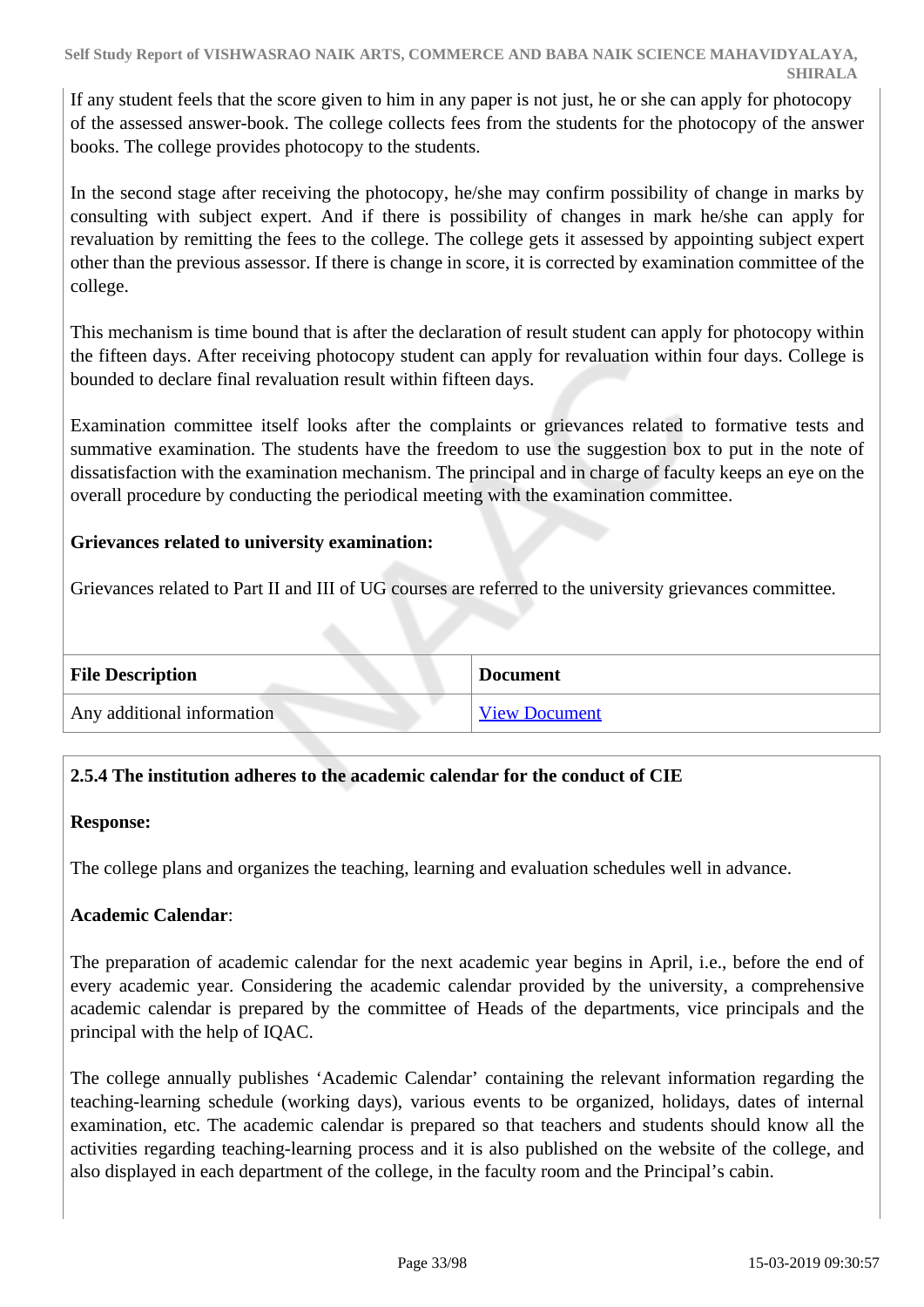If any student feels that the score given to him in any paper is not just, he or she can apply for photocopy of the assessed answer-book. The college collects fees from the students for the photocopy of the answer books. The college provides photocopy to the students.

In the second stage after receiving the photocopy, he/she may confirm possibility of change in marks by consulting with subject expert. And if there is possibility of changes in mark he/she can apply for revaluation by remitting the fees to the college. The college gets it assessed by appointing subject expert other than the previous assessor. If there is change in score, it is corrected by examination committee of the college.

This mechanism is time bound that is after the declaration of result student can apply for photocopy within the fifteen days. After receiving photocopy student can apply for revaluation within four days. College is bounded to declare final revaluation result within fifteen days.

Examination committee itself looks after the complaints or grievances related to formative tests and summative examination. The students have the freedom to use the suggestion box to put in the note of dissatisfaction with the examination mechanism. The principal and in charge of faculty keeps an eye on the overall procedure by conducting the periodical meeting with the examination committee.

**Grievances related to university examination:**

Grievances related to Part II and III of UG courses are referred to the university grievances committee.

| File Description | Document |
|---|---|
| Any additional information | View Document |

**2.5.4 The institution adheres to the academic calendar for the conduct of CIE**

**Response:**

The college plans and organizes the teaching, learning and evaluation schedules well in advance.

**Academic Calendar**:

The preparation of academic calendar for the next academic year begins in April, i.e., before the end of every academic year. Considering the academic calendar provided by the university, a comprehensive academic calendar is prepared by the committee of Heads of the departments, vice principals and the principal with the help of IQAC.

The college annually publishes 'Academic Calendar' containing the relevant information regarding the teaching-learning schedule (working days), various events to be organized, holidays, dates of internal examination, etc. The academic calendar is prepared so that teachers and students should know all the activities regarding teaching-learning process and it is also published on the website of the college, and also displayed in each department of the college, in the faculty room and the Principal's cabin.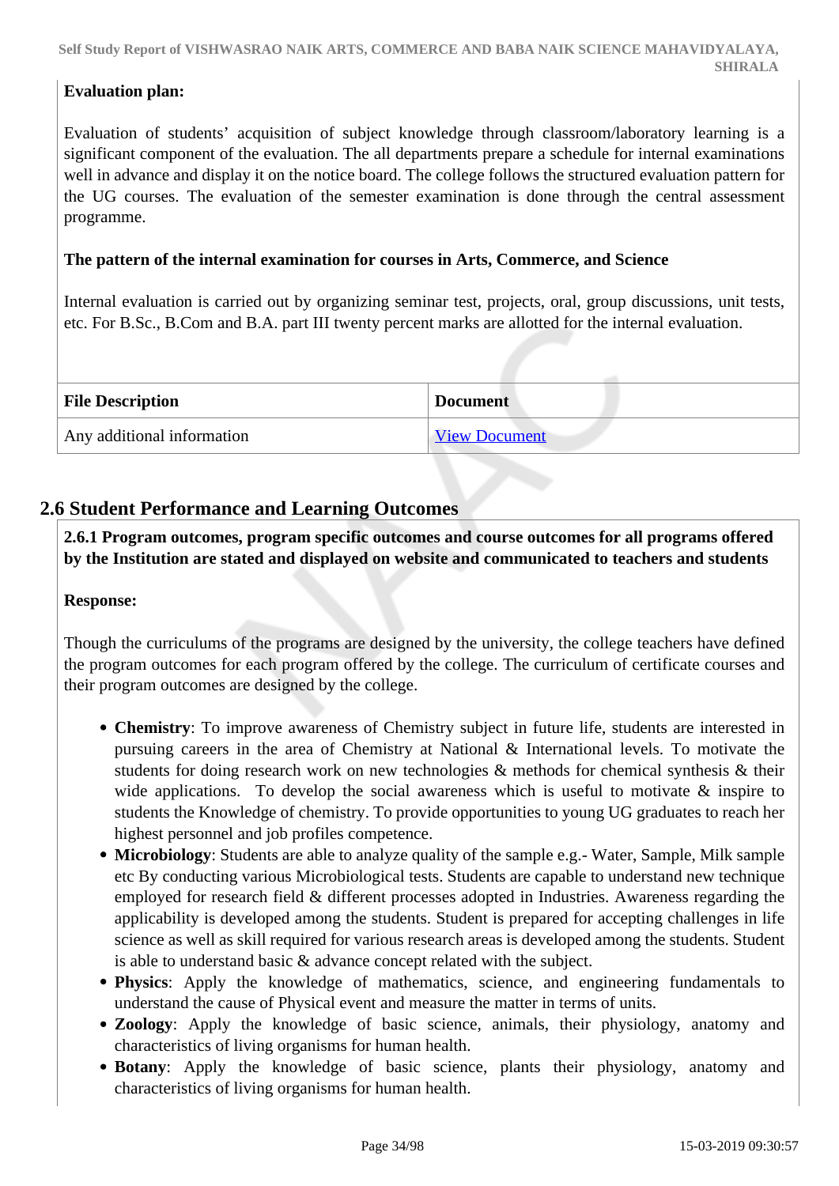**Evaluation plan:**

Evaluation of students' acquisition of subject knowledge through classroom/laboratory learning is a significant component of the evaluation. The all departments prepare a schedule for internal examinations well in advance and display it on the notice board. The college follows the structured evaluation pattern for the UG courses. The evaluation of the semester examination is done through the central assessment programme.

**The pattern of the internal examination for courses in Arts, Commerce, and Science**

Internal evaluation is carried out by organizing seminar test, projects, oral, group discussions, unit tests, etc. For B.Sc., B.Com and B.A. part III twenty percent marks are allotted for the internal evaluation.

| File Description | Document |
|---|---|
| Any additional information | View Document |

## 2.6 Student Performance and Learning Outcomes

**2.6.1 Program outcomes, program specific outcomes and course outcomes for all programs offered by the Institution are stated and displayed on website and communicated to teachers and students**

**Response:**

Though the curriculums of the programs are designed by the university, the college teachers have defined the program outcomes for each program offered by the college. The curriculum of certificate courses and their program outcomes are designed by the college.

- **Chemistry**: To improve awareness of Chemistry subject in future life, students are interested in pursuing careers in the area of Chemistry at National & International levels. To motivate the students for doing research work on new technologies & methods for chemical synthesis & their wide applications. To develop the social awareness which is useful to motivate & inspire to students the Knowledge of chemistry. To provide opportunities to young UG graduates to reach her highest personnel and job profiles competence.
- **Microbiology**: Students are able to analyze quality of the sample e.g.- Water, Sample, Milk sample etc By conducting various Microbiological tests. Students are capable to understand new technique employed for research field & different processes adopted in Industries. Awareness regarding the applicability is developed among the students. Student is prepared for accepting challenges in life science as well as skill required for various research areas is developed among the students. Student is able to understand basic & advance concept related with the subject.
- **Physics**: Apply the knowledge of mathematics, science, and engineering fundamentals to understand the cause of Physical event and measure the matter in terms of units.
- **Zoology**: Apply the knowledge of basic science, animals, their physiology, anatomy and characteristics of living organisms for human health.
- **Botany**: Apply the knowledge of basic science, plants their physiology, anatomy and characteristics of living organisms for human health.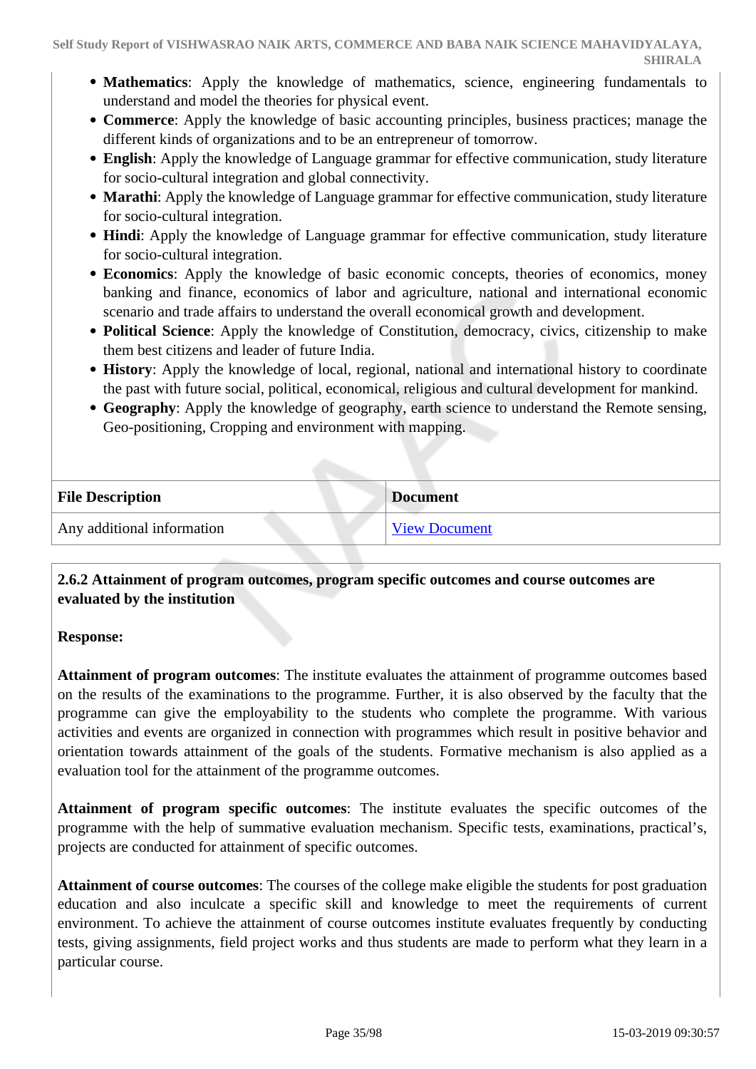- **Mathematics**: Apply the knowledge of mathematics, science, engineering fundamentals to understand and model the theories for physical event.
- **Commerce**: Apply the knowledge of basic accounting principles, business practices; manage the different kinds of organizations and to be an entrepreneur of tomorrow.
- **English**: Apply the knowledge of Language grammar for effective communication, study literature for socio-cultural integration and global connectivity.
- **Marathi**: Apply the knowledge of Language grammar for effective communication, study literature for socio-cultural integration.
- **Hindi**: Apply the knowledge of Language grammar for effective communication, study literature for socio-cultural integration.
- **Economics**: Apply the knowledge of basic economic concepts, theories of economics, money banking and finance, economics of labor and agriculture, national and international economic scenario and trade affairs to understand the overall economical growth and development.
- **Political Science**: Apply the knowledge of Constitution, democracy, civics, citizenship to make them best citizens and leader of future India.
- **History**: Apply the knowledge of local, regional, national and international history to coordinate the past with future social, political, economical, religious and cultural development for mankind.
- **Geography**: Apply the knowledge of geography, earth science to understand the Remote sensing, Geo-positioning, Cropping and environment with mapping.

| File Description | Document |
|---|---|
| Any additional information | View Document |

**2.6.2 Attainment of program outcomes, program specific outcomes and course outcomes are evaluated by the institution**

**Response:**

**Attainment of program outcomes**: The institute evaluates the attainment of programme outcomes based on the results of the examinations to the programme. Further, it is also observed by the faculty that the programme can give the employability to the students who complete the programme. With various activities and events are organized in connection with programmes which result in positive behavior and orientation towards attainment of the goals of the students. Formative mechanism is also applied as a evaluation tool for the attainment of the programme outcomes.

**Attainment of program specific outcomes**: The institute evaluates the specific outcomes of the programme with the help of summative evaluation mechanism. Specific tests, examinations, practical's, projects are conducted for attainment of specific outcomes.

**Attainment of course outcomes**: The courses of the college make eligible the students for post graduation education and also inculcate a specific skill and knowledge to meet the requirements of current environment. To achieve the attainment of course outcomes institute evaluates frequently by conducting tests, giving assignments, field project works and thus students are made to perform what they learn in a particular course.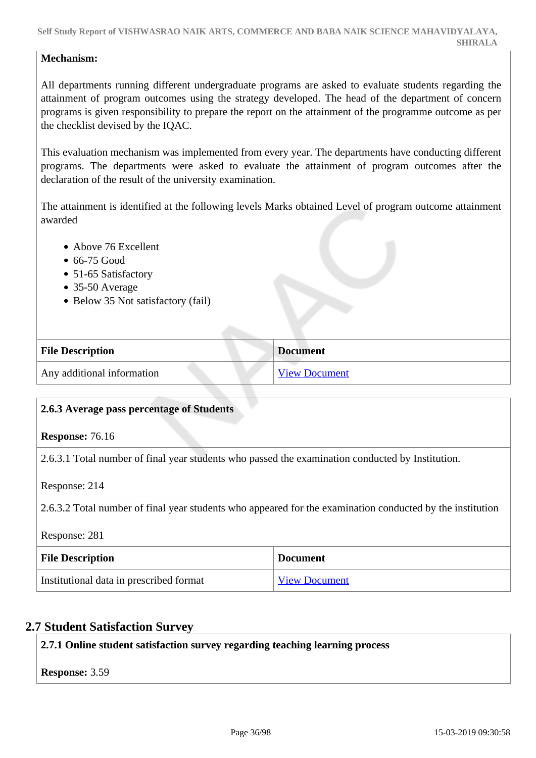**Mechanism:**

All departments running different undergraduate programs are asked to evaluate students regarding the attainment of program outcomes using the strategy developed. The head of the department of concern programs is given responsibility to prepare the report on the attainment of the programme outcome as per the checklist devised by the IQAC.

This evaluation mechanism was implemented from every year. The departments have conducting different programs. The departments were asked to evaluate the attainment of program outcomes after the declaration of the result of the university examination.

The attainment is identified at the following levels Marks obtained Level of program outcome attainment awarded

- Above 76 Excellent
- 66-75 Good
- 51-65 Satisfactory
- 35-50 Average
- Below 35 Not satisfactory (fail)

| File Description | Document |
|---|---|
| Any additional information | View Document |

**2.6.3 Average pass percentage of Students**

**Response:** 76.16

2.6.3.1 Total number of final year students who passed the examination conducted by Institution.

Response: 214

2.6.3.2 Total number of final year students who appeared for the examination conducted by the institution

Response: 281

| File Description | Document |
|---|---|
| Institutional data in prescribed format | View Document |

## 2.7 Student Satisfaction Survey

**2.7.1 Online student satisfaction survey regarding teaching learning process**

**Response:** 3.59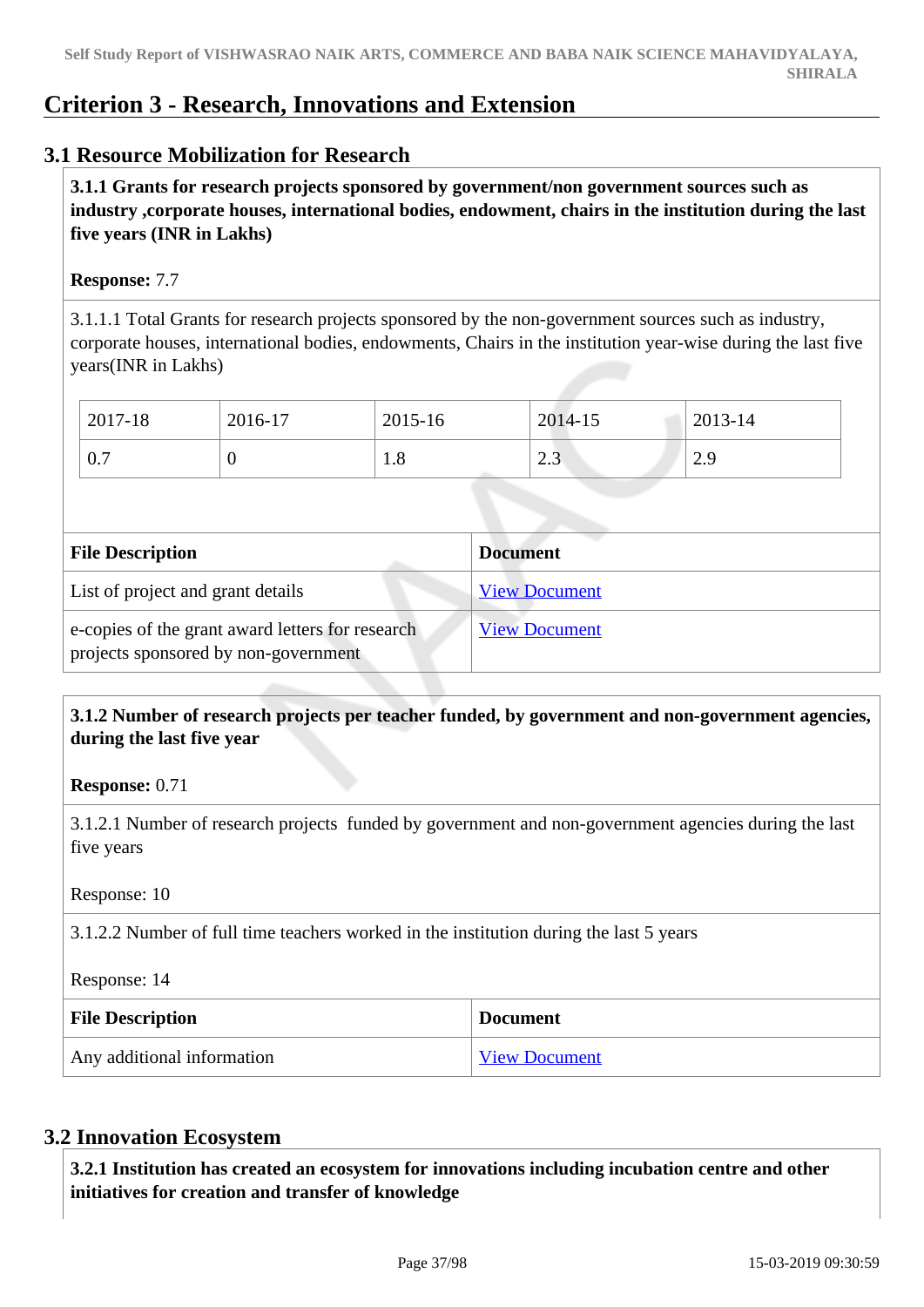# Criterion 3 - Research, Innovations and Extension

## 3.1 Resource Mobilization for Research

**3.1.1 Grants for research projects sponsored by government/non government sources such as industry ,corporate houses, international bodies, endowment, chairs in the institution during the last five years (INR in Lakhs)**

**Response:** 7.7

3.1.1.1 Total Grants for research projects sponsored by the non-government sources such as industry, corporate houses, international bodies, endowments, Chairs in the institution year-wise during the last five years(INR in Lakhs)

| 2017-18 | 2016-17 | 2015-16 | 2014-15 | 2013-14 |
|---|---|---|---|---|
| 0.7 | 0 | 1.8 | 2.3 | 2.9 |

| File Description | Document |
|---|---|
| List of project and grant details | View Document |
| e-copies of the grant award letters for research projects sponsored by non-government | View Document |

**3.1.2 Number of research projects per teacher funded, by government and non-government agencies, during the last five year**

**Response:** 0.71

3.1.2.1 Number of research projects funded by government and non-government agencies during the last five years

Response: 10

3.1.2.2 Number of full time teachers worked in the institution during the last 5 years

Response: 14

| File Description | Document |
|---|---|
| Any additional information | View Document |

## 3.2 Innovation Ecosystem

**3.2.1 Institution has created an ecosystem for innovations including incubation centre and other initiatives for creation and transfer of knowledge**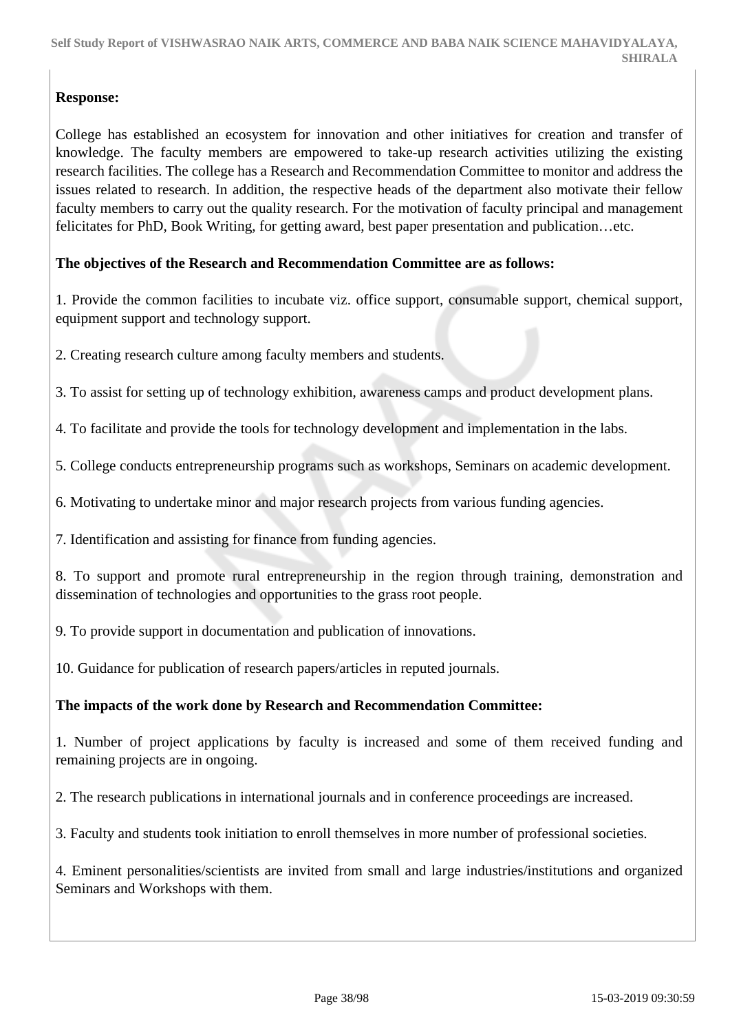**Response:**

College has established an ecosystem for innovation and other initiatives for creation and transfer of knowledge. The faculty members are empowered to take-up research activities utilizing the existing research facilities. The college has a Research and Recommendation Committee to monitor and address the issues related to research. In addition, the respective heads of the department also motivate their fellow faculty members to carry out the quality research. For the motivation of faculty principal and management felicitates for PhD, Book Writing, for getting award, best paper presentation and publication…etc.

**The objectives of the Research and Recommendation Committee are as follows:**

1. Provide the common facilities to incubate viz. office support, consumable support, chemical support, equipment support and technology support.

2. Creating research culture among faculty members and students.

3. To assist for setting up of technology exhibition, awareness camps and product development plans.

4. To facilitate and provide the tools for technology development and implementation in the labs.

5. College conducts entrepreneurship programs such as workshops, Seminars on academic development.

6. Motivating to undertake minor and major research projects from various funding agencies.

7. Identification and assisting for finance from funding agencies.

8. To support and promote rural entrepreneurship in the region through training, demonstration and dissemination of technologies and opportunities to the grass root people.

9. To provide support in documentation and publication of innovations.

10. Guidance for publication of research papers/articles in reputed journals.

**The impacts of the work done by Research and Recommendation Committee:**

1. Number of project applications by faculty is increased and some of them received funding and remaining projects are in ongoing.

2. The research publications in international journals and in conference proceedings are increased.

3. Faculty and students took initiation to enroll themselves in more number of professional societies.

4. Eminent personalities/scientists are invited from small and large industries/institutions and organized Seminars and Workshops with them.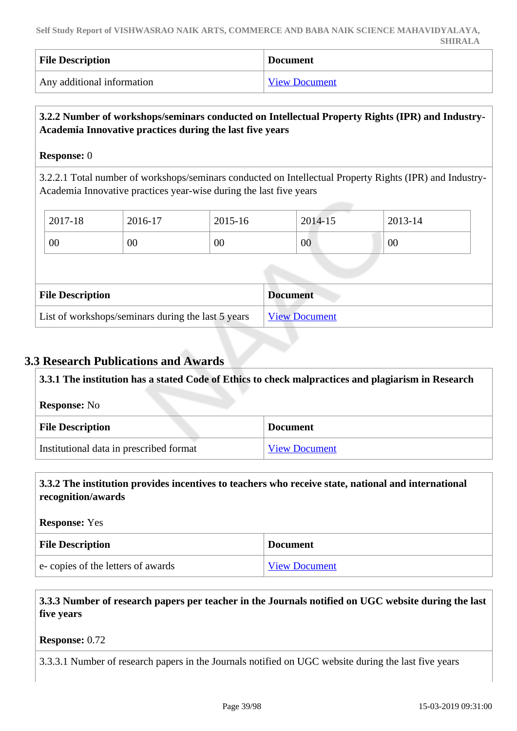| File Description | Document |
|---|---|
| Any additional information | View Document |

**3.2.2 Number of workshops/seminars conducted on Intellectual Property Rights (IPR) and Industry-Academia Innovative practices during the last five years**

**Response:** 0

3.2.2.1 Total number of workshops/seminars conducted on Intellectual Property Rights (IPR) and Industry-Academia Innovative practices year-wise during the last five years

| 2017-18 | 2016-17 | 2015-16 | 2014-15 | 2013-14 |
|---|---|---|---|---|
| 00 | 00 | 00 | 00 | 00 |

| File Description | Document |
|---|---|
| List of workshops/seminars during the last 5 years | View Document |

## 3.3 Research Publications and Awards

**3.3.1 The institution has a stated Code of Ethics to check malpractices and plagiarism in Research**

**Response:** No

| File Description | Document |
|---|---|
| Institutional data in prescribed format | View Document |

**3.3.2 The institution provides incentives to teachers who receive state, national and international recognition/awards**

**Response:** Yes

| File Description | Document |
|---|---|
| e- copies of the letters of awards | View Document |

**3.3.3 Number of research papers per teacher in the Journals notified on UGC website during the last five years**

**Response:** 0.72

3.3.3.1 Number of research papers in the Journals notified on UGC website during the last five years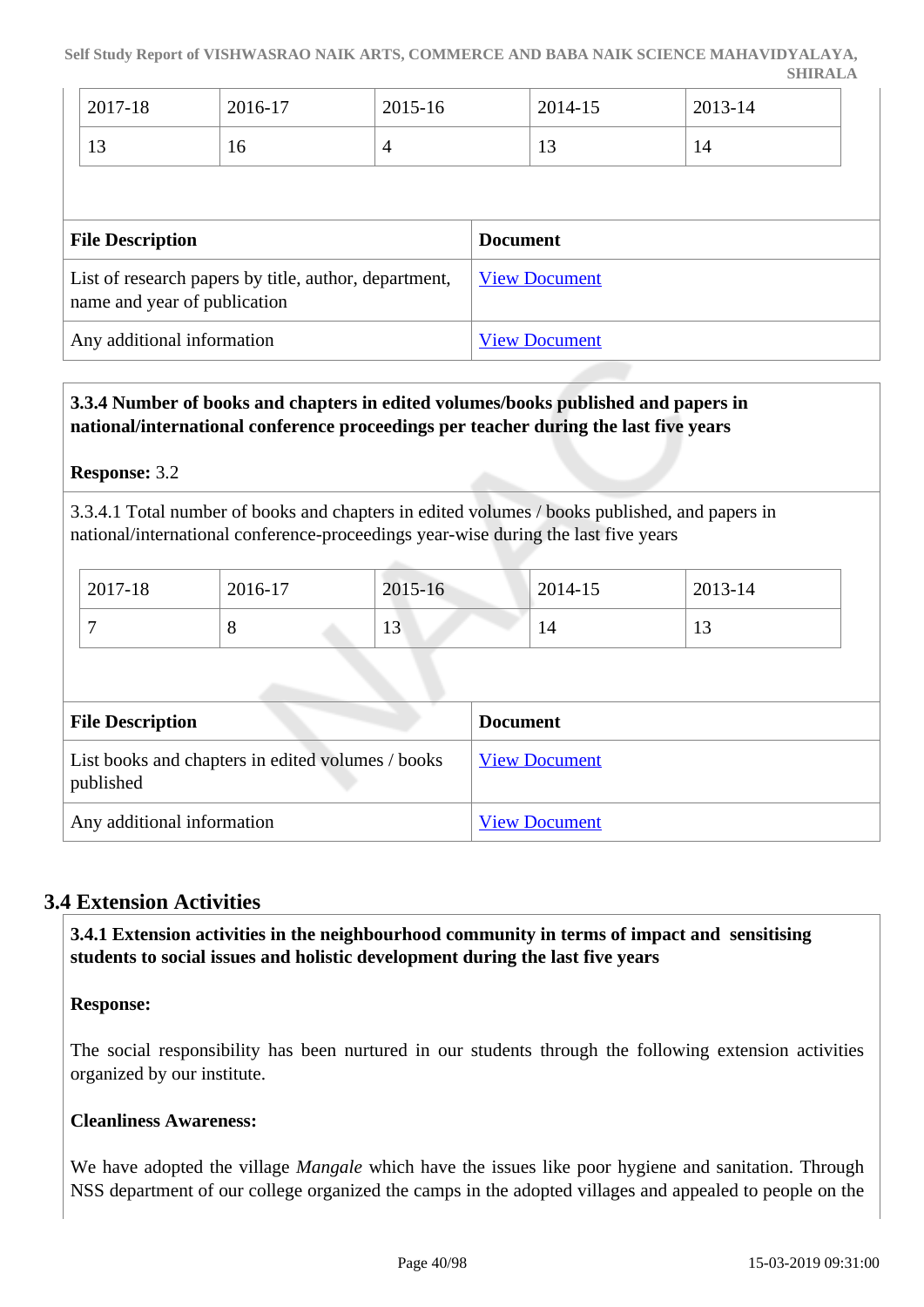| 2017-18 | 2016-17 | 2015-16 | 2014-15 | 2013-14 |
|---|---|---|---|---|
| 13 | 16 | 4 | 13 | 14 |

| File Description | Document |
|---|---|
| List of research papers by title, author, department, name and year of publication | View Document |
| Any additional information | View Document |

**3.3.4 Number of books and chapters in edited volumes/books published and papers in national/international conference proceedings per teacher during the last five years**

**Response:** 3.2

3.3.4.1 Total number of books and chapters in edited volumes / books published, and papers in national/international conference-proceedings year-wise during the last five years

| 2017-18 | 2016-17 | 2015-16 | 2014-15 | 2013-14 |
|---|---|---|---|---|
| 7 | 8 | 13 | 14 | 13 |

| File Description | Document |
|---|---|
| List books and chapters in edited volumes / books published | View Document |
| Any additional information | View Document |

## 3.4 Extension Activities

**3.4.1 Extension activities in the neighbourhood community in terms of impact and sensitising students to social issues and holistic development during the last five years**

**Response:**

The social responsibility has been nurtured in our students through the following extension activities organized by our institute.

**Cleanliness Awareness:**

We have adopted the village *Mangale* which have the issues like poor hygiene and sanitation. Through NSS department of our college organized the camps in the adopted villages and appealed to people on the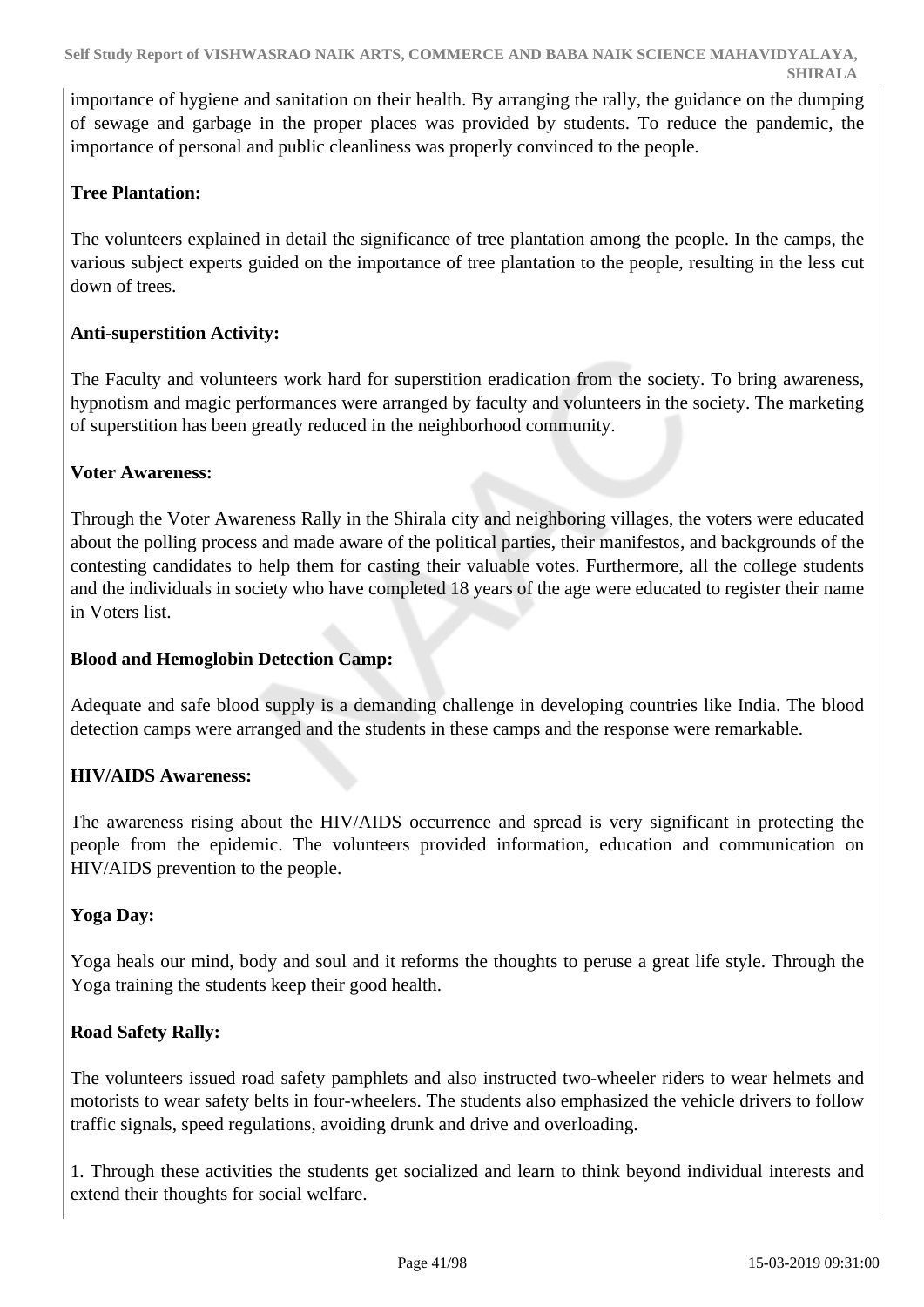importance of hygiene and sanitation on their health. By arranging the rally, the guidance on the dumping of sewage and garbage in the proper places was provided by students. To reduce the pandemic, the importance of personal and public cleanliness was properly convinced to the people.

**Tree Plantation:**

The volunteers explained in detail the significance of tree plantation among the people. In the camps, the various subject experts guided on the importance of tree plantation to the people, resulting in the less cut down of trees.

**Anti-superstition Activity:**

The Faculty and volunteers work hard for superstition eradication from the society. To bring awareness, hypnotism and magic performances were arranged by faculty and volunteers in the society. The marketing of superstition has been greatly reduced in the neighborhood community.

**Voter Awareness:**

Through the Voter Awareness Rally in the Shirala city and neighboring villages, the voters were educated about the polling process and made aware of the political parties, their manifestos, and backgrounds of the contesting candidates to help them for casting their valuable votes. Furthermore, all the college students and the individuals in society who have completed 18 years of the age were educated to register their name in Voters list.

**Blood and Hemoglobin Detection Camp:**

Adequate and safe blood supply is a demanding challenge in developing countries like India. The blood detection camps were arranged and the students in these camps and the response were remarkable.

**HIV/AIDS Awareness:**

The awareness rising about the HIV/AIDS occurrence and spread is very significant in protecting the people from the epidemic. The volunteers provided information, education and communication on HIV/AIDS prevention to the people.

**Yoga Day:**

Yoga heals our mind, body and soul and it reforms the thoughts to peruse a great life style. Through the Yoga training the students keep their good health.

**Road Safety Rally:**

The volunteers issued road safety pamphlets and also instructed two-wheeler riders to wear helmets and motorists to wear safety belts in four-wheelers. The students also emphasized the vehicle drivers to follow traffic signals, speed regulations, avoiding drunk and drive and overloading.

1. Through these activities the students get socialized and learn to think beyond individual interests and extend their thoughts for social welfare.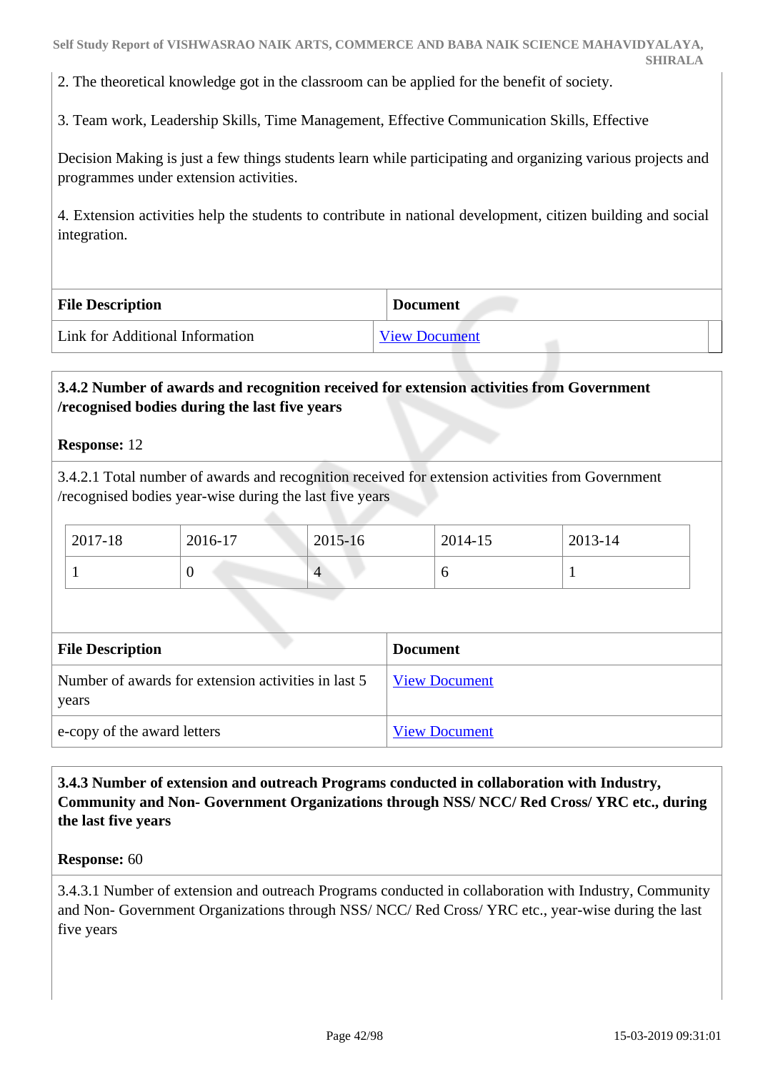2. The theoretical knowledge got in the classroom can be applied for the benefit of society.

3. Team work, Leadership Skills, Time Management, Effective Communication Skills, Effective

Decision Making is just a few things students learn while participating and organizing various projects and programmes under extension activities.

4. Extension activities help the students to contribute in national development, citizen building and social integration.

| File Description | Document |
|---|---|
| Link for Additional Information | View Document |

**3.4.2 Number of awards and recognition received for extension activities from Government /recognised bodies during the last five years**

**Response:** 12

3.4.2.1 Total number of awards and recognition received for extension activities from Government /recognised bodies year-wise during the last five years

| 2017-18 | 2016-17 | 2015-16 | 2014-15 | 2013-14 |
|---|---|---|---|---|
| 1 | 0 | 4 | 6 | 1 |

| File Description | Document |
|---|---|
| Number of awards for extension activities in last 5 years | View Document |
| e-copy of the award letters | View Document |

**3.4.3 Number of extension and outreach Programs conducted in collaboration with Industry, Community and Non- Government Organizations through NSS/ NCC/ Red Cross/ YRC etc., during the last five years**

**Response:** 60

3.4.3.1 Number of extension and outreach Programs conducted in collaboration with Industry, Community and Non- Government Organizations through NSS/ NCC/ Red Cross/ YRC etc., year-wise during the last five years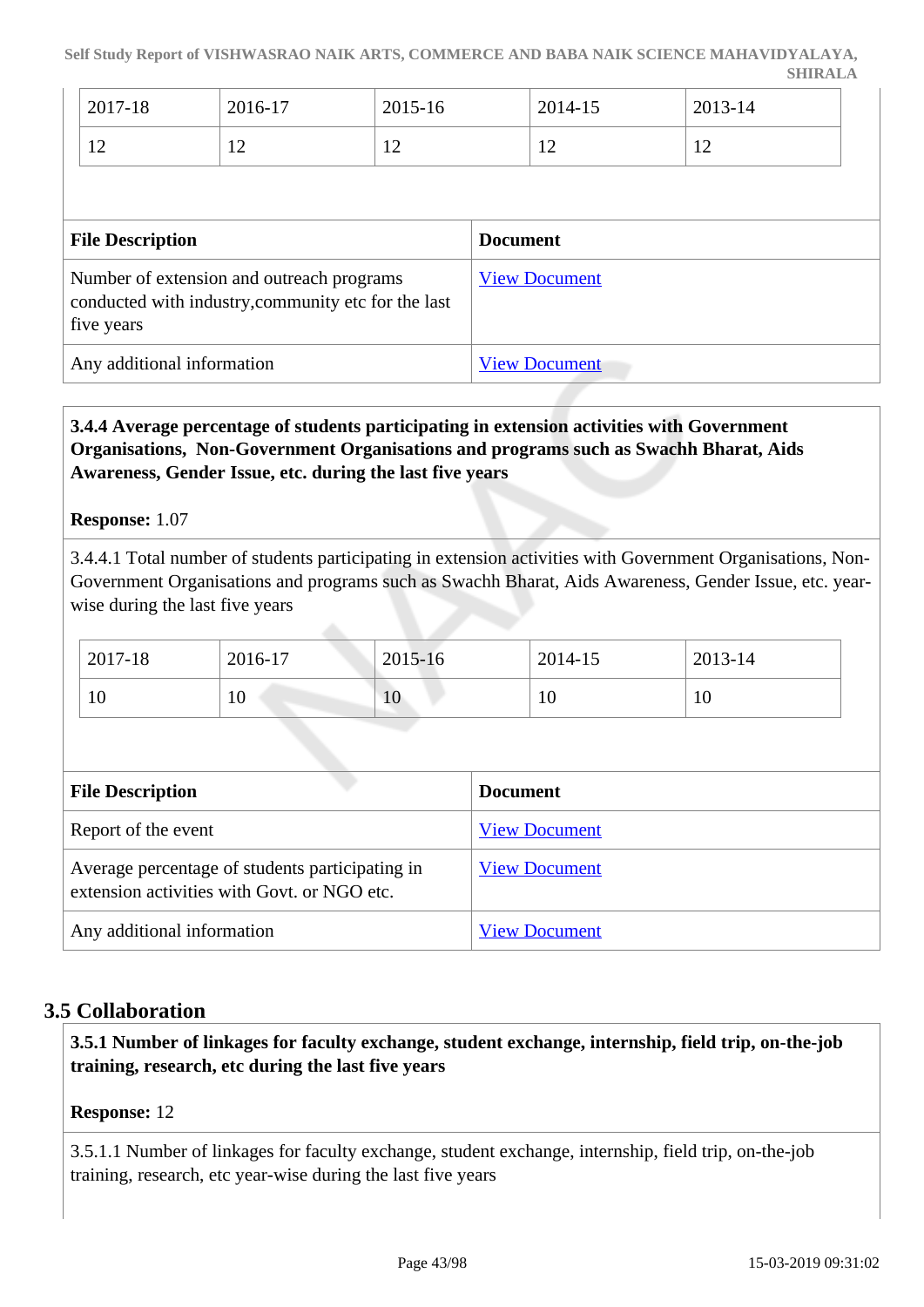| 2017-18 | 2016-17 | 2015-16 | 2014-15 | 2013-14 |
|---|---|---|---|---|
| 12 | 12 | 12 | 12 | 12 |

| File Description | Document |
|---|---|
| Number of extension and outreach programs conducted with industry,community etc for the last five years | View Document |
| Any additional information | View Document |

**3.4.4 Average percentage of students participating in extension activities with Government Organisations, Non-Government Organisations and programs such as Swachh Bharat, Aids Awareness, Gender Issue, etc. during the last five years**

**Response:** 1.07

3.4.4.1 Total number of students participating in extension activities with Government Organisations, Non-Government Organisations and programs such as Swachh Bharat, Aids Awareness, Gender Issue, etc. year-wise during the last five years

| 2017-18 | 2016-17 | 2015-16 | 2014-15 | 2013-14 |
|---|---|---|---|---|
| 10 | 10 | 10 | 10 | 10 |

| File Description | Document |
|---|---|
| Report of the event | View Document |
| Average percentage of students participating in extension activities with Govt. or NGO etc. | View Document |
| Any additional information | View Document |

## 3.5 Collaboration

**3.5.1 Number of linkages for faculty exchange, student exchange, internship, field trip, on-the-job training, research, etc during the last five years**

**Response:** 12

3.5.1.1 Number of linkages for faculty exchange, student exchange, internship, field trip, on-the-job training, research, etc year-wise during the last five years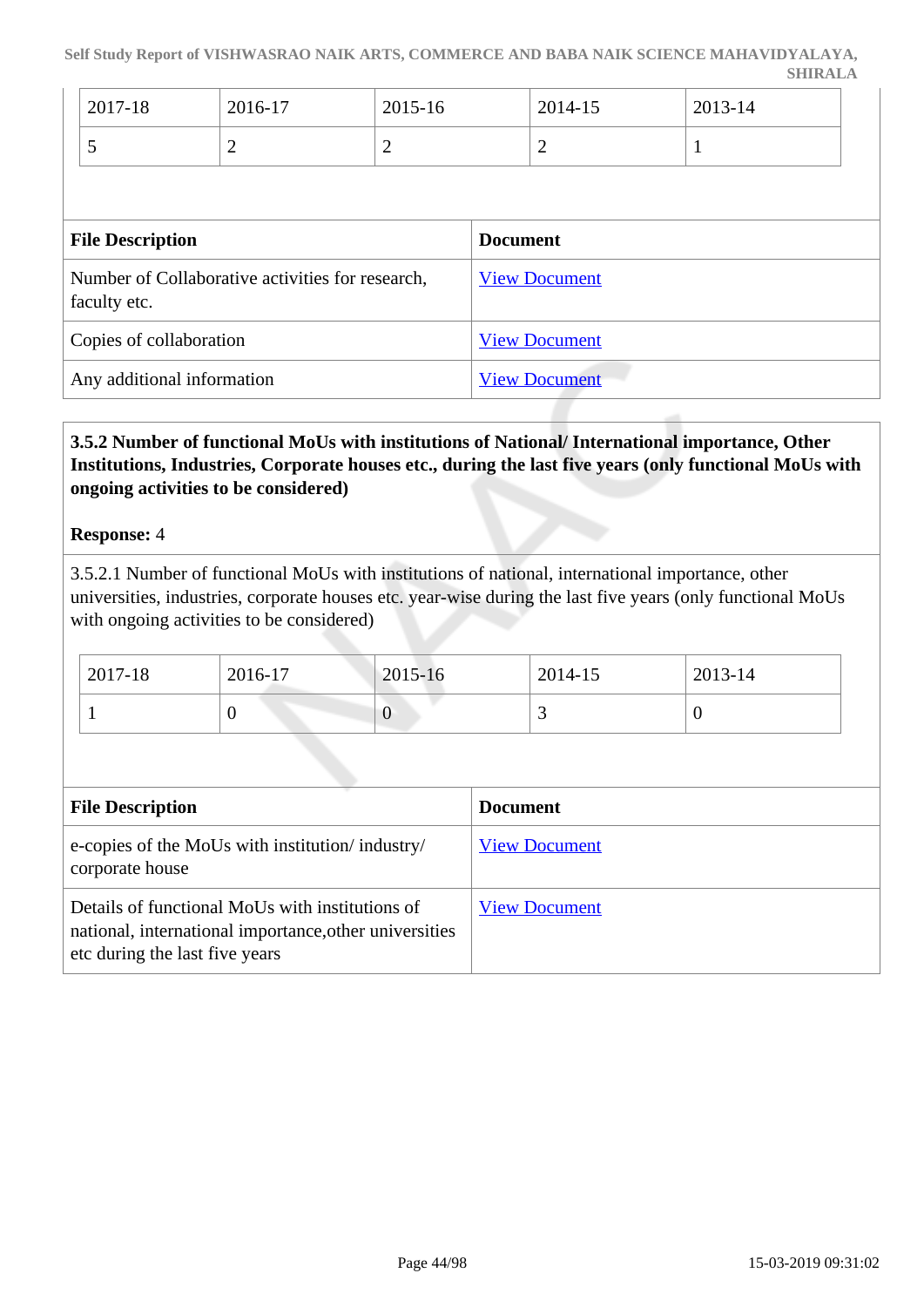| 2017-18 | 2016-17 | 2015-16 | 2014-15 | 2013-14 |
|---|---|---|---|---|
| 5 | 2 | 2 | 2 | 1 |

| File Description | Document |
|---|---|
| Number of Collaborative activities for research, faculty etc. | View Document |
| Copies of collaboration | View Document |
| Any additional information | View Document |

**3.5.2 Number of functional MoUs with institutions of National/ International importance, Other Institutions, Industries, Corporate houses etc., during the last five years (only functional MoUs with ongoing activities to be considered)**

**Response:** 4

3.5.2.1 Number of functional MoUs with institutions of national, international importance, other universities, industries, corporate houses etc. year-wise during the last five years (only functional MoUs with ongoing activities to be considered)

| 2017-18 | 2016-17 | 2015-16 | 2014-15 | 2013-14 |
|---|---|---|---|---|
| 1 | 0 | 0 | 3 | 0 |

| File Description | Document |
|---|---|
| e-copies of the MoUs with institution/ industry/ corporate house | View Document |
| Details of functional MoUs with institutions of national, international importance,other universities etc during the last five years | View Document |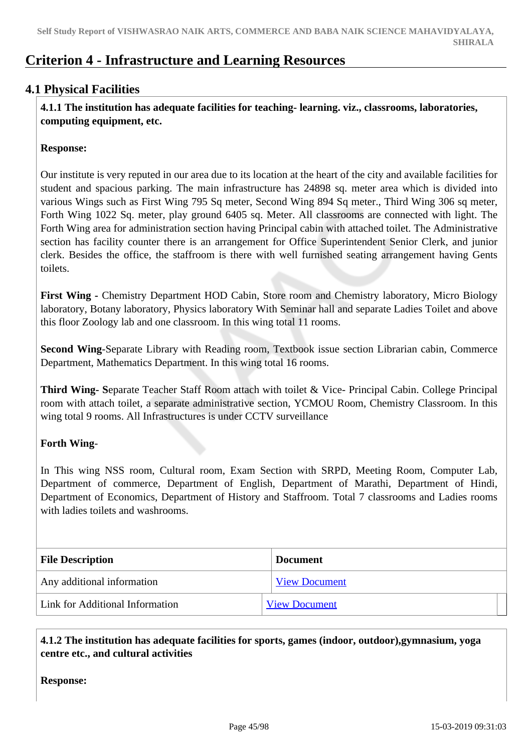# Criterion 4 - Infrastructure and Learning Resources

## 4.1 Physical Facilities

**4.1.1 The institution has adequate facilities for teaching- learning. viz., classrooms, laboratories, computing equipment, etc.**

**Response:**

Our institute is very reputed in our area due to its location at the heart of the city and available facilities for student and spacious parking. The main infrastructure has 24898 sq. meter area which is divided into various Wings such as First Wing 795 Sq meter, Second Wing 894 Sq meter., Third Wing 306 sq meter, Forth Wing 1022 Sq. meter, play ground 6405 sq. Meter. All classrooms are connected with light. The Forth Wing area for administration section having Principal cabin with attached toilet. The Administrative section has facility counter there is an arrangement for Office Superintendent Senior Clerk, and junior clerk. Besides the office, the staffroom is there with well furnished seating arrangement having Gents toilets.

**First Wing -** Chemistry Department HOD Cabin, Store room and Chemistry laboratory, Micro Biology laboratory, Botany laboratory, Physics laboratory With Seminar hall and separate Ladies Toilet and above this floor Zoology lab and one classroom. In this wing total 11 rooms.

**Second Wing**-Separate Library with Reading room, Textbook issue section Librarian cabin, Commerce Department, Mathematics Department. In this wing total 16 rooms.

**Third Wing- S**eparate Teacher Staff Room attach with toilet & Vice- Principal Cabin. College Principal room with attach toilet, a separate administrative section, YCMOU Room, Chemistry Classroom. In this wing total 9 rooms. All Infrastructures is under CCTV surveillance

**Forth Wing**-

In This wing NSS room, Cultural room, Exam Section with SRPD, Meeting Room, Computer Lab, Department of commerce, Department of English, Department of Marathi, Department of Hindi, Department of Economics, Department of History and Staffroom. Total 7 classrooms and Ladies rooms with ladies toilets and washrooms.

| File Description | Document |
|---|---|
| Any additional information | View Document |
| Link for Additional Information | View Document |

**4.1.2 The institution has adequate facilities for sports, games (indoor, outdoor),gymnasium, yoga centre etc., and cultural activities**

**Response:**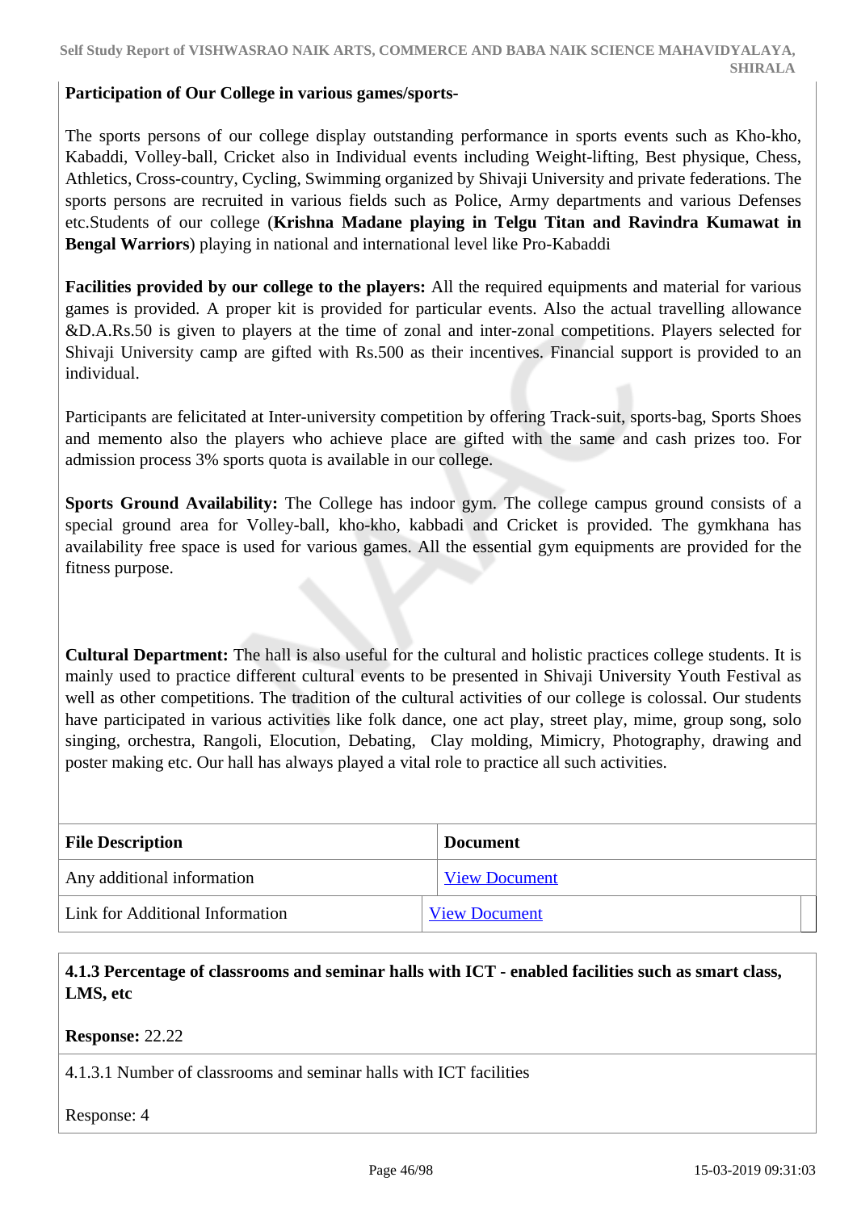**Participation of Our College in various games/sports-**

The sports persons of our college display outstanding performance in sports events such as Kho-kho, Kabaddi, Volley-ball, Cricket also in Individual events including Weight-lifting, Best physique, Chess, Athletics, Cross-country, Cycling, Swimming organized by Shivaji University and private federations. The sports persons are recruited in various fields such as Police, Army departments and various Defenses etc.Students of our college (**Krishna Madane playing in Telgu Titan and Ravindra Kumawat in Bengal Warriors**) playing in national and international level like Pro-Kabaddi

**Facilities provided by our college to the players:** All the required equipments and material for various games is provided. A proper kit is provided for particular events. Also the actual travelling allowance &D.A.Rs.50 is given to players at the time of zonal and inter-zonal competitions. Players selected for Shivaji University camp are gifted with Rs.500 as their incentives. Financial support is provided to an individual.

Participants are felicitated at Inter-university competition by offering Track-suit, sports-bag, Sports Shoes and memento also the players who achieve place are gifted with the same and cash prizes too. For admission process 3% sports quota is available in our college.

**Sports Ground Availability:** The College has indoor gym. The college campus ground consists of a special ground area for Volley-ball, kho-kho, kabbadi and Cricket is provided. The gymkhana has availability free space is used for various games. All the essential gym equipments are provided for the fitness purpose.

**Cultural Department:** The hall is also useful for the cultural and holistic practices college students. It is mainly used to practice different cultural events to be presented in Shivaji University Youth Festival as well as other competitions. The tradition of the cultural activities of our college is colossal. Our students have participated in various activities like folk dance, one act play, street play, mime, group song, solo singing, orchestra, Rangoli, Elocution, Debating, Clay molding, Mimicry, Photography, drawing and poster making etc. Our hall has always played a vital role to practice all such activities.

| File Description | Document |
|---|---|
| Any additional information | View Document |
| Link for Additional Information | View Document |

**4.1.3 Percentage of classrooms and seminar halls with ICT - enabled facilities such as smart class, LMS, etc**

**Response:** 22.22

4.1.3.1 Number of classrooms and seminar halls with ICT facilities

Response: 4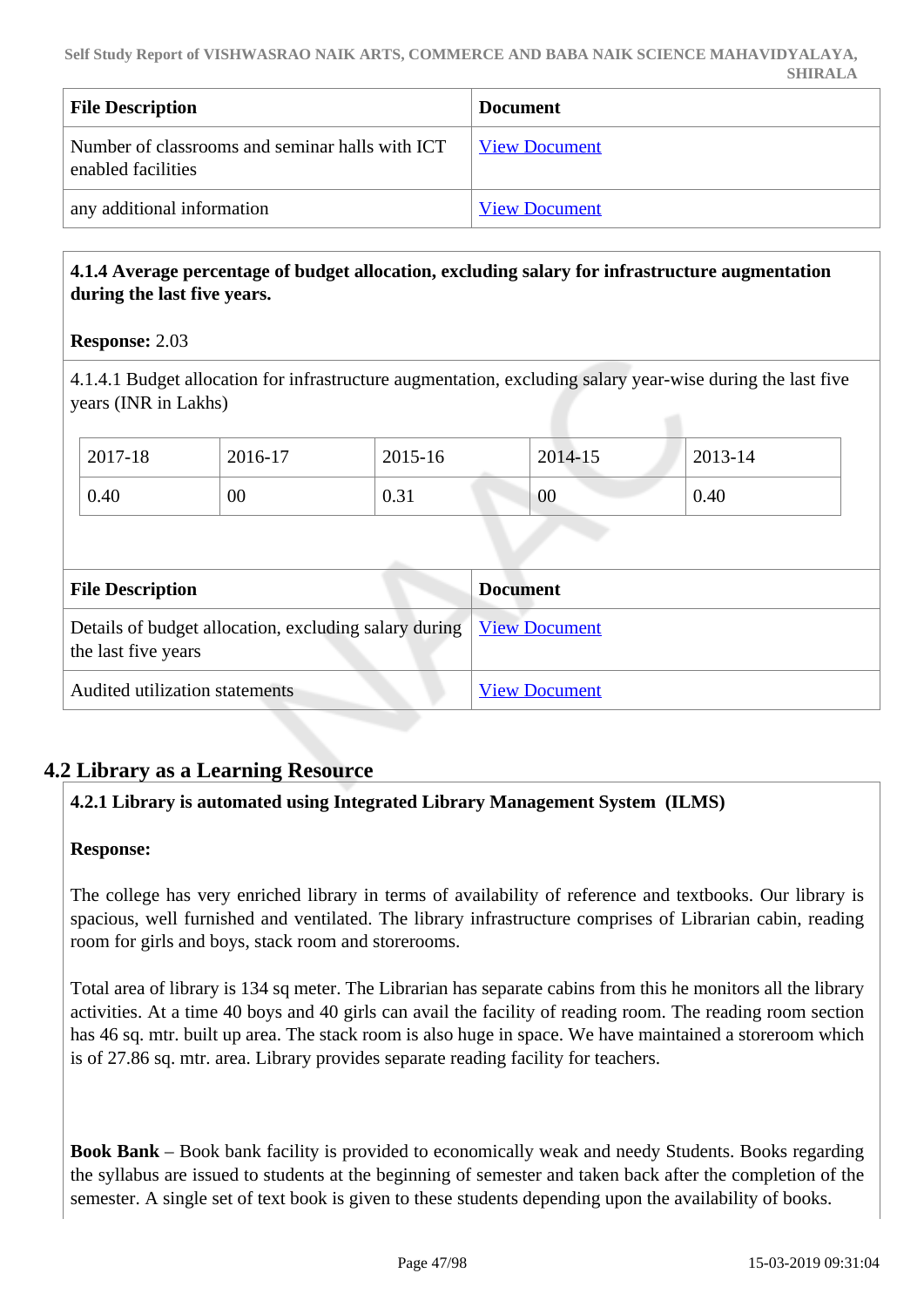| File Description | Document |
| --- | --- |
| Number of classrooms and seminar halls with ICT enabled facilities | View Document |
| any additional information | View Document |

**4.1.4 Average percentage of budget allocation, excluding salary for infrastructure augmentation during the last five years.**

**Response:** 2.03

4.1.4.1 Budget allocation for infrastructure augmentation, excluding salary year-wise during the last five years (INR in Lakhs)

| 2017-18 | 2016-17 | 2015-16 | 2014-15 | 2013-14 |
| --- | --- | --- | --- | --- |
| 0.40 | 00 | 0.31 | 00 | 0.40 |

| File Description | Document |
| --- | --- |
| Details of budget allocation, excluding salary during the last five years | View Document |
| Audited utilization statements | View Document |

## 4.2 Library as a Learning Resource

**4.2.1 Library is automated using Integrated Library Management System (ILMS)**

**Response:**

The college has very enriched library in terms of availability of reference and textbooks. Our library is spacious, well furnished and ventilated. The library infrastructure comprises of Librarian cabin, reading room for girls and boys, stack room and storerooms.

Total area of library is 134 sq meter. The Librarian has separate cabins from this he monitors all the library activities. At a time 40 boys and 40 girls can avail the facility of reading room. The reading room section has 46 sq. mtr. built up area. The stack room is also huge in space. We have maintained a storeroom which is of 27.86 sq. mtr. area. Library provides separate reading facility for teachers.

**Book Bank** – Book bank facility is provided to economically weak and needy Students. Books regarding the syllabus are issued to students at the beginning of semester and taken back after the completion of the semester. A single set of text book is given to these students depending upon the availability of books.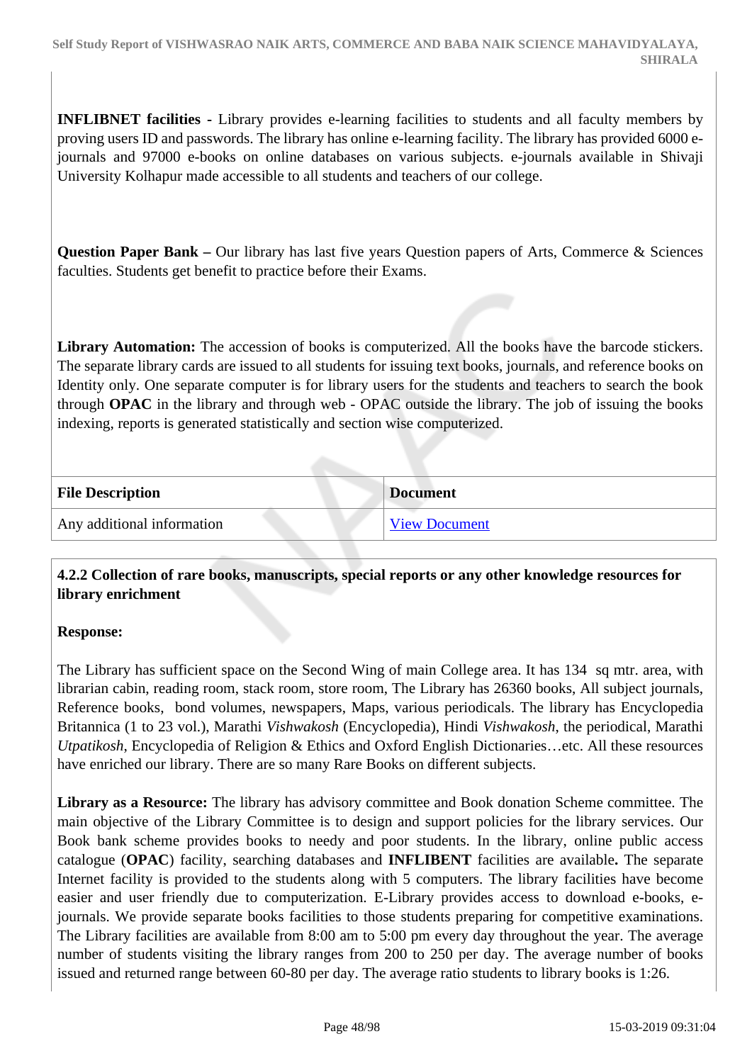**INFLIBNET facilities -** Library provides e-learning facilities to students and all faculty members by proving users ID and passwords. The library has online e-learning facility. The library has provided 6000 e-journals and 97000 e-books on online databases on various subjects. e-journals available in Shivaji University Kolhapur made accessible to all students and teachers of our college.

**Question Paper Bank –** Our library has last five years Question papers of Arts, Commerce & Sciences faculties. Students get benefit to practice before their Exams.

**Library Automation:** The accession of books is computerized. All the books have the barcode stickers. The separate library cards are issued to all students for issuing text books, journals, and reference books on Identity only. One separate computer is for library users for the students and teachers to search the book through **OPAC** in the library and through web - OPAC outside the library. The job of issuing the books indexing, reports is generated statistically and section wise computerized.

| File Description | Document |
|---|---|
| Any additional information | View Document |

**4.2.2 Collection of rare books, manuscripts, special reports or any other knowledge resources for library enrichment**

**Response:**

The Library has sufficient space on the Second Wing of main College area. It has 134 sq mtr. area, with librarian cabin, reading room, stack room, store room, The Library has 26360 books, All subject journals, Reference books, bond volumes, newspapers, Maps, various periodicals. The library has Encyclopedia Britannica (1 to 23 vol.), Marathi *Vishwakosh* (Encyclopedia), Hindi *Vishwakosh*, the periodical, Marathi *Utpatikosh*, Encyclopedia of Religion & Ethics and Oxford English Dictionaries…etc. All these resources have enriched our library. There are so many Rare Books on different subjects.

**Library as a Resource:** The library has advisory committee and Book donation Scheme committee. The main objective of the Library Committee is to design and support policies for the library services. Our Book bank scheme provides books to needy and poor students. In the library, online public access catalogue (**OPAC**) facility, searching databases and **INFLIBENT** facilities are available**.** The separate Internet facility is provided to the students along with 5 computers. The library facilities have become easier and user friendly due to computerization. E-Library provides access to download e-books, e-journals. We provide separate books facilities to those students preparing for competitive examinations. The Library facilities are available from 8:00 am to 5:00 pm every day throughout the year. The average number of students visiting the library ranges from 200 to 250 per day. The average number of books issued and returned range between 60-80 per day. The average ratio students to library books is 1:26.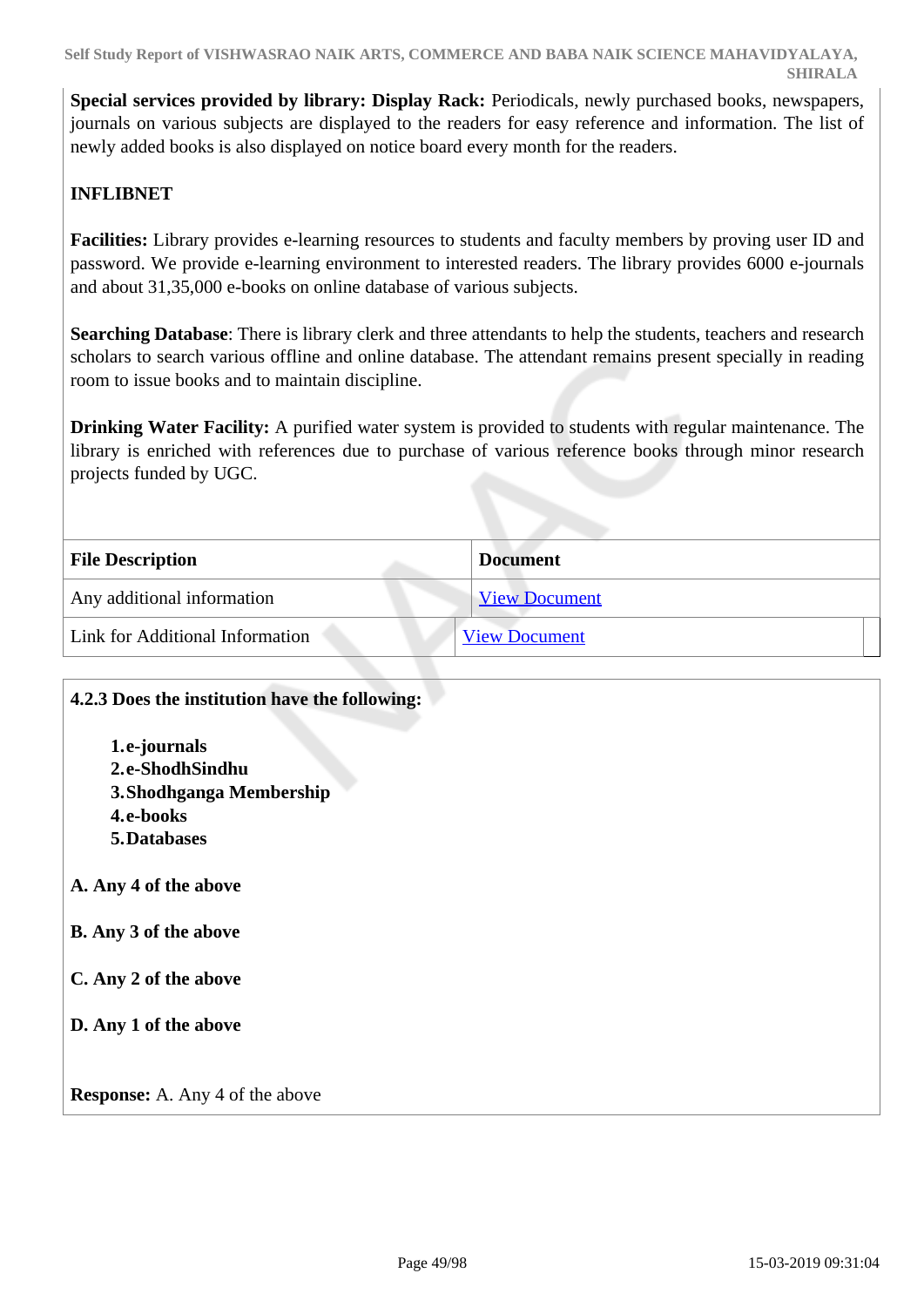**Special services provided by library: Display Rack:** Periodicals, newly purchased books, newspapers, journals on various subjects are displayed to the readers for easy reference and information. The list of newly added books is also displayed on notice board every month for the readers.

**INFLIBNET**

**Facilities:** Library provides e-learning resources to students and faculty members by proving user ID and password. We provide e-learning environment to interested readers. The library provides 6000 e-journals and about 31,35,000 e-books on online database of various subjects.

**Searching Database**: There is library clerk and three attendants to help the students, teachers and research scholars to search various offline and online database. The attendant remains present specially in reading room to issue books and to maintain discipline.

**Drinking Water Facility:** A purified water system is provided to students with regular maintenance. The library is enriched with references due to purchase of various reference books through minor research projects funded by UGC.

| File Description | Document |
|---|---|
| Any additional information | View Document |
| Link for Additional Information | View Document |

**4.2.3 Does the institution have the following:**

1. **e-journals**
2. **e-ShodhSindhu**
3. **Shodhganga Membership**
4. **e-books**
5. **Databases**

**A. Any 4 of the above**

**B. Any 3 of the above**

**C. Any 2 of the above**

**D. Any 1 of the above**

**Response:** A. Any 4 of the above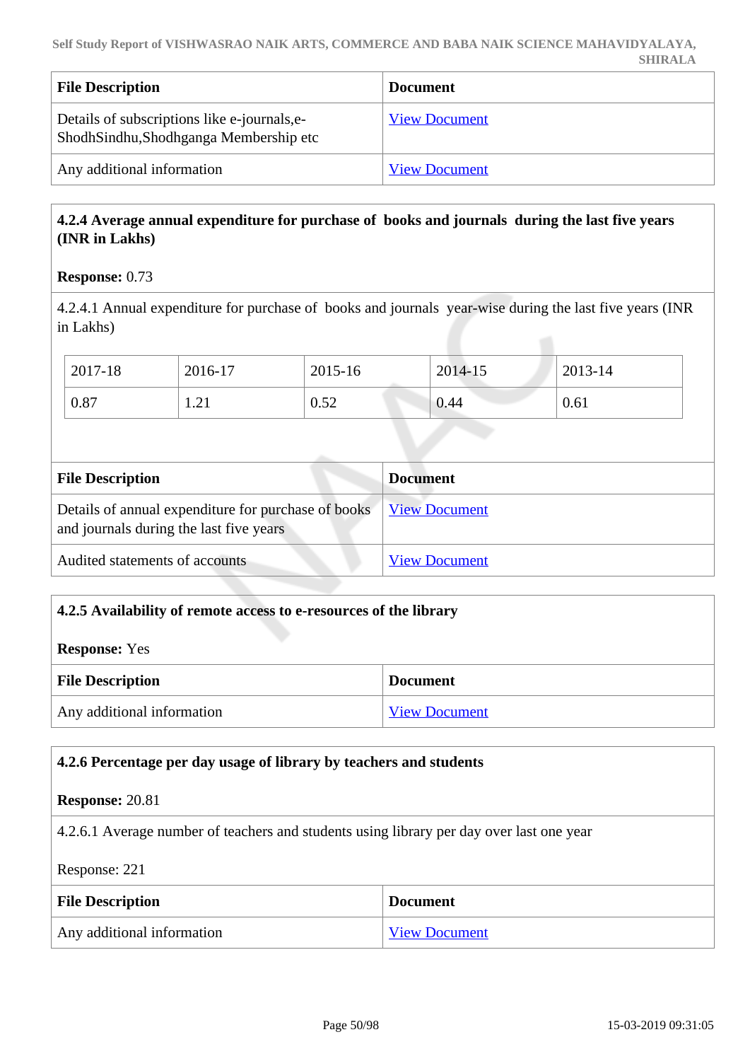| File Description | Document |
|---|---|
| Details of subscriptions like e-journals,e-ShodhSindhu,Shodhganga Membership etc | View Document |
| Any additional information | View Document |

**4.2.4 Average annual expenditure for purchase of books and journals during the last five years (INR in Lakhs)**

**Response:** 0.73

4.2.4.1 Annual expenditure for purchase of books and journals year-wise during the last five years (INR in Lakhs)

| 2017-18 | 2016-17 | 2015-16 | 2014-15 | 2013-14 |
|---|---|---|---|---|
| 0.87 | 1.21 | 0.52 | 0.44 | 0.61 |

| File Description | Document |
|---|---|
| Details of annual expenditure for purchase of books and journals during the last five years | View Document |
| Audited statements of accounts | View Document |

**4.2.5 Availability of remote access to e-resources of the library**

**Response:** Yes

| File Description | Document |
|---|---|
| Any additional information | View Document |

**4.2.6 Percentage per day usage of library by teachers and students**

**Response:** 20.81

4.2.6.1 Average number of teachers and students using library per day over last one year

Response: 221

| File Description | Document |
|---|---|
| Any additional information | View Document |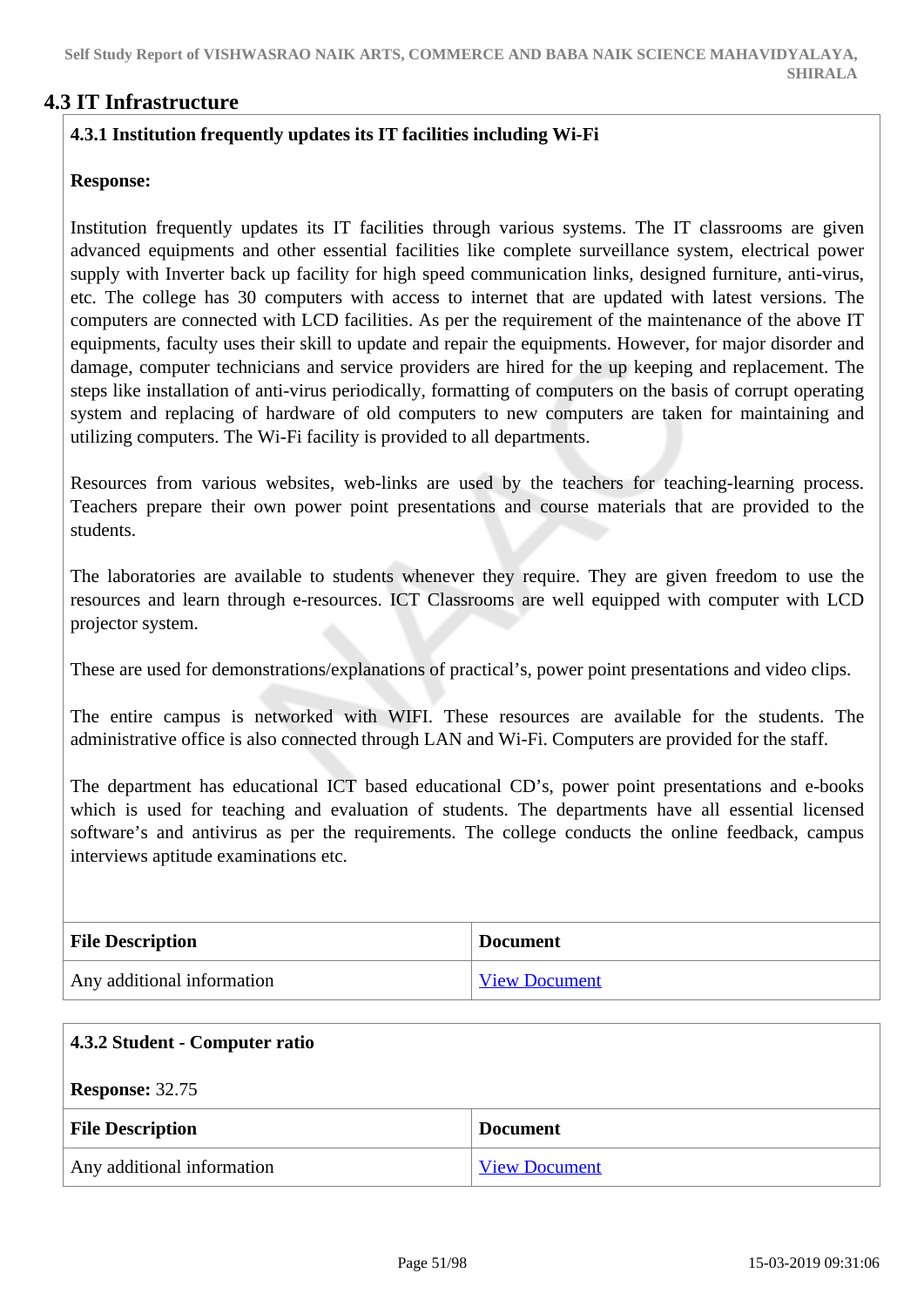## 4.3 IT Infrastructure

**4.3.1 Institution frequently updates its IT facilities including Wi-Fi**

**Response:**

Institution frequently updates its IT facilities through various systems. The IT classrooms are given advanced equipments and other essential facilities like complete surveillance system, electrical power supply with Inverter back up facility for high speed communication links, designed furniture, anti-virus, etc. The college has 30 computers with access to internet that are updated with latest versions. The computers are connected with LCD facilities. As per the requirement of the maintenance of the above IT equipments, faculty uses their skill to update and repair the equipments. However, for major disorder and damage, computer technicians and service providers are hired for the up keeping and replacement. The steps like installation of anti-virus periodically, formatting of computers on the basis of corrupt operating system and replacing of hardware of old computers to new computers are taken for maintaining and utilizing computers. The Wi-Fi facility is provided to all departments.

Resources from various websites, web-links are used by the teachers for teaching-learning process. Teachers prepare their own power point presentations and course materials that are provided to the students.

The laboratories are available to students whenever they require. They are given freedom to use the resources and learn through e-resources. ICT Classrooms are well equipped with computer with LCD projector system.

These are used for demonstrations/explanations of practical's, power point presentations and video clips.

The entire campus is networked with WIFI. These resources are available for the students. The administrative office is also connected through LAN and Wi-Fi. Computers are provided for the staff.

The department has educational ICT based educational CD's, power point presentations and e-books which is used for teaching and evaluation of students. The departments have all essential licensed software's and antivirus as per the requirements. The college conducts the online feedback, campus interviews aptitude examinations etc.

| File Description | Document |
|---|---|
| Any additional information | View Document |

**4.3.2 Student - Computer ratio**

**Response:** 32.75

| File Description | Document |
|---|---|
| Any additional information | View Document |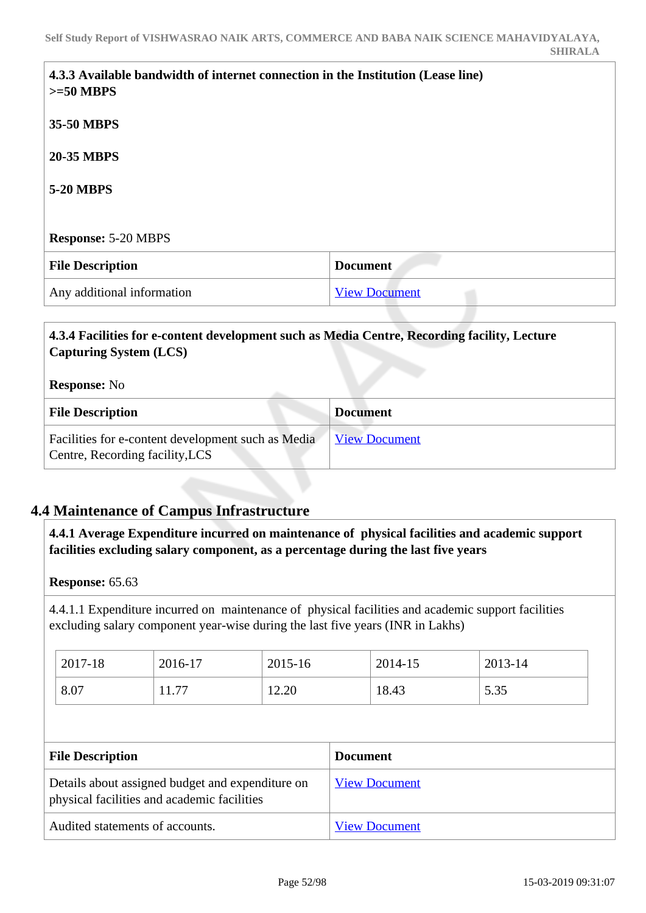**4.3.3 Available bandwidth of internet connection in the Institution (Lease line)**
**>=50 MBPS**

**35-50 MBPS**

**20-35 MBPS**

**5-20 MBPS**

**Response:** 5-20 MBPS

| File Description | Document |
|---|---|
| Any additional information | View Document |

**4.3.4 Facilities for e-content development such as Media Centre, Recording facility, Lecture Capturing System (LCS)**

**Response:** No

| File Description | Document |
|---|---|
| Facilities for e-content development such as Media Centre, Recording facility,LCS | View Document |

## 4.4 Maintenance of Campus Infrastructure

**4.4.1 Average Expenditure incurred on maintenance of physical facilities and academic support facilities excluding salary component, as a percentage during the last five years**

**Response:** 65.63

4.4.1.1 Expenditure incurred on maintenance of physical facilities and academic support facilities excluding salary component year-wise during the last five years (INR in Lakhs)

| 2017-18 | 2016-17 | 2015-16 | 2014-15 | 2013-14 |
|---|---|---|---|---|
| 8.07 | 11.77 | 12.20 | 18.43 | 5.35 |

| File Description | Document |
|---|---|
| Details about assigned budget and expenditure on physical facilities and academic facilities | View Document |
| Audited statements of accounts. | View Document |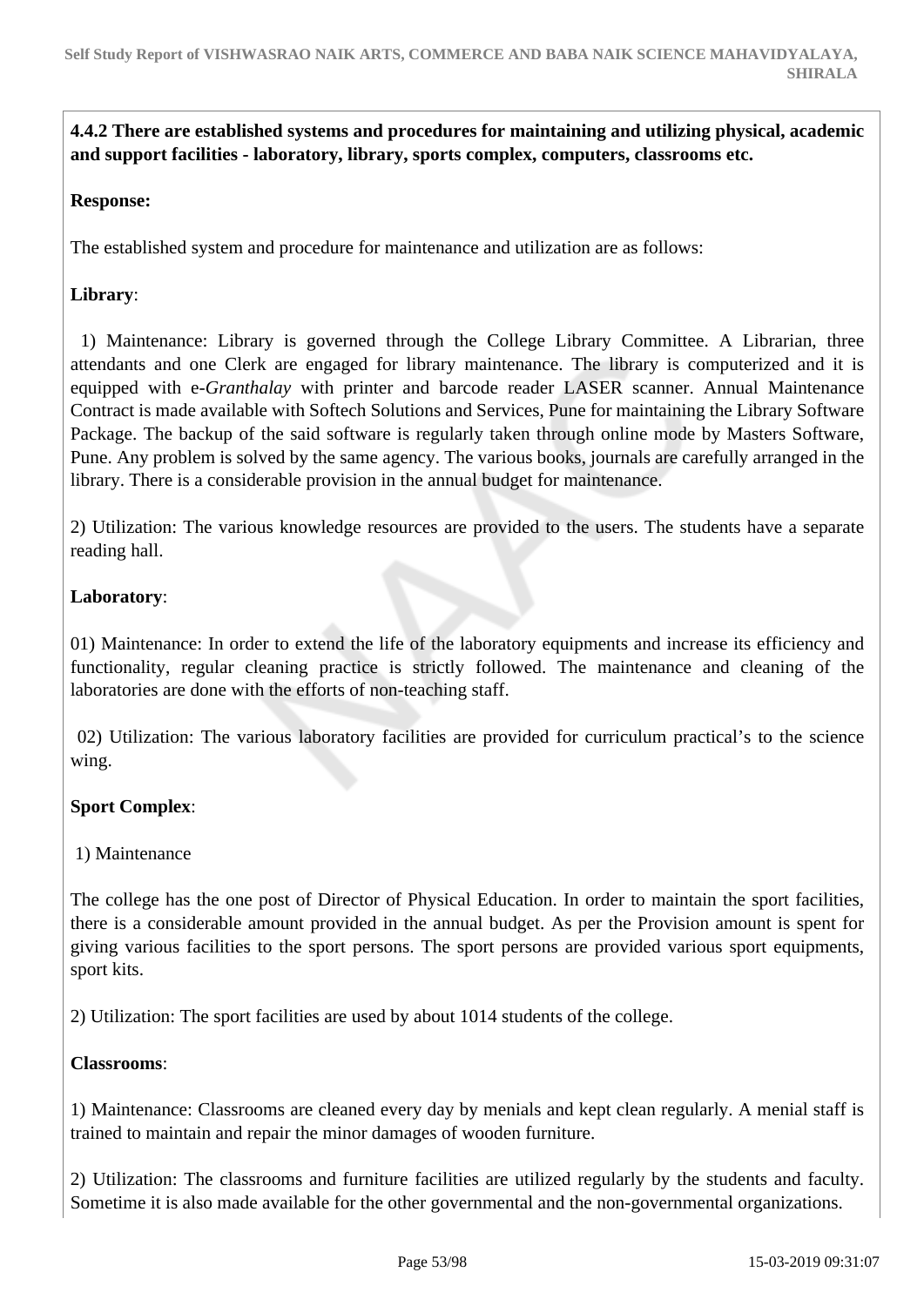**4.4.2 There are established systems and procedures for maintaining and utilizing physical, academic and support facilities - laboratory, library, sports complex, computers, classrooms etc.**

**Response:**

The established system and procedure for maintenance and utilization are as follows:

**Library**:

1) Maintenance: Library is governed through the College Library Committee. A Librarian, three attendants and one Clerk are engaged for library maintenance. The library is computerized and it is equipped with e-*Granthalay* with printer and barcode reader LASER scanner. Annual Maintenance Contract is made available with Softech Solutions and Services, Pune for maintaining the Library Software Package. The backup of the said software is regularly taken through online mode by Masters Software, Pune. Any problem is solved by the same agency. The various books, journals are carefully arranged in the library. There is a considerable provision in the annual budget for maintenance.

2) Utilization: The various knowledge resources are provided to the users. The students have a separate reading hall.

**Laboratory**:

01) Maintenance: In order to extend the life of the laboratory equipments and increase its efficiency and functionality, regular cleaning practice is strictly followed. The maintenance and cleaning of the laboratories are done with the efforts of non-teaching staff.

02) Utilization: The various laboratory facilities are provided for curriculum practical's to the science wing.

**Sport Complex**:

1) Maintenance

The college has the one post of Director of Physical Education. In order to maintain the sport facilities, there is a considerable amount provided in the annual budget. As per the Provision amount is spent for giving various facilities to the sport persons. The sport persons are provided various sport equipments, sport kits.

2) Utilization: The sport facilities are used by about 1014 students of the college.

**Classrooms**:

1) Maintenance: Classrooms are cleaned every day by menials and kept clean regularly. A menial staff is trained to maintain and repair the minor damages of wooden furniture.

2) Utilization: The classrooms and furniture facilities are utilized regularly by the students and faculty. Sometime it is also made available for the other governmental and the non-governmental organizations.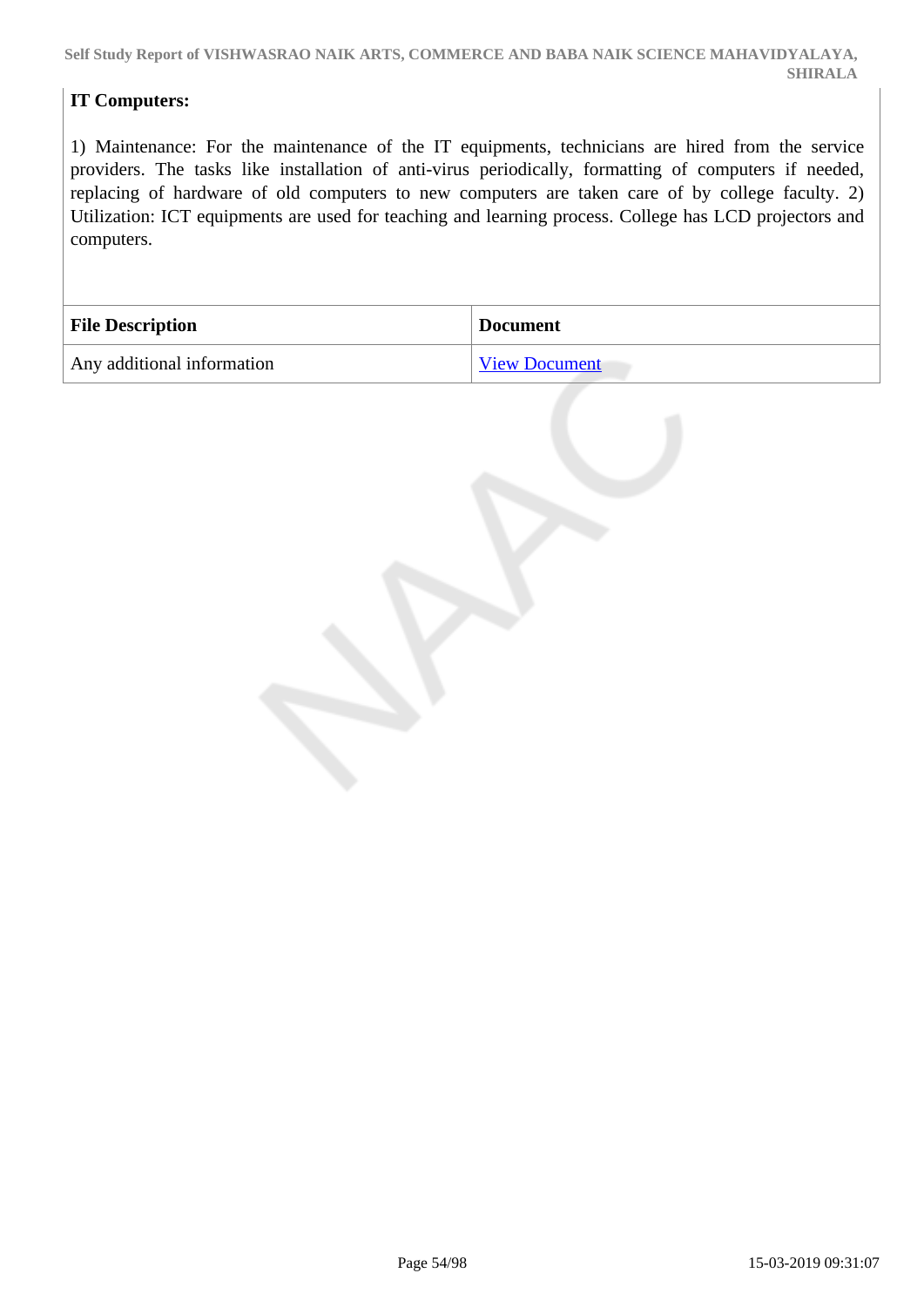**IT Computers:**

1) Maintenance: For the maintenance of the IT equipments, technicians are hired from the service providers. The tasks like installation of anti-virus periodically, formatting of computers if needed, replacing of hardware of old computers to new computers are taken care of by college faculty. 2) Utilization: ICT equipments are used for teaching and learning process. College has LCD projectors and computers.

| File Description | Document |
|---|---|
| Any additional information | View Document |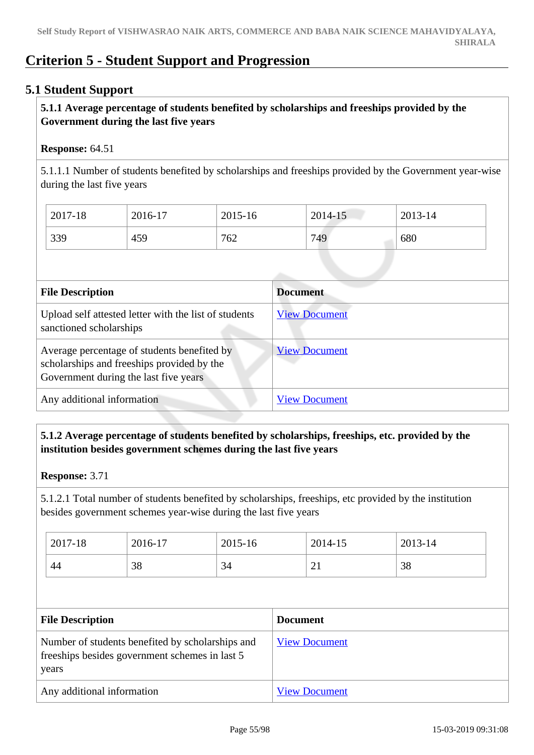# Criterion 5 - Student Support and Progression

## 5.1 Student Support

**5.1.1 Average percentage of students benefited by scholarships and freeships provided by the Government during the last five years**

**Response:** 64.51

5.1.1.1 Number of students benefited by scholarships and freeships provided by the Government year-wise during the last five years

| 2017-18 | 2016-17 | 2015-16 | 2014-15 | 2013-14 |
|---|---|---|---|---|
| 339 | 459 | 762 | 749 | 680 |

| File Description | Document |
|---|---|
| Upload self attested letter with the list of students sanctioned scholarships | View Document |
| Average percentage of students benefited by scholarships and freeships provided by the Government during the last five years | View Document |
| Any additional information | View Document |

**5.1.2 Average percentage of students benefited by scholarships, freeships, etc. provided by the institution besides government schemes during the last five years**

**Response:** 3.71

5.1.2.1 Total number of students benefited by scholarships, freeships, etc provided by the institution besides government schemes year-wise during the last five years

| 2017-18 | 2016-17 | 2015-16 | 2014-15 | 2013-14 |
|---|---|---|---|---|
| 44 | 38 | 34 | 21 | 38 |

| File Description | Document |
|---|---|
| Number of students benefited by scholarships and freeships besides government schemes in last 5 years | View Document |
| Any additional information | View Document |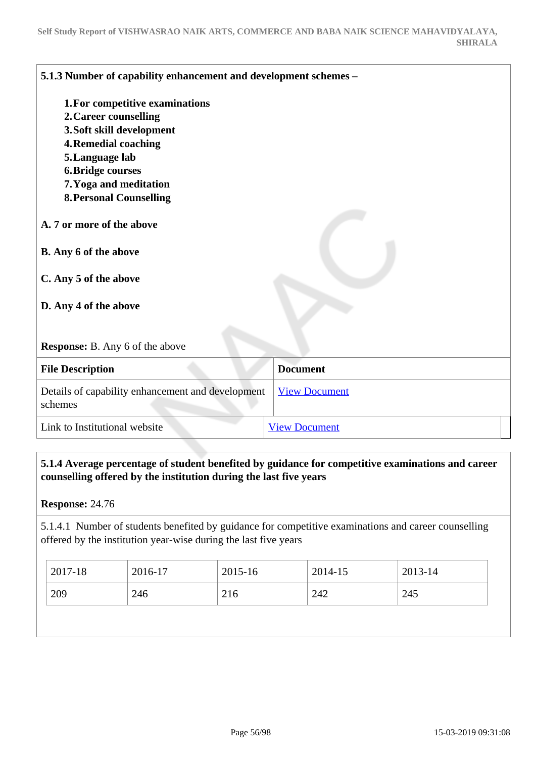**5.1.3 Number of capability enhancement and development schemes –**

1. **For competitive examinations**
2. **Career counselling**
3. **Soft skill development**
4. **Remedial coaching**
5. **Language lab**
6. **Bridge courses**
7. **Yoga and meditation**
8. **Personal Counselling**

**A. 7 or more of the above**

**B. Any 6 of the above**

**C. Any 5 of the above**

**D. Any 4 of the above**

**Response:** B. Any 6 of the above

| File Description | Document |
|---|---|
| Details of capability enhancement and development schemes | View Document |
| Link to Institutional website | View Document |

**5.1.4 Average percentage of student benefited by guidance for competitive examinations and career counselling offered by the institution during the last five years**

**Response:** 24.76

5.1.4.1 Number of students benefited by guidance for competitive examinations and career counselling offered by the institution year-wise during the last five years

| 2017-18 | 2016-17 | 2015-16 | 2014-15 | 2013-14 |
|---|---|---|---|---|
| 209 | 246 | 216 | 242 | 245 |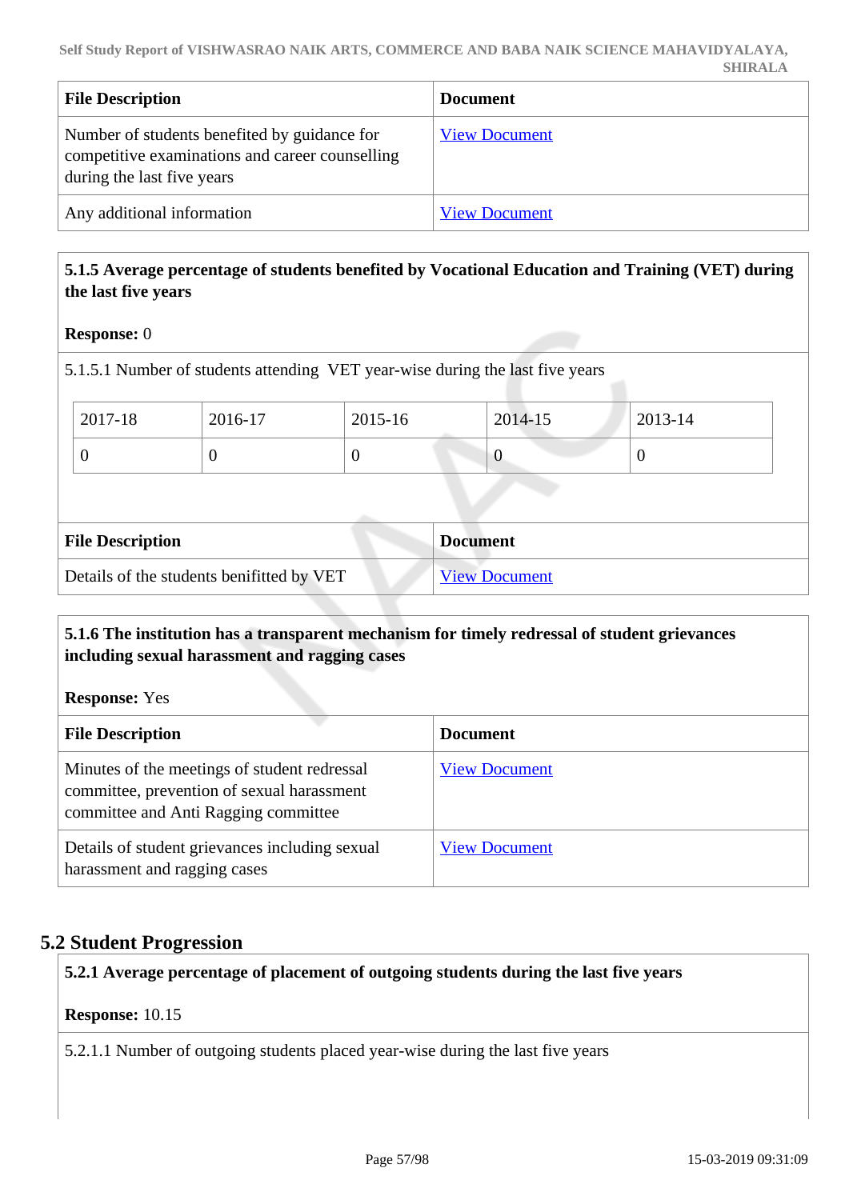| File Description | Document |
|---|---|
| Number of students benefited by guidance for competitive examinations and career counselling during the last five years | View Document |
| Any additional information | View Document |

**5.1.5 Average percentage of students benefited by Vocational Education and Training (VET) during the last five years**

**Response:** 0

5.1.5.1 Number of students attending VET year-wise during the last five years

| 2017-18 | 2016-17 | 2015-16 | 2014-15 | 2013-14 |
|---|---|---|---|---|
| 0 | 0 | 0 | 0 | 0 |

| File Description | Document |
|---|---|
| Details of the students benifitted by VET | View Document |

**5.1.6 The institution has a transparent mechanism for timely redressal of student grievances including sexual harassment and ragging cases**

**Response:** Yes

| File Description | Document |
|---|---|
| Minutes of the meetings of student redressal committee, prevention of sexual harassment committee and Anti Ragging committee | View Document |
| Details of student grievances including sexual harassment and ragging cases | View Document |

## 5.2 Student Progression

**5.2.1 Average percentage of placement of outgoing students during the last five years**

**Response:** 10.15

5.2.1.1 Number of outgoing students placed year-wise during the last five years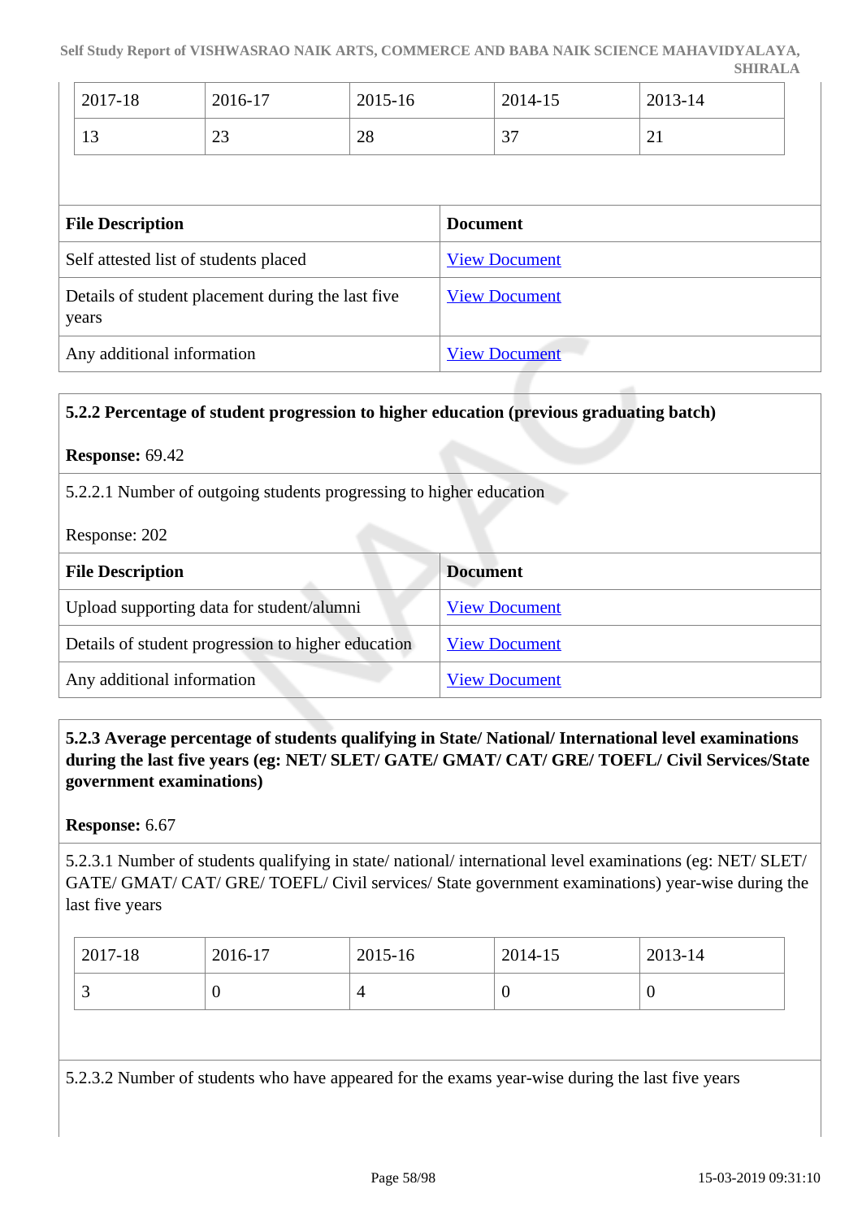| 2017-18 | 2016-17 | 2015-16 | 2014-15 | 2013-14 |
|---|---|---|---|---|
| 13 | 23 | 28 | 37 | 21 |

| File Description | Document |
|---|---|
| Self attested list of students placed | View Document |
| Details of student placement during the last five years | View Document |
| Any additional information | View Document |

**5.2.2 Percentage of student progression to higher education (previous graduating batch)**

**Response:** 69.42

5.2.2.1 Number of outgoing students progressing to higher education

Response: 202

| File Description | Document |
|---|---|
| Upload supporting data for student/alumni | View Document |
| Details of student progression to higher education | View Document |
| Any additional information | View Document |

**5.2.3 Average percentage of students qualifying in State/ National/ International level examinations during the last five years (eg: NET/ SLET/ GATE/ GMAT/ CAT/ GRE/ TOEFL/ Civil Services/State government examinations)**

**Response:** 6.67

5.2.3.1 Number of students qualifying in state/ national/ international level examinations (eg: NET/ SLET/ GATE/ GMAT/ CAT/ GRE/ TOEFL/ Civil services/ State government examinations) year-wise during the last five years

| 2017-18 | 2016-17 | 2015-16 | 2014-15 | 2013-14 |
|---|---|---|---|---|
| 3 | 0 | 4 | 0 | 0 |

5.2.3.2 Number of students who have appeared for the exams year-wise during the last five years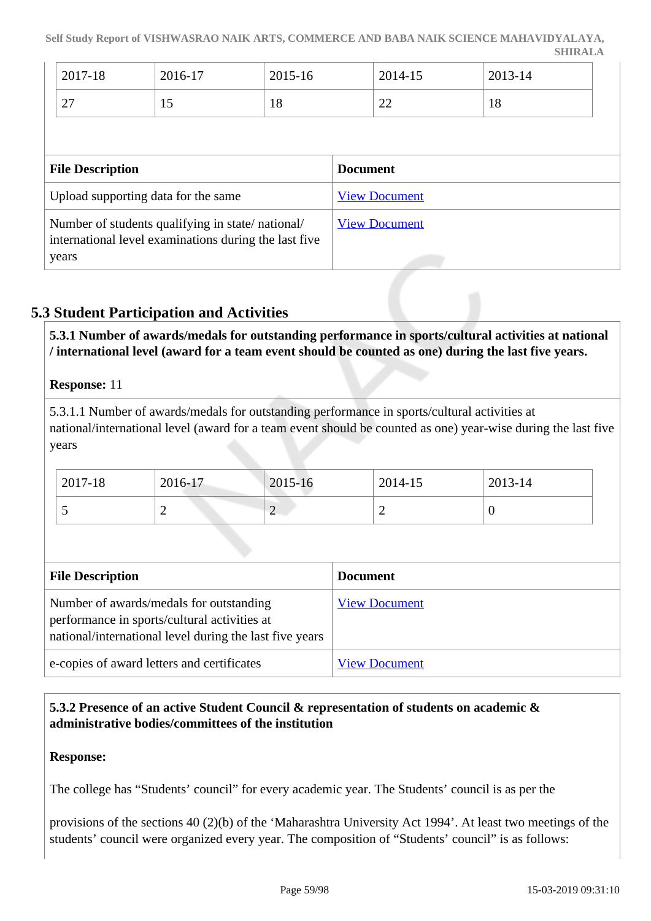| 2017-18 | 2016-17 | 2015-16 | 2014-15 | 2013-14 |
|---|---|---|---|---|
| 27 | 15 | 18 | 22 | 18 |

| File Description | Document |
|---|---|
| Upload supporting data for the same | View Document |
| Number of students qualifying in state/ national/ international level examinations during the last five years | View Document |

## 5.3 Student Participation and Activities

**5.3.1 Number of awards/medals for outstanding performance in sports/cultural activities at national / international level (award for a team event should be counted as one) during the last five years.**

**Response:** 11

5.3.1.1 Number of awards/medals for outstanding performance in sports/cultural activities at national/international level (award for a team event should be counted as one) year-wise during the last five years

| 2017-18 | 2016-17 | 2015-16 | 2014-15 | 2013-14 |
|---|---|---|---|---|
| 5 | 2 | 2 | 2 | 0 |

| File Description | Document |
|---|---|
| Number of awards/medals for outstanding performance in sports/cultural activities at national/international level during the last five years | View Document |
| e-copies of award letters and certificates | View Document |

**5.3.2 Presence of an active Student Council & representation of students on academic & administrative bodies/committees of the institution**

**Response:**

The college has "Students' council" for every academic year. The Students' council is as per the

provisions of the sections 40 (2)(b) of the 'Maharashtra University Act 1994'. At least two meetings of the students' council were organized every year. The composition of "Students' council" is as follows: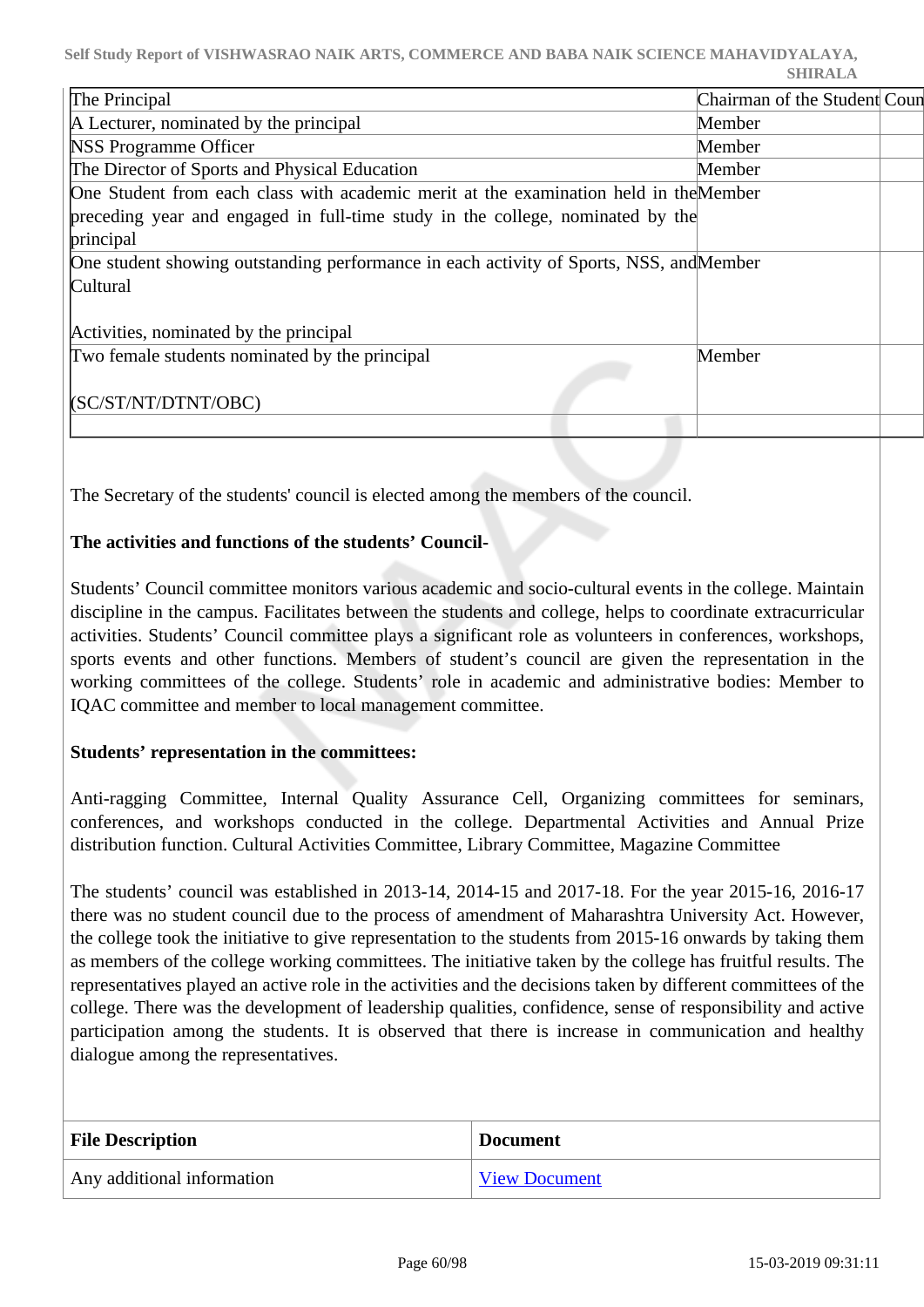| The Principal | Chairman of the Student Coun | |
|---|---|---|
| A Lecturer, nominated by the principal | Member | |
| NSS Programme Officer | Member | |
| The Director of Sports and Physical Education | Member | |
| One Student from each class with academic merit at the examination held in the preceding year and engaged in full-time study in the college, nominated by the principal | Member | |
| One student showing outstanding performance in each activity of Sports, NSS, and Cultural<br><br>Activities, nominated by the principal | Member | |
| Two female students nominated by the principal<br><br>(SC/ST/NT/DTNT/OBC) | Member | |
| | | |

The Secretary of the students' council is elected among the members of the council.

**The activities and functions of the students' Council-**

Students' Council committee monitors various academic and socio-cultural events in the college. Maintain discipline in the campus. Facilitates between the students and college, helps to coordinate extracurricular activities. Students' Council committee plays a significant role as volunteers in conferences, workshops, sports events and other functions. Members of student's council are given the representation in the working committees of the college. Students' role in academic and administrative bodies: Member to IQAC committee and member to local management committee.

**Students' representation in the committees:**

Anti-ragging Committee, Internal Quality Assurance Cell, Organizing committees for seminars, conferences, and workshops conducted in the college. Departmental Activities and Annual Prize distribution function. Cultural Activities Committee, Library Committee, Magazine Committee

The students' council was established in 2013-14, 2014-15 and 2017-18. For the year 2015-16, 2016-17 there was no student council due to the process of amendment of Maharashtra University Act. However, the college took the initiative to give representation to the students from 2015-16 onwards by taking them as members of the college working committees. The initiative taken by the college has fruitful results. The representatives played an active role in the activities and the decisions taken by different committees of the college. There was the development of leadership qualities, confidence, sense of responsibility and active participation among the students. It is observed that there is increase in communication and healthy dialogue among the representatives.

| File Description | Document |
|---|---|
| Any additional information | View Document |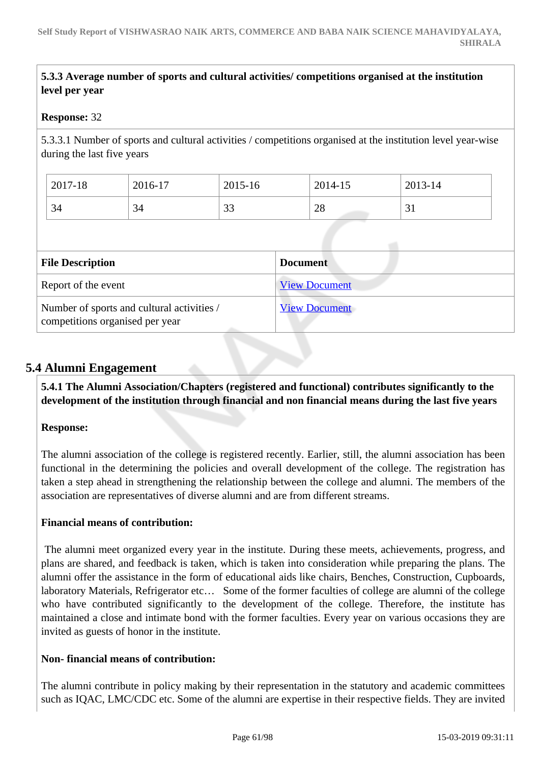**5.3.3 Average number of sports and cultural activities/ competitions organised at the institution level per year**

**Response:** 32

5.3.3.1 Number of sports and cultural activities / competitions organised at the institution level year-wise during the last five years

| 2017-18 | 2016-17 | 2015-16 | 2014-15 | 2013-14 |
|---|---|---|---|---|
| 34 | 34 | 33 | 28 | 31 |

| File Description | Document |
|---|---|
| Report of the event | View Document |
| Number of sports and cultural activities / competitions organised per year | View Document |

## 5.4 Alumni Engagement

**5.4.1 The Alumni Association/Chapters (registered and functional) contributes significantly to the development of the institution through financial and non financial means during the last five years**

**Response:**

The alumni association of the college is registered recently. Earlier, still, the alumni association has been functional in the determining the policies and overall development of the college. The registration has taken a step ahead in strengthening the relationship between the college and alumni. The members of the association are representatives of diverse alumni and are from different streams.

**Financial means of contribution:**

The alumni meet organized every year in the institute. During these meets, achievements, progress, and plans are shared, and feedback is taken, which is taken into consideration while preparing the plans. The alumni offer the assistance in the form of educational aids like chairs, Benches, Construction, Cupboards, laboratory Materials, Refrigerator etc… Some of the former faculties of college are alumni of the college who have contributed significantly to the development of the college. Therefore, the institute has maintained a close and intimate bond with the former faculties. Every year on various occasions they are invited as guests of honor in the institute.

**Non- financial means of contribution:**

The alumni contribute in policy making by their representation in the statutory and academic committees such as IQAC, LMC/CDC etc. Some of the alumni are expertise in their respective fields. They are invited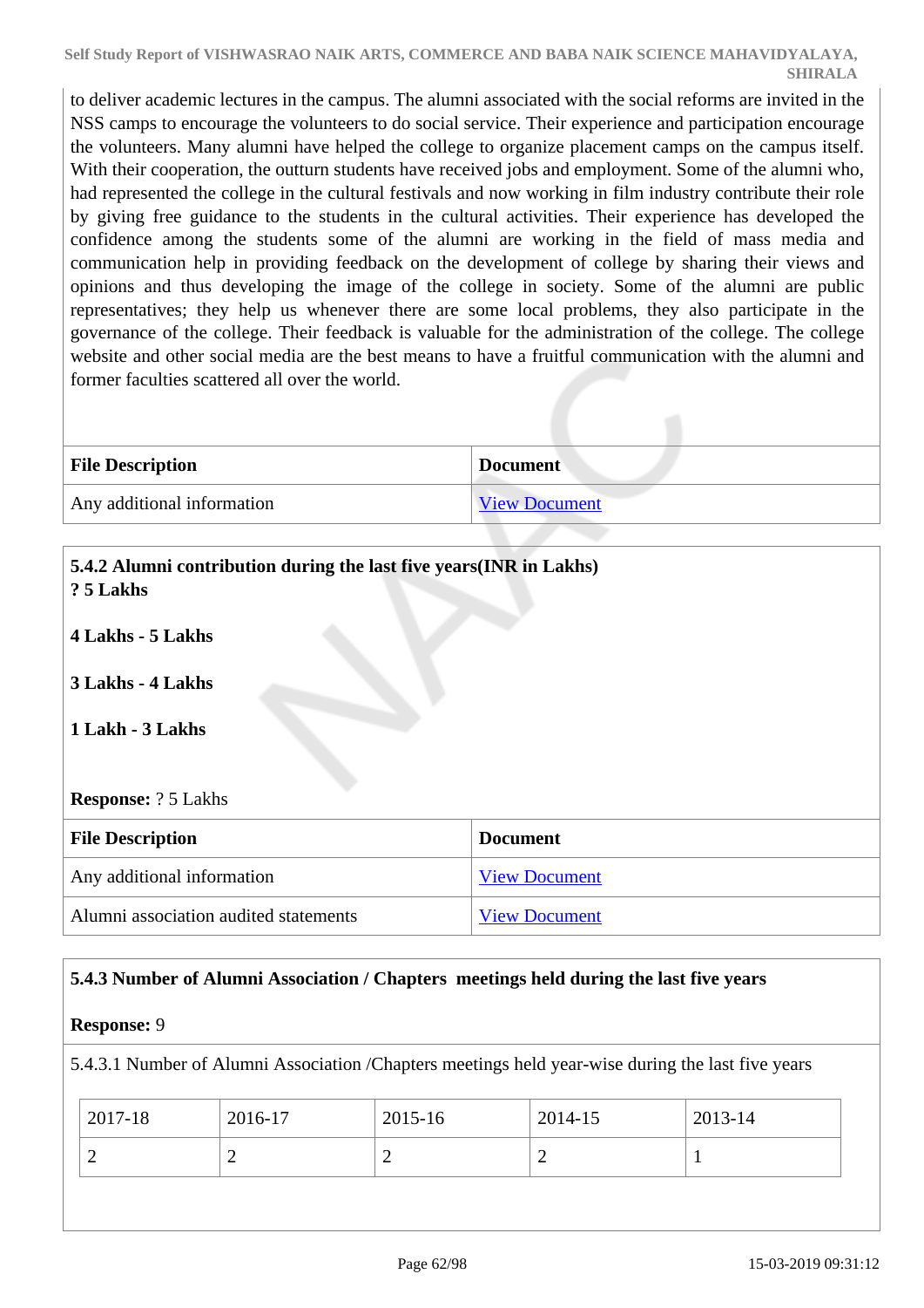to deliver academic lectures in the campus. The alumni associated with the social reforms are invited in the NSS camps to encourage the volunteers to do social service. Their experience and participation encourage the volunteers. Many alumni have helped the college to organize placement camps on the campus itself. With their cooperation, the outturn students have received jobs and employment. Some of the alumni who, had represented the college in the cultural festivals and now working in film industry contribute their role by giving free guidance to the students in the cultural activities. Their experience has developed the confidence among the students some of the alumni are working in the field of mass media and communication help in providing feedback on the development of college by sharing their views and opinions and thus developing the image of the college in society. Some of the alumni are public representatives; they help us whenever there are some local problems, they also participate in the governance of the college. Their feedback is valuable for the administration of the college. The college website and other social media are the best means to have a fruitful communication with the alumni and former faculties scattered all over the world.

| File Description | Document |
|---|---|
| Any additional information | View Document |

**5.4.2 Alumni contribution during the last five years(INR in Lakhs)**
**? 5 Lakhs**

**4 Lakhs - 5 Lakhs**

**3 Lakhs - 4 Lakhs**

**1 Lakh - 3 Lakhs**

**Response:** ? 5 Lakhs

| File Description | Document |
|---|---|
| Any additional information | View Document |
| Alumni association audited statements | View Document |

**5.4.3 Number of Alumni Association / Chapters meetings held during the last five years**

**Response:** 9

5.4.3.1 Number of Alumni Association /Chapters meetings held year-wise during the last five years

| 2017-18 | 2016-17 | 2015-16 | 2014-15 | 2013-14 |
|---|---|---|---|---|
| 2 | 2 | 2 | 2 | 1 |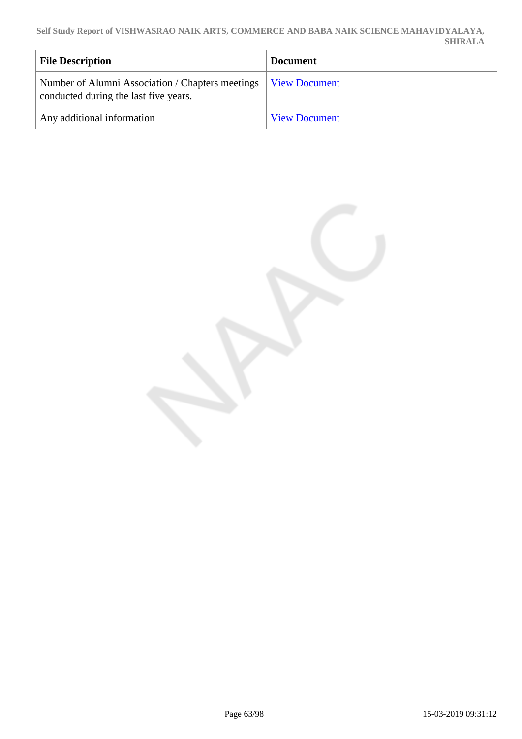| File Description | Document |
| --- | --- |
| Number of Alumni Association / Chapters meetings conducted during the last five years. | View Document |
| Any additional information | View Document |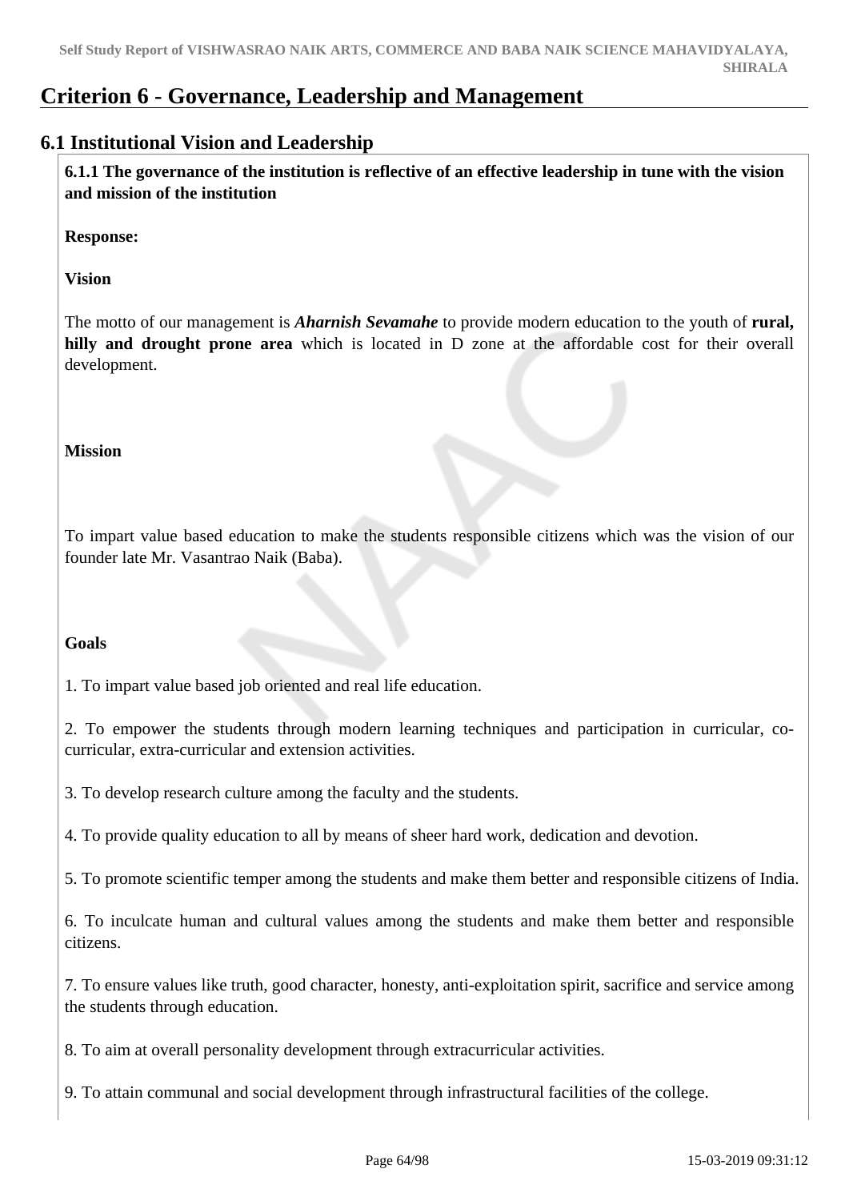# Criterion 6 - Governance, Leadership and Management

## 6.1 Institutional Vision and Leadership

**6.1.1 The governance of the institution is reflective of an effective leadership in tune with the vision and mission of the institution**

**Response:**

**Vision**

The motto of our management is ***Aharnish Sevamahe*** to provide modern education to the youth of **rural, hilly and drought prone area** which is located in D zone at the affordable cost for their overall development.

**Mission**

To impart value based education to make the students responsible citizens which was the vision of our founder late Mr. Vasantrao Naik (Baba).

**Goals**

1. To impart value based job oriented and real life education.

2. To empower the students through modern learning techniques and participation in curricular, co-curricular, extra-curricular and extension activities.

3. To develop research culture among the faculty and the students.

4. To provide quality education to all by means of sheer hard work, dedication and devotion.

5. To promote scientific temper among the students and make them better and responsible citizens of India.

6. To inculcate human and cultural values among the students and make them better and responsible citizens.

7. To ensure values like truth, good character, honesty, anti-exploitation spirit, sacrifice and service among the students through education.

8. To aim at overall personality development through extracurricular activities.

9. To attain communal and social development through infrastructural facilities of the college.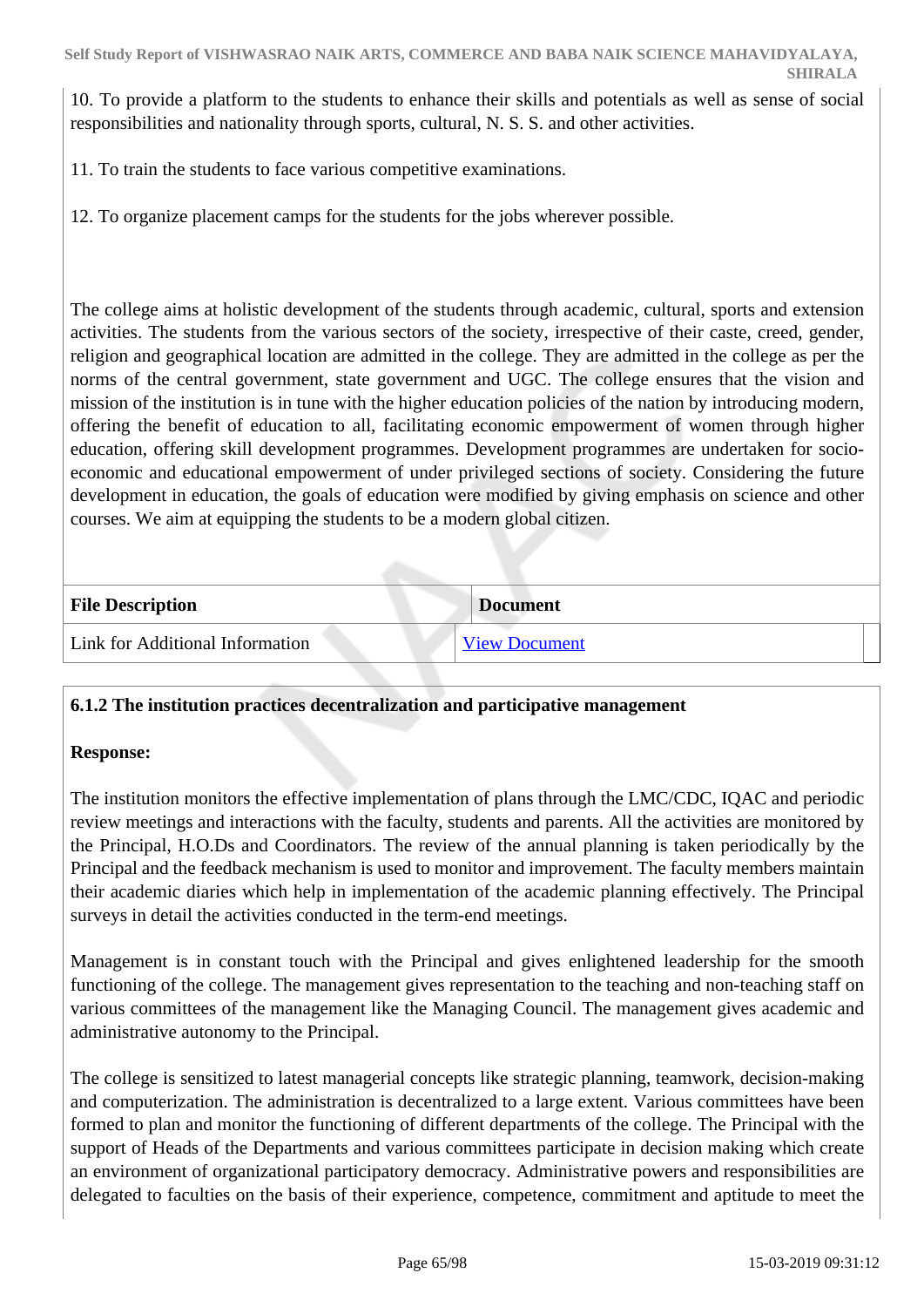10. To provide a platform to the students to enhance their skills and potentials as well as sense of social responsibilities and nationality through sports, cultural, N. S. S. and other activities.

11. To train the students to face various competitive examinations.

12. To organize placement camps for the students for the jobs wherever possible.

The college aims at holistic development of the students through academic, cultural, sports and extension activities. The students from the various sectors of the society, irrespective of their caste, creed, gender, religion and geographical location are admitted in the college. They are admitted in the college as per the norms of the central government, state government and UGC. The college ensures that the vision and mission of the institution is in tune with the higher education policies of the nation by introducing modern, offering the benefit of education to all, facilitating economic empowerment of women through higher education, offering skill development programmes. Development programmes are undertaken for socio-economic and educational empowerment of under privileged sections of society. Considering the future development in education, the goals of education were modified by giving emphasis on science and other courses. We aim at equipping the students to be a modern global citizen.

| File Description | Document |
|---|---|
| Link for Additional Information | View Document |

**6.1.2 The institution practices decentralization and participative management**

**Response:**

The institution monitors the effective implementation of plans through the LMC/CDC, IQAC and periodic review meetings and interactions with the faculty, students and parents. All the activities are monitored by the Principal, H.O.Ds and Coordinators. The review of the annual planning is taken periodically by the Principal and the feedback mechanism is used to monitor and improvement. The faculty members maintain their academic diaries which help in implementation of the academic planning effectively. The Principal surveys in detail the activities conducted in the term-end meetings.

Management is in constant touch with the Principal and gives enlightened leadership for the smooth functioning of the college. The management gives representation to the teaching and non-teaching staff on various committees of the management like the Managing Council. The management gives academic and administrative autonomy to the Principal.

The college is sensitized to latest managerial concepts like strategic planning, teamwork, decision-making and computerization. The administration is decentralized to a large extent. Various committees have been formed to plan and monitor the functioning of different departments of the college. The Principal with the support of Heads of the Departments and various committees participate in decision making which create an environment of organizational participatory democracy. Administrative powers and responsibilities are delegated to faculties on the basis of their experience, competence, commitment and aptitude to meet the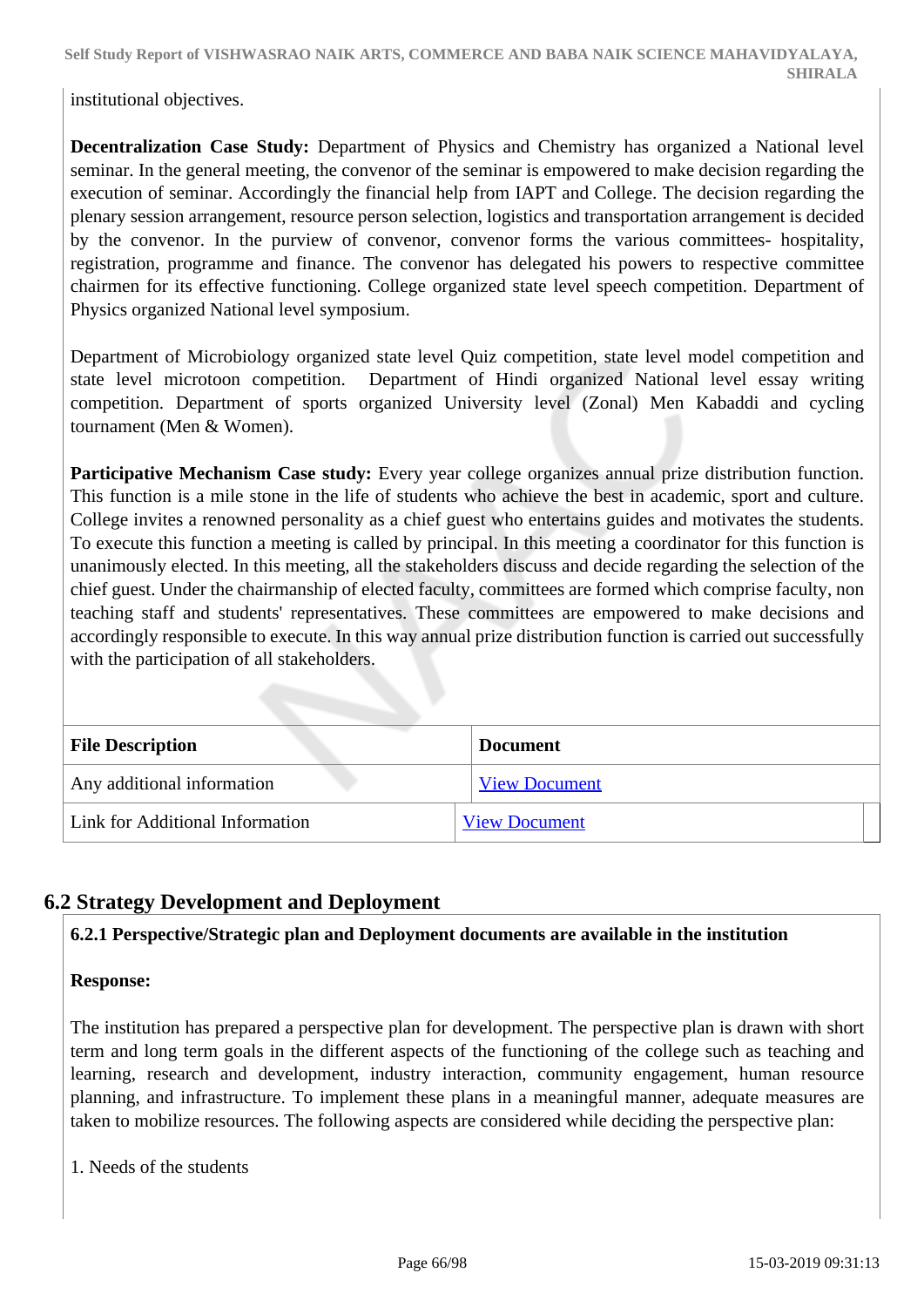institutional objectives.

**Decentralization Case Study:** Department of Physics and Chemistry has organized a National level seminar. In the general meeting, the convenor of the seminar is empowered to make decision regarding the execution of seminar. Accordingly the financial help from IAPT and College. The decision regarding the plenary session arrangement, resource person selection, logistics and transportation arrangement is decided by the convenor. In the purview of convenor, convenor forms the various committees- hospitality, registration, programme and finance. The convenor has delegated his powers to respective committee chairmen for its effective functioning. College organized state level speech competition. Department of Physics organized National level symposium.

Department of Microbiology organized state level Quiz competition, state level model competition and state level microtoon competition. Department of Hindi organized National level essay writing competition. Department of sports organized University level (Zonal) Men Kabaddi and cycling tournament (Men & Women).

**Participative Mechanism Case study:** Every year college organizes annual prize distribution function. This function is a mile stone in the life of students who achieve the best in academic, sport and culture. College invites a renowned personality as a chief guest who entertains guides and motivates the students. To execute this function a meeting is called by principal. In this meeting a coordinator for this function is unanimously elected. In this meeting, all the stakeholders discuss and decide regarding the selection of the chief guest. Under the chairmanship of elected faculty, committees are formed which comprise faculty, non teaching staff and students' representatives. These committees are empowered to make decisions and accordingly responsible to execute. In this way annual prize distribution function is carried out successfully with the participation of all stakeholders.

| File Description | Document |
|---|---|
| Any additional information | View Document |
| Link for Additional Information | View Document |

## 6.2 Strategy Development and Deployment

**6.2.1 Perspective/Strategic plan and Deployment documents are available in the institution**

**Response:**

The institution has prepared a perspective plan for development. The perspective plan is drawn with short term and long term goals in the different aspects of the functioning of the college such as teaching and learning, research and development, industry interaction, community engagement, human resource planning, and infrastructure. To implement these plans in a meaningful manner, adequate measures are taken to mobilize resources. The following aspects are considered while deciding the perspective plan:

1. Needs of the students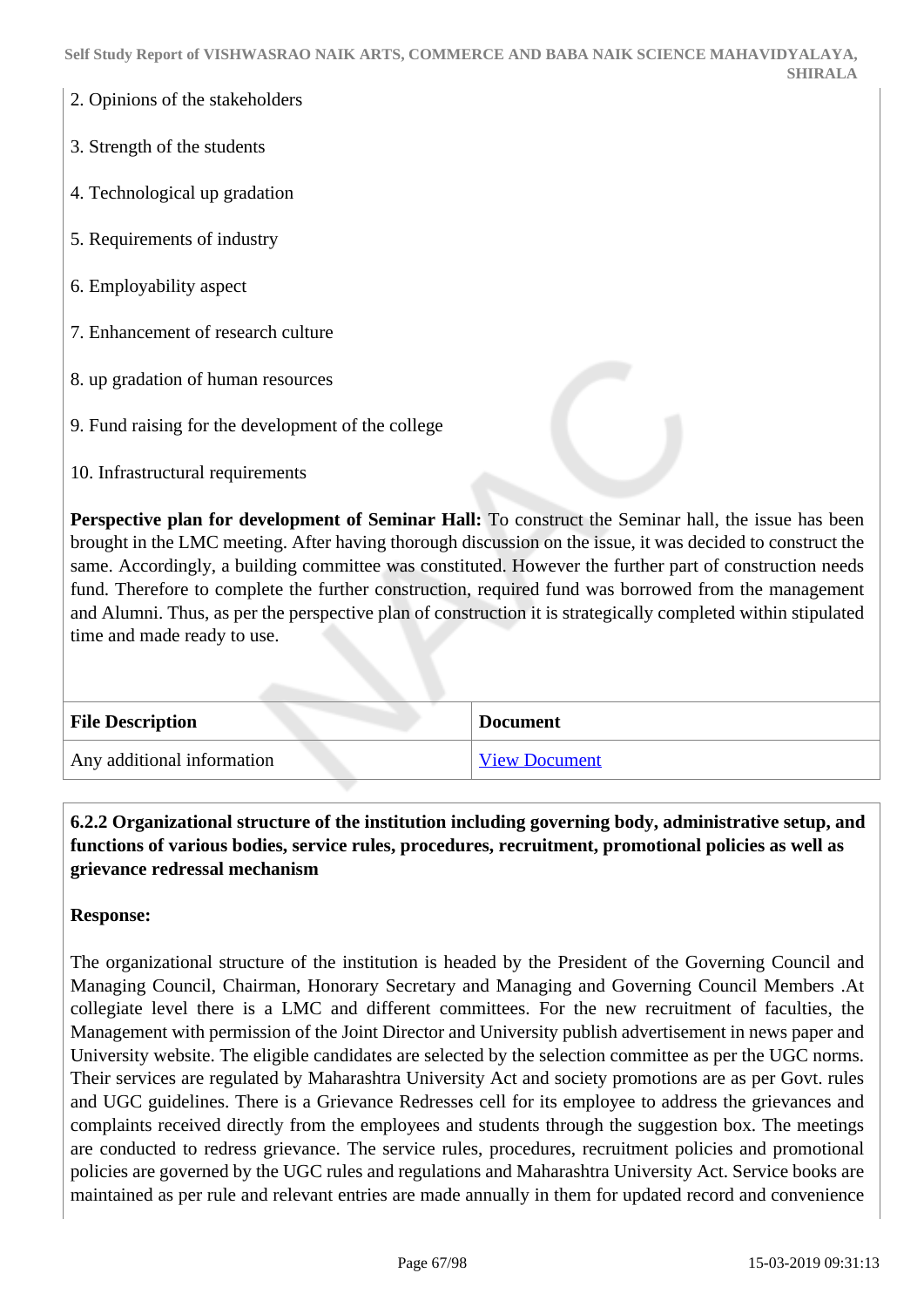2. Opinions of the stakeholders

3. Strength of the students

4. Technological up gradation

5. Requirements of industry

6. Employability aspect

7. Enhancement of research culture

8. up gradation of human resources

9. Fund raising for the development of the college

10. Infrastructural requirements

**Perspective plan for development of Seminar Hall:** To construct the Seminar hall, the issue has been brought in the LMC meeting. After having thorough discussion on the issue, it was decided to construct the same. Accordingly, a building committee was constituted. However the further part of construction needs fund. Therefore to complete the further construction, required fund was borrowed from the management and Alumni. Thus, as per the perspective plan of construction it is strategically completed within stipulated time and made ready to use.

| File Description | Document |
|---|---|
| Any additional information | View Document |

**6.2.2 Organizational structure of the institution including governing body, administrative setup, and functions of various bodies, service rules, procedures, recruitment, promotional policies as well as grievance redressal mechanism**

**Response:**

The organizational structure of the institution is headed by the President of the Governing Council and Managing Council, Chairman, Honorary Secretary and Managing and Governing Council Members .At collegiate level there is a LMC and different committees. For the new recruitment of faculties, the Management with permission of the Joint Director and University publish advertisement in news paper and University website. The eligible candidates are selected by the selection committee as per the UGC norms. Their services are regulated by Maharashtra University Act and society promotions are as per Govt. rules and UGC guidelines. There is a Grievance Redresses cell for its employee to address the grievances and complaints received directly from the employees and students through the suggestion box. The meetings are conducted to redress grievance. The service rules, procedures, recruitment policies and promotional policies are governed by the UGC rules and regulations and Maharashtra University Act. Service books are maintained as per rule and relevant entries are made annually in them for updated record and convenience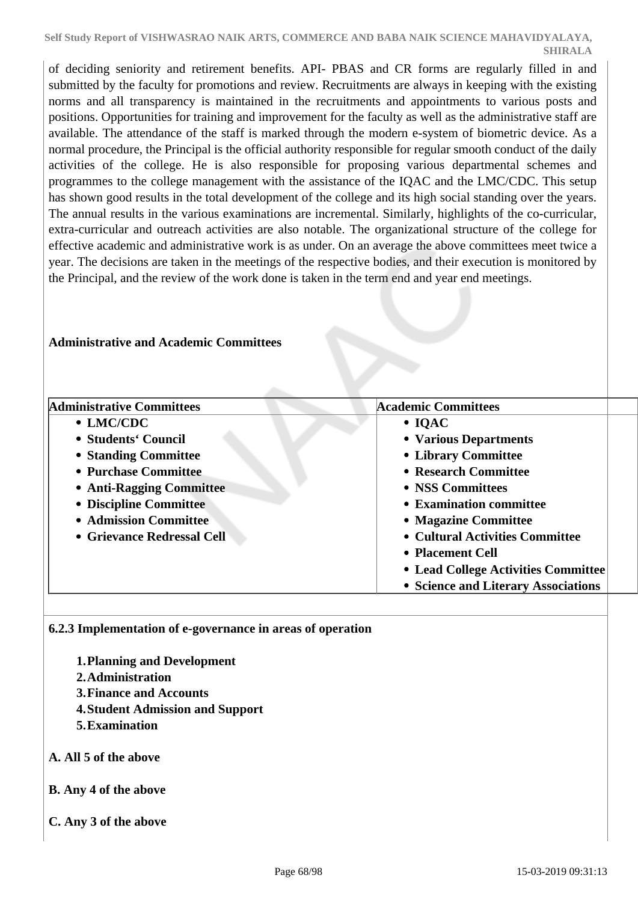of deciding seniority and retirement benefits. API- PBAS and CR forms are regularly filled in and submitted by the faculty for promotions and review. Recruitments are always in keeping with the existing norms and all transparency is maintained in the recruitments and appointments to various posts and positions. Opportunities for training and improvement for the faculty as well as the administrative staff are available. The attendance of the staff is marked through the modern e-system of biometric device. As a normal procedure, the Principal is the official authority responsible for regular smooth conduct of the daily activities of the college. He is also responsible for proposing various departmental schemes and programmes to the college management with the assistance of the IQAC and the LMC/CDC. This setup has shown good results in the total development of the college and its high social standing over the years. The annual results in the various examinations are incremental. Similarly, highlights of the co-curricular, extra-curricular and outreach activities are also notable. The organizational structure of the college for effective academic and administrative work is as under. On an average the above committees meet twice a year. The decisions are taken in the meetings of the respective bodies, and their execution is monitored by the Principal, and the review of the work done is taken in the term end and year end meetings.

**Administrative and Academic Committees**

| Administrative Committees | Academic Committees |
|---|---|
| • LMC/CDC<br>• Students' Council<br>• Standing Committee<br>• Purchase Committee<br>• Anti-Ragging Committee<br>• Discipline Committee<br>• Admission Committee<br>• Grievance Redressal Cell | • IQAC<br>• Various Departments<br>• Library Committee<br>• Research Committee<br>• NSS Committees<br>• Examination committee<br>• Magazine Committee<br>• Cultural Activities Committee<br>• Placement Cell<br>• Lead College Activities Committee<br>• Science and Literary Associations |

**6.2.3 Implementation of e-governance in areas of operation**

1. **Planning and Development**
2. **Administration**
3. **Finance and Accounts**
4. **Student Admission and Support**
5. **Examination**

**A. All 5 of the above**

**B. Any 4 of the above**

**C. Any 3 of the above**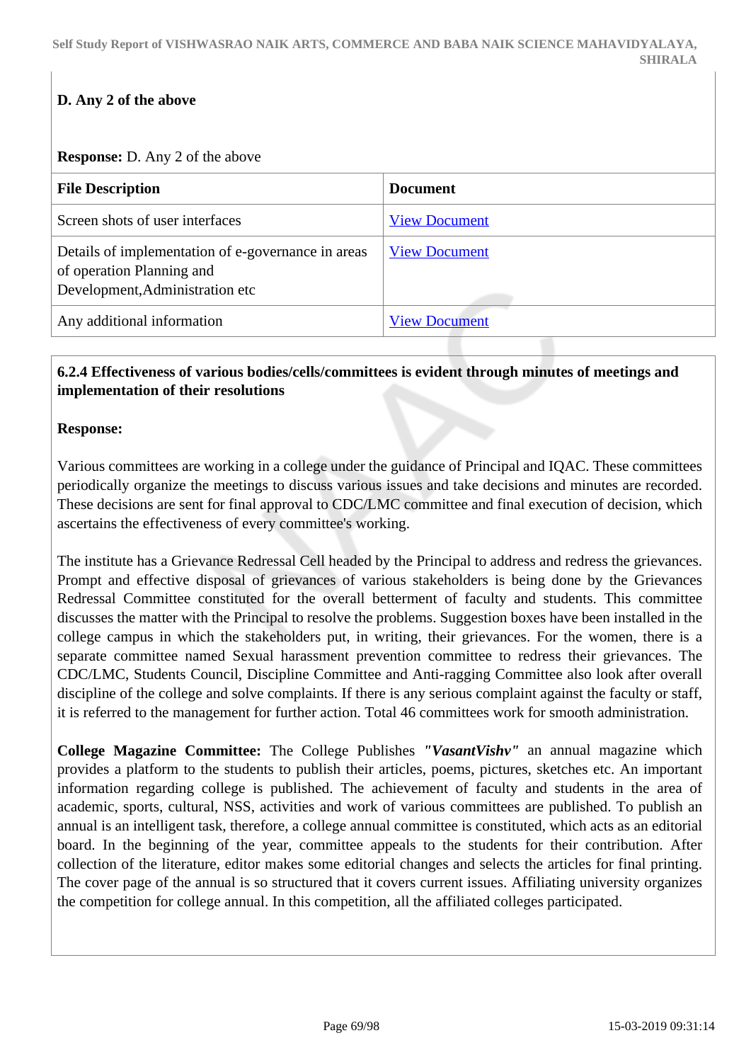**D. Any 2 of the above**

**Response:** D. Any 2 of the above

| File Description | Document |
|---|---|
| Screen shots of user interfaces | View Document |
| Details of implementation of e-governance in areas of operation Planning and Development,Administration etc | View Document |
| Any additional information | View Document |

**6.2.4 Effectiveness of various bodies/cells/committees is evident through minutes of meetings and implementation of their resolutions**

**Response:**

Various committees are working in a college under the guidance of Principal and IQAC. These committees periodically organize the meetings to discuss various issues and take decisions and minutes are recorded. These decisions are sent for final approval to CDC/LMC committee and final execution of decision, which ascertains the effectiveness of every committee's working.

The institute has a Grievance Redressal Cell headed by the Principal to address and redress the grievances. Prompt and effective disposal of grievances of various stakeholders is being done by the Grievances Redressal Committee constituted for the overall betterment of faculty and students. This committee discusses the matter with the Principal to resolve the problems. Suggestion boxes have been installed in the college campus in which the stakeholders put, in writing, their grievances. For the women, there is a separate committee named Sexual harassment prevention committee to redress their grievances. The CDC/LMC, Students Council, Discipline Committee and Anti-ragging Committee also look after overall discipline of the college and solve complaints. If there is any serious complaint against the faculty or staff, it is referred to the management for further action. Total 46 committees work for smooth administration.

**College Magazine Committee:** The College Publishes ***"VasantVishv"*** an annual magazine which provides a platform to the students to publish their articles, poems, pictures, sketches etc. An important information regarding college is published. The achievement of faculty and students in the area of academic, sports, cultural, NSS, activities and work of various committees are published. To publish an annual is an intelligent task, therefore, a college annual committee is constituted, which acts as an editorial board. In the beginning of the year, committee appeals to the students for their contribution. After collection of the literature, editor makes some editorial changes and selects the articles for final printing. The cover page of the annual is so structured that it covers current issues. Affiliating university organizes the competition for college annual. In this competition, all the affiliated colleges participated.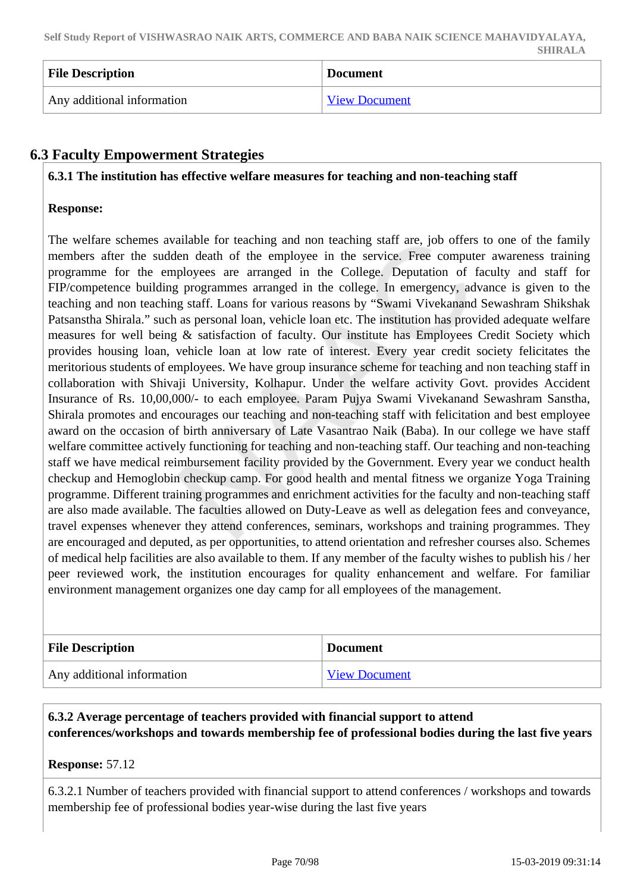| File Description | Document |
| --- | --- |
| Any additional information | View Document |

## 6.3 Faculty Empowerment Strategies

**6.3.1 The institution has effective welfare measures for teaching and non-teaching staff**

**Response:**

The welfare schemes available for teaching and non teaching staff are, job offers to one of the family members after the sudden death of the employee in the service. Free computer awareness training programme for the employees are arranged in the College. Deputation of faculty and staff for FIP/competence building programmes arranged in the college. In emergency, advance is given to the teaching and non teaching staff. Loans for various reasons by "Swami Vivekanand Sewashram Shikshak Patsanstha Shirala." such as personal loan, vehicle loan etc. The institution has provided adequate welfare measures for well being & satisfaction of faculty. Our institute has Employees Credit Society which provides housing loan, vehicle loan at low rate of interest. Every year credit society felicitates the meritorious students of employees. We have group insurance scheme for teaching and non teaching staff in collaboration with Shivaji University, Kolhapur. Under the welfare activity Govt. provides Accident Insurance of Rs. 10,00,000/- to each employee. Param Pujya Swami Vivekanand Sewashram Sanstha, Shirala promotes and encourages our teaching and non-teaching staff with felicitation and best employee award on the occasion of birth anniversary of Late Vasantrao Naik (Baba). In our college we have staff welfare committee actively functioning for teaching and non-teaching staff. Our teaching and non-teaching staff we have medical reimbursement facility provided by the Government. Every year we conduct health checkup and Hemoglobin checkup camp. For good health and mental fitness we organize Yoga Training programme. Different training programmes and enrichment activities for the faculty and non-teaching staff are also made available. The faculties allowed on Duty-Leave as well as delegation fees and conveyance, travel expenses whenever they attend conferences, seminars, workshops and training programmes. They are encouraged and deputed, as per opportunities, to attend orientation and refresher courses also. Schemes of medical help facilities are also available to them. If any member of the faculty wishes to publish his / her peer reviewed work, the institution encourages for quality enhancement and welfare. For familiar environment management organizes one day camp for all employees of the management.

| File Description | Document |
| --- | --- |
| Any additional information | View Document |

**6.3.2 Average percentage of teachers provided with financial support to attend conferences/workshops and towards membership fee of professional bodies during the last five years**

**Response:** 57.12

6.3.2.1 Number of teachers provided with financial support to attend conferences / workshops and towards membership fee of professional bodies year-wise during the last five years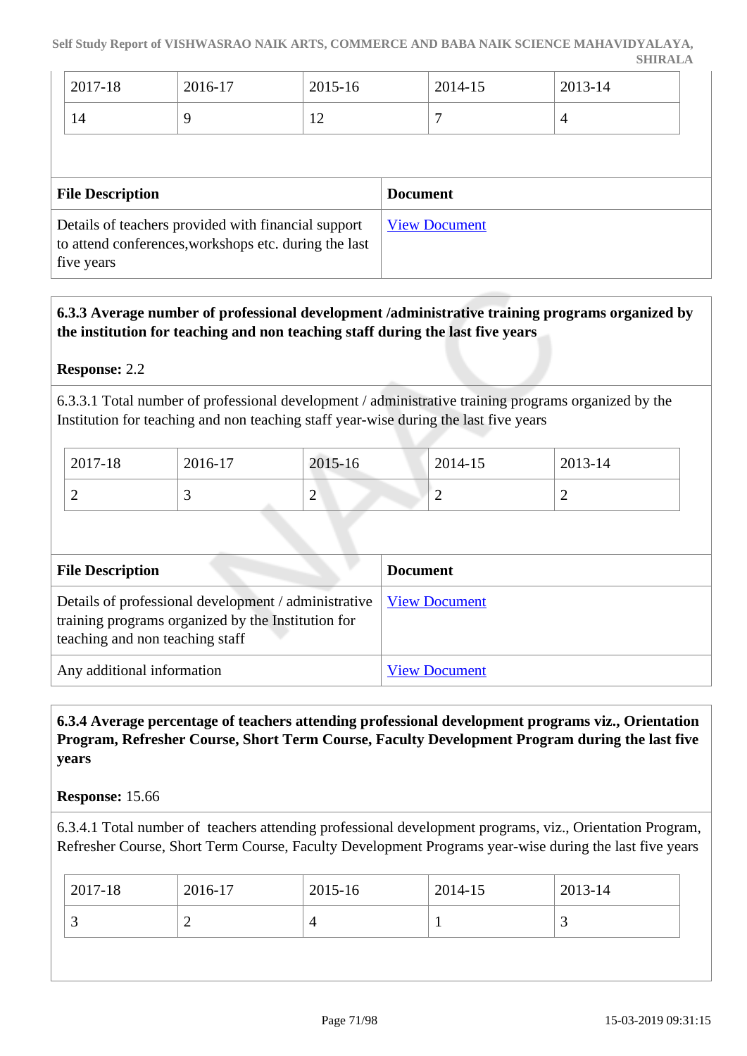| 2017-18 | 2016-17 | 2015-16 | 2014-15 | 2013-14 |
|---|---|---|---|---|
| 14 | 9 | 12 | 7 | 4 |

| File Description | Document |
|---|---|
| Details of teachers provided with financial support to attend conferences,workshops etc. during the last five years | View Document |

**6.3.3 Average number of professional development /administrative training programs organized by the institution for teaching and non teaching staff during the last five years**

**Response:** 2.2

6.3.3.1 Total number of professional development / administrative training programs organized by the Institution for teaching and non teaching staff year-wise during the last five years

| 2017-18 | 2016-17 | 2015-16 | 2014-15 | 2013-14 |
|---|---|---|---|---|
| 2 | 3 | 2 | 2 | 2 |

| File Description | Document |
|---|---|
| Details of professional development / administrative training programs organized by the Institution for teaching and non teaching staff | View Document |
| Any additional information | View Document |

**6.3.4 Average percentage of teachers attending professional development programs viz., Orientation Program, Refresher Course, Short Term Course, Faculty Development Program during the last five years**

**Response:** 15.66

6.3.4.1 Total number of teachers attending professional development programs, viz., Orientation Program, Refresher Course, Short Term Course, Faculty Development Programs year-wise during the last five years

| 2017-18 | 2016-17 | 2015-16 | 2014-15 | 2013-14 |
|---|---|---|---|---|
| 3 | 2 | 4 | 1 | 3 |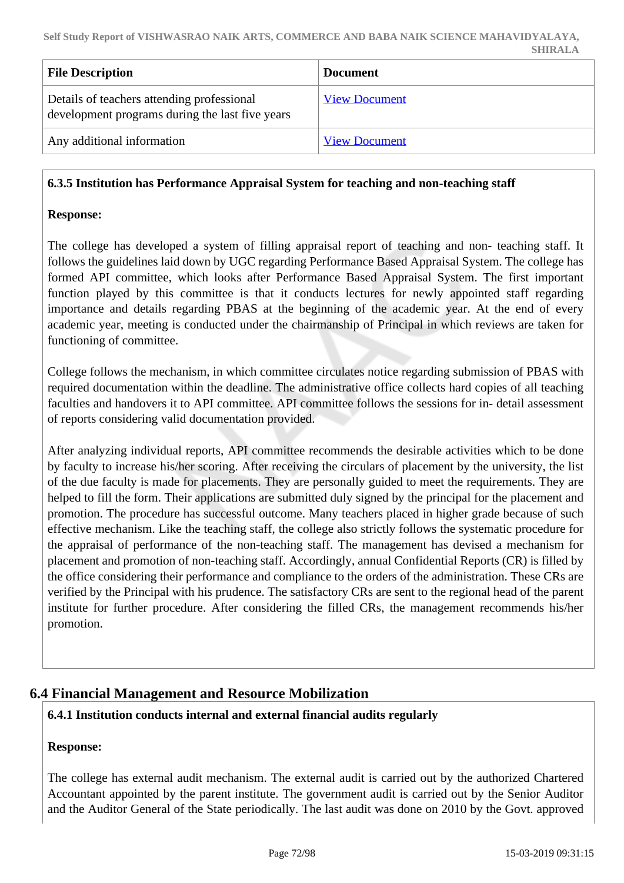| File Description | Document |
| --- | --- |
| Details of teachers attending professional development programs during the last five years | View Document |
| Any additional information | View Document |

**6.3.5 Institution has Performance Appraisal System for teaching and non-teaching staff**

**Response:**

The college has developed a system of filling appraisal report of teaching and non- teaching staff. It follows the guidelines laid down by UGC regarding Performance Based Appraisal System. The college has formed API committee, which looks after Performance Based Appraisal System. The first important function played by this committee is that it conducts lectures for newly appointed staff regarding importance and details regarding PBAS at the beginning of the academic year. At the end of every academic year, meeting is conducted under the chairmanship of Principal in which reviews are taken for functioning of committee.

College follows the mechanism, in which committee circulates notice regarding submission of PBAS with required documentation within the deadline. The administrative office collects hard copies of all teaching faculties and handovers it to API committee. API committee follows the sessions for in- detail assessment of reports considering valid documentation provided.

After analyzing individual reports, API committee recommends the desirable activities which to be done by faculty to increase his/her scoring. After receiving the circulars of placement by the university, the list of the due faculty is made for placements. They are personally guided to meet the requirements. They are helped to fill the form. Their applications are submitted duly signed by the principal for the placement and promotion. The procedure has successful outcome. Many teachers placed in higher grade because of such effective mechanism. Like the teaching staff, the college also strictly follows the systematic procedure for the appraisal of performance of the non-teaching staff. The management has devised a mechanism for placement and promotion of non-teaching staff. Accordingly, annual Confidential Reports (CR) is filled by the office considering their performance and compliance to the orders of the administration. These CRs are verified by the Principal with his prudence. The satisfactory CRs are sent to the regional head of the parent institute for further procedure. After considering the filled CRs, the management recommends his/her promotion.

## 6.4 Financial Management and Resource Mobilization

**6.4.1 Institution conducts internal and external financial audits regularly**

**Response:**

The college has external audit mechanism. The external audit is carried out by the authorized Chartered Accountant appointed by the parent institute. The government audit is carried out by the Senior Auditor and the Auditor General of the State periodically. The last audit was done on 2010 by the Govt. approved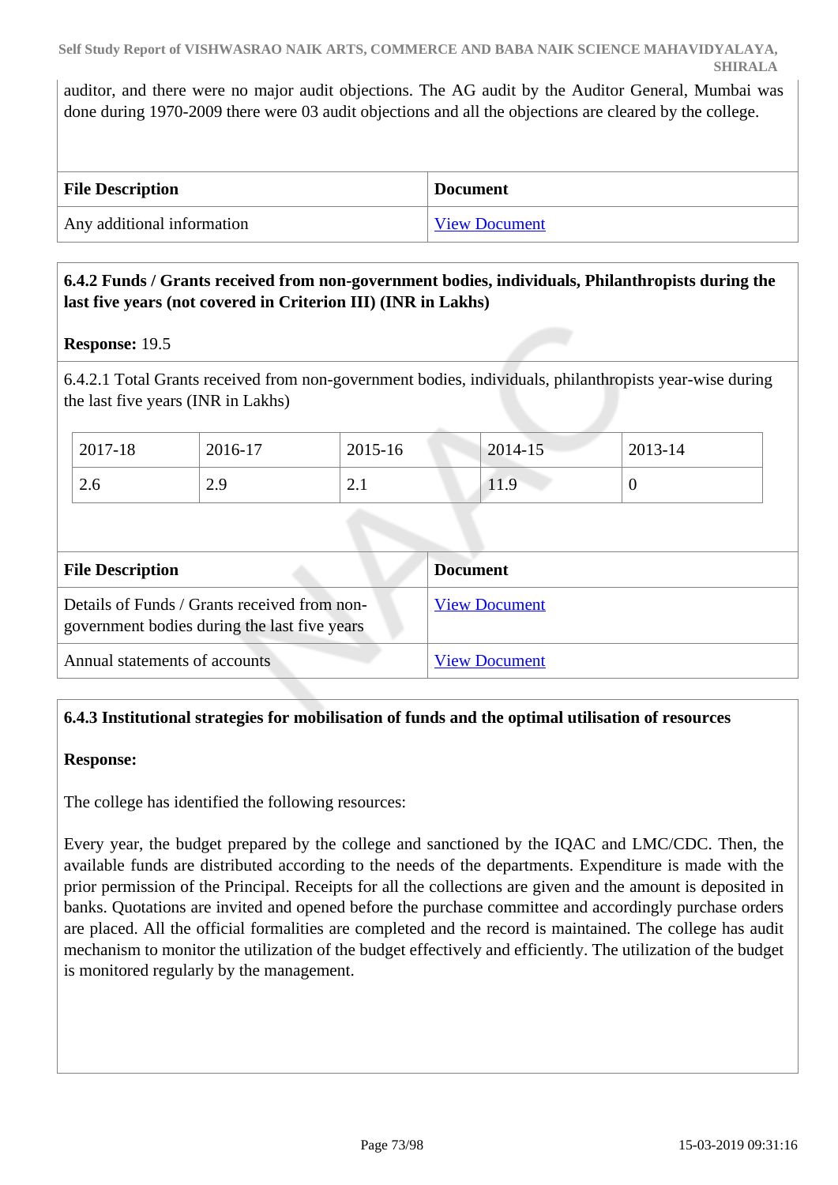auditor, and there were no major audit objections. The AG audit by the Auditor General, Mumbai was done during 1970-2009 there were 03 audit objections and all the objections are cleared by the college.

| File Description | Document |
|---|---|
| Any additional information | View Document |

**6.4.2 Funds / Grants received from non-government bodies, individuals, Philanthropists during the last five years (not covered in Criterion III) (INR in Lakhs)**

**Response:** 19.5

6.4.2.1 Total Grants received from non-government bodies, individuals, philanthropists year-wise during the last five years (INR in Lakhs)

| 2017-18 | 2016-17 | 2015-16 | 2014-15 | 2013-14 |
|---|---|---|---|---|
| 2.6 | 2.9 | 2.1 | 11.9 | 0 |

| File Description | Document |
|---|---|
| Details of Funds / Grants received from non-government bodies during the last five years | View Document |
| Annual statements of accounts | View Document |

**6.4.3 Institutional strategies for mobilisation of funds and the optimal utilisation of resources**

**Response:**

The college has identified the following resources:

Every year, the budget prepared by the college and sanctioned by the IQAC and LMC/CDC. Then, the available funds are distributed according to the needs of the departments. Expenditure is made with the prior permission of the Principal. Receipts for all the collections are given and the amount is deposited in banks. Quotations are invited and opened before the purchase committee and accordingly purchase orders are placed. All the official formalities are completed and the record is maintained. The college has audit mechanism to monitor the utilization of the budget effectively and efficiently. The utilization of the budget is monitored regularly by the management.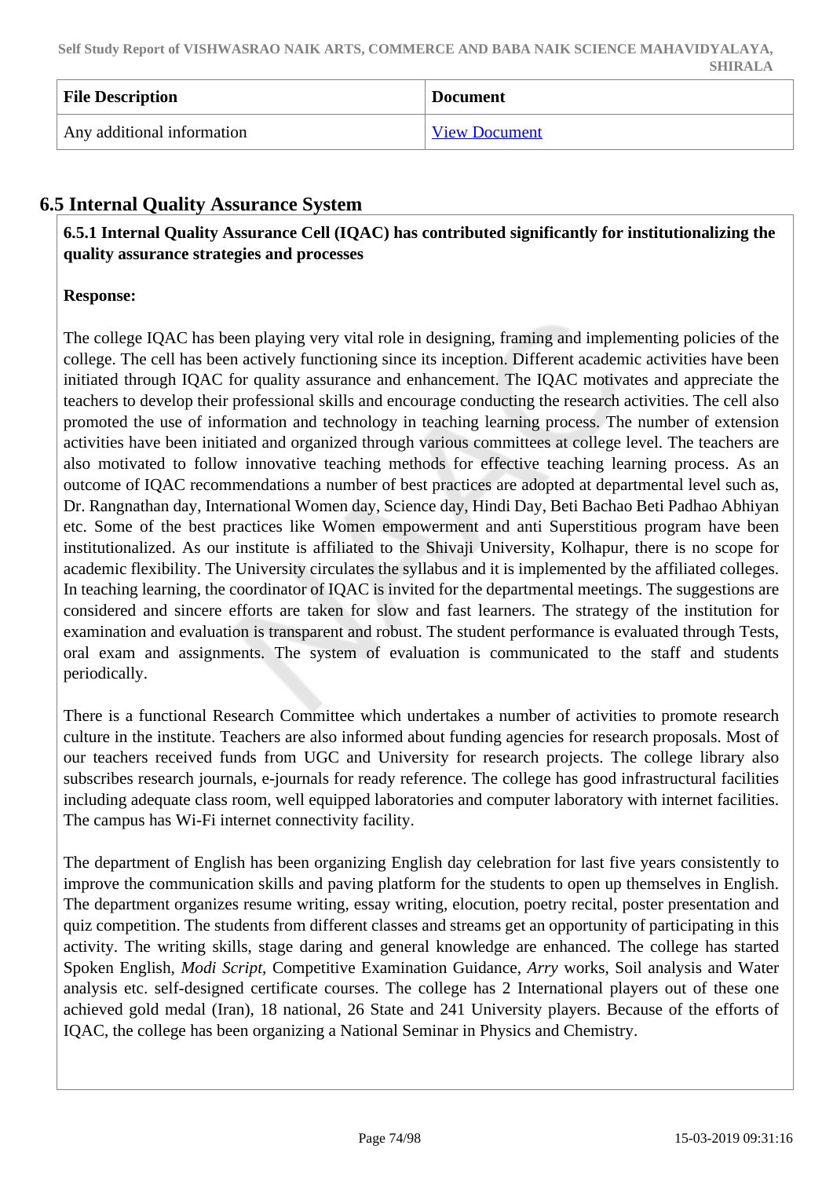| File Description | Document |
| --- | --- |
| Any additional information | View Document |

## 6.5 Internal Quality Assurance System

**6.5.1 Internal Quality Assurance Cell (IQAC) has contributed significantly for institutionalizing the quality assurance strategies and processes**

**Response:**

The college IQAC has been playing very vital role in designing, framing and implementing policies of the college. The cell has been actively functioning since its inception. Different academic activities have been initiated through IQAC for quality assurance and enhancement. The IQAC motivates and appreciate the teachers to develop their professional skills and encourage conducting the research activities. The cell also promoted the use of information and technology in teaching learning process. The number of extension activities have been initiated and organized through various committees at college level. The teachers are also motivated to follow innovative teaching methods for effective teaching learning process. As an outcome of IQAC recommendations a number of best practices are adopted at departmental level such as, Dr. Rangnathan day, International Women day, Science day, Hindi Day, Beti Bachao Beti Padhao Abhiyan etc. Some of the best practices like Women empowerment and anti Superstitious program have been institutionalized. As our institute is affiliated to the Shivaji University, Kolhapur, there is no scope for academic flexibility. The University circulates the syllabus and it is implemented by the affiliated colleges. In teaching learning, the coordinator of IQAC is invited for the departmental meetings. The suggestions are considered and sincere efforts are taken for slow and fast learners. The strategy of the institution for examination and evaluation is transparent and robust. The student performance is evaluated through Tests, oral exam and assignments. The system of evaluation is communicated to the staff and students periodically.

There is a functional Research Committee which undertakes a number of activities to promote research culture in the institute. Teachers are also informed about funding agencies for research proposals. Most of our teachers received funds from UGC and University for research projects. The college library also subscribes research journals, e-journals for ready reference. The college has good infrastructural facilities including adequate class room, well equipped laboratories and computer laboratory with internet facilities. The campus has Wi-Fi internet connectivity facility.

The department of English has been organizing English day celebration for last five years consistently to improve the communication skills and paving platform for the students to open up themselves in English. The department organizes resume writing, essay writing, elocution, poetry recital, poster presentation and quiz competition. The students from different classes and streams get an opportunity of participating in this activity. The writing skills, stage daring and general knowledge are enhanced. The college has started Spoken English, *Modi Script*, Competitive Examination Guidance, *Arry* works, Soil analysis and Water analysis etc. self-designed certificate courses. The college has 2 International players out of these one achieved gold medal (Iran), 18 national, 26 State and 241 University players. Because of the efforts of IQAC, the college has been organizing a National Seminar in Physics and Chemistry.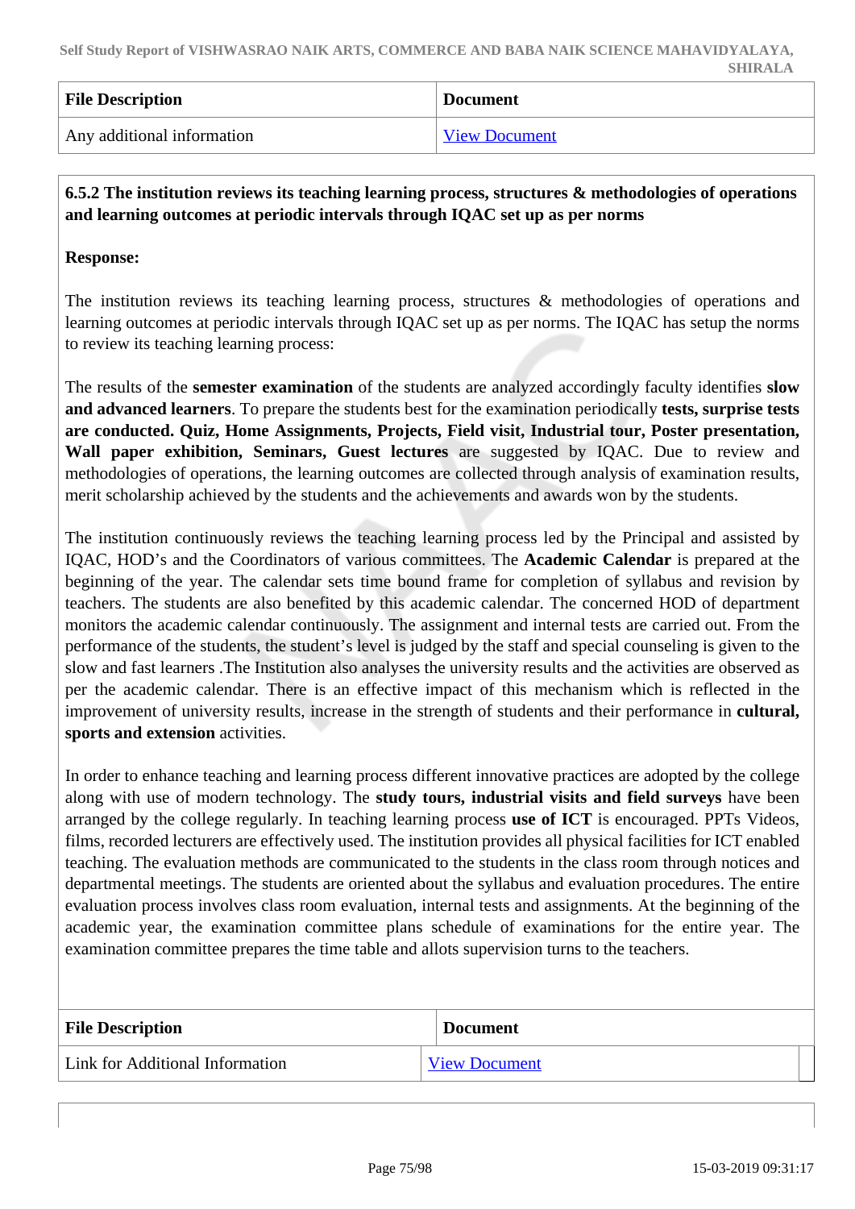| File Description | Document |
|---|---|
| Any additional information | View Document |

**6.5.2 The institution reviews its teaching learning process, structures & methodologies of operations and learning outcomes at periodic intervals through IQAC set up as per norms**

**Response:**

The institution reviews its teaching learning process, structures & methodologies of operations and learning outcomes at periodic intervals through IQAC set up as per norms. The IQAC has setup the norms to review its teaching learning process:

The results of the **semester examination** of the students are analyzed accordingly faculty identifies **slow and advanced learners**. To prepare the students best for the examination periodically **tests, surprise tests are conducted. Quiz, Home Assignments, Projects, Field visit, Industrial tour, Poster presentation, Wall paper exhibition, Seminars, Guest lectures** are suggested by IQAC. Due to review and methodologies of operations, the learning outcomes are collected through analysis of examination results, merit scholarship achieved by the students and the achievements and awards won by the students.

The institution continuously reviews the teaching learning process led by the Principal and assisted by IQAC, HOD's and the Coordinators of various committees. The **Academic Calendar** is prepared at the beginning of the year. The calendar sets time bound frame for completion of syllabus and revision by teachers. The students are also benefited by this academic calendar. The concerned HOD of department monitors the academic calendar continuously. The assignment and internal tests are carried out. From the performance of the students, the student's level is judged by the staff and special counseling is given to the slow and fast learners .The Institution also analyses the university results and the activities are observed as per the academic calendar. There is an effective impact of this mechanism which is reflected in the improvement of university results, increase in the strength of students and their performance in **cultural, sports and extension** activities.

In order to enhance teaching and learning process different innovative practices are adopted by the college along with use of modern technology. The **study tours, industrial visits and field surveys** have been arranged by the college regularly. In teaching learning process **use of ICT** is encouraged. PPTs Videos, films, recorded lecturers are effectively used. The institution provides all physical facilities for ICT enabled teaching. The evaluation methods are communicated to the students in the class room through notices and departmental meetings. The students are oriented about the syllabus and evaluation procedures. The entire evaluation process involves class room evaluation, internal tests and assignments. At the beginning of the academic year, the examination committee plans schedule of examinations for the entire year. The examination committee prepares the time table and allots supervision turns to the teachers.

| File Description | Document |
|---|---|
| Link for Additional Information | View Document |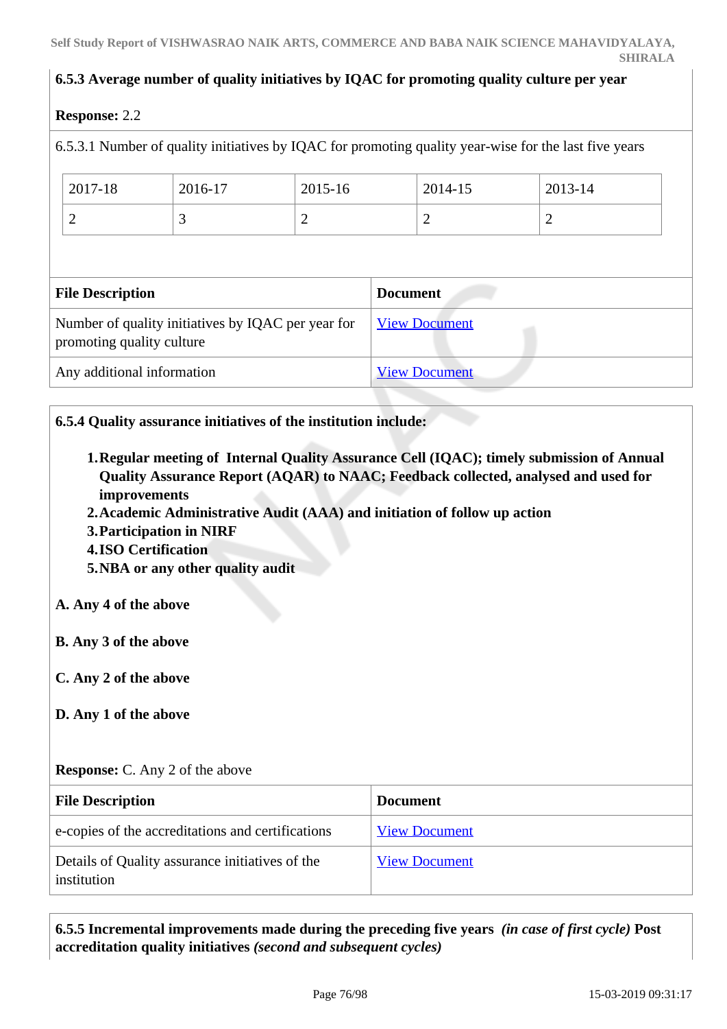**6.5.3 Average number of quality initiatives by IQAC for promoting quality culture per year**

**Response:** 2.2

6.5.3.1 Number of quality initiatives by IQAC for promoting quality year-wise for the last five years

| 2017-18 | 2016-17 | 2015-16 | 2014-15 | 2013-14 |
|---|---|---|---|---|
| 2 | 3 | 2 | 2 | 2 |

| File Description | Document |
|---|---|
| Number of quality initiatives by IQAC per year for promoting quality culture | View Document |
| Any additional information | View Document |

**6.5.4 Quality assurance initiatives of the institution include:**

1. **Regular meeting of Internal Quality Assurance Cell (IQAC); timely submission of Annual Quality Assurance Report (AQAR) to NAAC; Feedback collected, analysed and used for improvements**
2. **Academic Administrative Audit (AAA) and initiation of follow up action**
3. **Participation in NIRF**
4. **ISO Certification**
5. **NBA or any other quality audit**

**A. Any 4 of the above**

**B. Any 3 of the above**

**C. Any 2 of the above**

**D. Any 1 of the above**

**Response:** C. Any 2 of the above

| File Description | Document |
|---|---|
| e-copies of the accreditations and certifications | View Document |
| Details of Quality assurance initiatives of the institution | View Document |

**6.5.5 Incremental improvements made during the preceding five years** ***(in case of first cycle)*** **Post accreditation quality initiatives** ***(second and subsequent cycles)***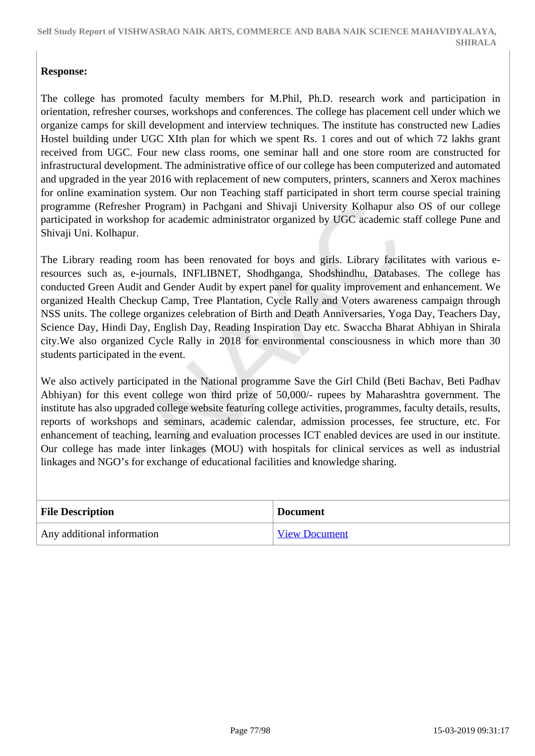**Response:**

The college has promoted faculty members for M.Phil, Ph.D. research work and participation in orientation, refresher courses, workshops and conferences. The college has placement cell under which we organize camps for skill development and interview techniques. The institute has constructed new Ladies Hostel building under UGC XIth plan for which we spent Rs. 1 cores and out of which 72 lakhs grant received from UGC. Four new class rooms, one seminar hall and one store room are constructed for infrastructural development. The administrative office of our college has been computerized and automated and upgraded in the year 2016 with replacement of new computers, printers, scanners and Xerox machines for online examination system. Our non Teaching staff participated in short term course special training programme (Refresher Program) in Pachgani and Shivaji University Kolhapur also OS of our college participated in workshop for academic administrator organized by UGC academic staff college Pune and Shivaji Uni. Kolhapur.

The Library reading room has been renovated for boys and girls. Library facilitates with various e-resources such as, e-journals, INFLIBNET, Shodhganga, Shodshindhu, Databases. The college has conducted Green Audit and Gender Audit by expert panel for quality improvement and enhancement. We organized Health Checkup Camp, Tree Plantation, Cycle Rally and Voters awareness campaign through NSS units. The college organizes celebration of Birth and Death Anniversaries, Yoga Day, Teachers Day, Science Day, Hindi Day, English Day, Reading Inspiration Day etc. Swaccha Bharat Abhiyan in Shirala city.We also organized Cycle Rally in 2018 for environmental consciousness in which more than 30 students participated in the event.

We also actively participated in the National programme Save the Girl Child (Beti Bachav, Beti Padhav Abhiyan) for this event college won third prize of 50,000/- rupees by Maharashtra government. The institute has also upgraded college website featuring college activities, programmes, faculty details, results, reports of workshops and seminars, academic calendar, admission processes, fee structure, etc. For enhancement of teaching, learning and evaluation processes ICT enabled devices are used in our institute. Our college has made inter linkages (MOU) with hospitals for clinical services as well as industrial linkages and NGO's for exchange of educational facilities and knowledge sharing.

| File Description | Document |
|---|---|
| Any additional information | View Document |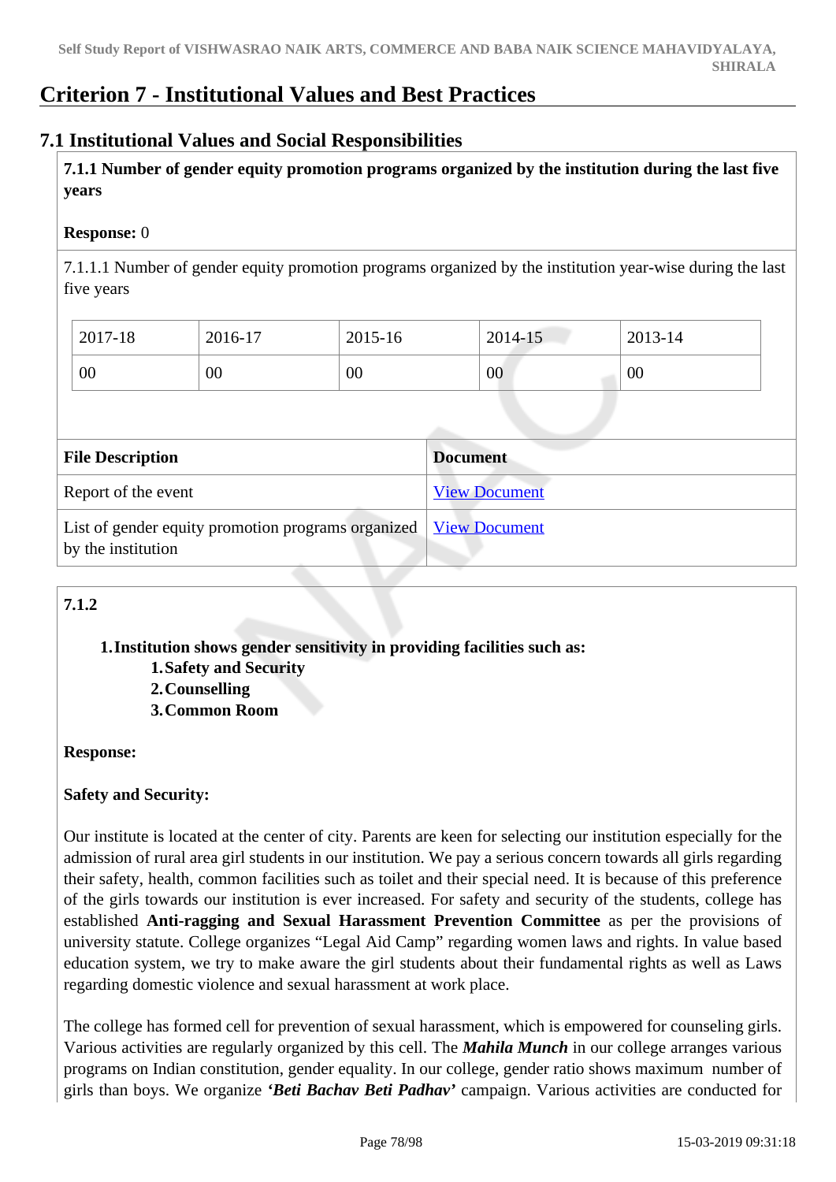# Criterion 7 - Institutional Values and Best Practices

## 7.1 Institutional Values and Social Responsibilities

**7.1.1 Number of gender equity promotion programs organized by the institution during the last five years**

**Response:** 0

7.1.1.1 Number of gender equity promotion programs organized by the institution year-wise during the last five years

| 2017-18 | 2016-17 | 2015-16 | 2014-15 | 2013-14 |
|---|---|---|---|---|
| 00 | 00 | 00 | 00 | 00 |

| File Description | Document |
|---|---|
| Report of the event | View Document |
| List of gender equity promotion programs organized by the institution | View Document |

**7.1.2**

1. **Institution shows gender sensitivity in providing facilities such as:**
   1. **Safety and Security**
   2. **Counselling**
   3. **Common Room**

**Response:**

**Safety and Security:**

Our institute is located at the center of city. Parents are keen for selecting our institution especially for the admission of rural area girl students in our institution. We pay a serious concern towards all girls regarding their safety, health, common facilities such as toilet and their special need. It is because of this preference of the girls towards our institution is ever increased. For safety and security of the students, college has established **Anti-ragging and Sexual Harassment Prevention Committee** as per the provisions of university statute. College organizes "Legal Aid Camp" regarding women laws and rights. In value based education system, we try to make aware the girl students about their fundamental rights as well as Laws regarding domestic violence and sexual harassment at work place.

The college has formed cell for prevention of sexual harassment, which is empowered for counseling girls. Various activities are regularly organized by this cell. The ***Mahila Munch*** in our college arranges various programs on Indian constitution, gender equality. In our college, gender ratio shows maximum number of girls than boys. We organize ***'Beti Bachav Beti Padhav'*** campaign. Various activities are conducted for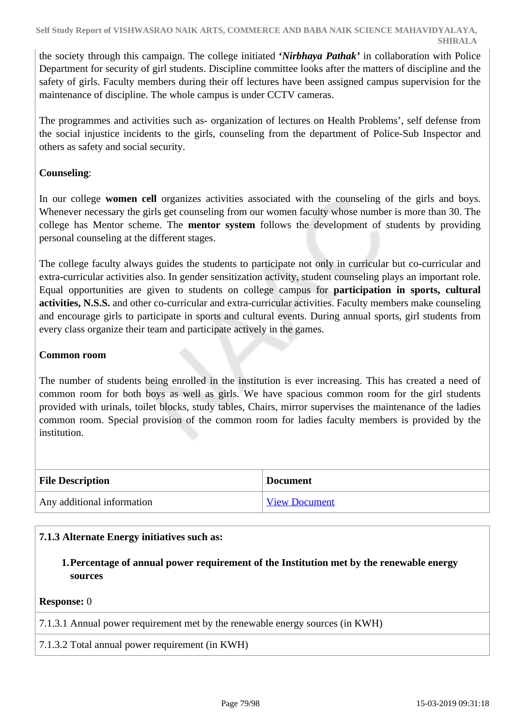the society through this campaign. The college initiated ‘***Nirbhaya Pathak’*** in collaboration with Police Department for security of girl students. Discipline committee looks after the matters of discipline and the safety of girls. Faculty members during their off lectures have been assigned campus supervision for the maintenance of discipline. The whole campus is under CCTV cameras.

The programmes and activities such as- organization of lectures on Health Problems’, self defense from the social injustice incidents to the girls, counseling from the department of Police-Sub Inspector and others as safety and social security.

**Counseling**:

In our college **women cell** organizes activities associated with the counseling of the girls and boys. Whenever necessary the girls get counseling from our women faculty whose number is more than 30. The college has Mentor scheme. The **mentor system** follows the development of students by providing personal counseling at the different stages.

The college faculty always guides the students to participate not only in curricular but co-curricular and extra-curricular activities also. In gender sensitization activity, student counseling plays an important role. Equal opportunities are given to students on college campus for **participation in sports, cultural activities, N.S.S.** and other co-curricular and extra-curricular activities. Faculty members make counseling and encourage girls to participate in sports and cultural events. During annual sports, girl students from every class organize their team and participate actively in the games.

**Common room**

The number of students being enrolled in the institution is ever increasing. This has created a need of common room for both boys as well as girls. We have spacious common room for the girl students provided with urinals, toilet blocks, study tables, Chairs, mirror supervises the maintenance of the ladies common room. Special provision of the common room for ladies faculty members is provided by the institution.

| File Description | Document |
| --- | --- |
| Any additional information | View Document |

**7.1.3 Alternate Energy initiatives such as:**

1. **Percentage of annual power requirement of the Institution met by the renewable energy sources**

**Response:** 0

| 7.1.3.1 Annual power requirement met by the renewable energy sources (in KWH) |
| --- |
| 7.1.3.2 Total annual power requirement (in KWH) |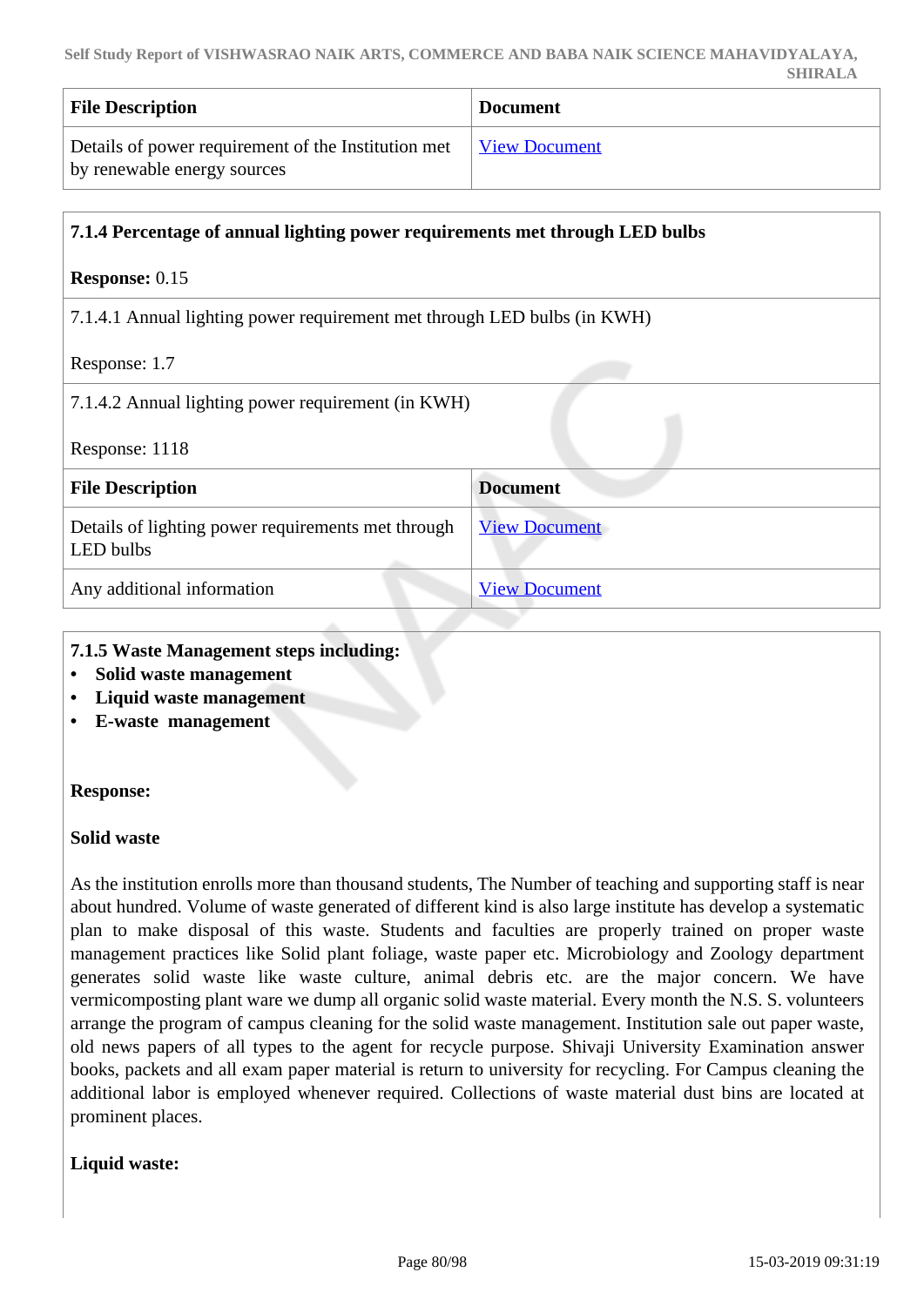| File Description | Document |
|---|---|
| Details of power requirement of the Institution met by renewable energy sources | View Document |

**7.1.4 Percentage of annual lighting power requirements met through LED bulbs**

**Response:** 0.15

7.1.4.1 Annual lighting power requirement met through LED bulbs (in KWH)

Response: 1.7

7.1.4.2 Annual lighting power requirement (in KWH)

Response: 1118

| File Description | Document |
|---|---|
| Details of lighting power requirements met through LED bulbs | View Document |
| Any additional information | View Document |

**7.1.5 Waste Management steps including:**

- **Solid waste management**
- **Liquid waste management**
- **E-waste management**

**Response:**

**Solid waste**

As the institution enrolls more than thousand students, The Number of teaching and supporting staff is near about hundred. Volume of waste generated of different kind is also large institute has develop a systematic plan to make disposal of this waste. Students and faculties are properly trained on proper waste management practices like Solid plant foliage, waste paper etc. Microbiology and Zoology department generates solid waste like waste culture, animal debris etc. are the major concern. We have vermicomposting plant ware we dump all organic solid waste material. Every month the N.S. S. volunteers arrange the program of campus cleaning for the solid waste management. Institution sale out paper waste, old news papers of all types to the agent for recycle purpose. Shivaji University Examination answer books, packets and all exam paper material is return to university for recycling. For Campus cleaning the additional labor is employed whenever required. Collections of waste material dust bins are located at prominent places.

**Liquid waste:**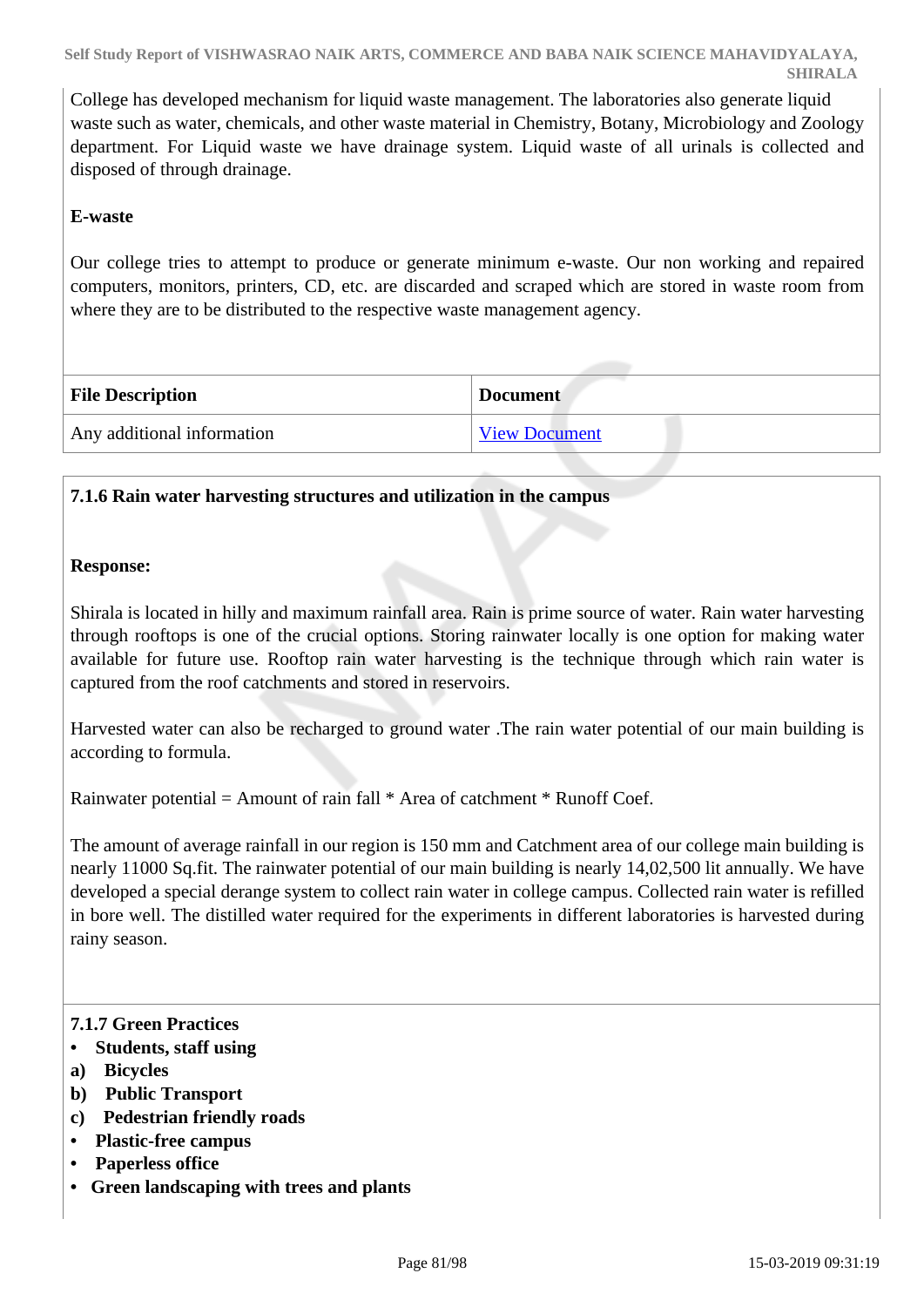College has developed mechanism for liquid waste management. The laboratories also generate liquid waste such as water, chemicals, and other waste material in Chemistry, Botany, Microbiology and Zoology department. For Liquid waste we have drainage system. Liquid waste of all urinals is collected and disposed of through drainage.

**E-waste**

Our college tries to attempt to produce or generate minimum e-waste. Our non working and repaired computers, monitors, printers, CD, etc. are discarded and scraped which are stored in waste room from where they are to be distributed to the respective waste management agency.

| File Description | Document |
|---|---|
| Any additional information | View Document |

### 7.1.6 Rain water harvesting structures and utilization in the campus

**Response:**

Shirala is located in hilly and maximum rainfall area. Rain is prime source of water. Rain water harvesting through rooftops is one of the crucial options. Storing rainwater locally is one option for making water available for future use. Rooftop rain water harvesting is the technique through which rain water is captured from the roof catchments and stored in reservoirs.

Harvested water can also be recharged to ground water .The rain water potential of our main building is according to formula.

Rainwater potential = Amount of rain fall * Area of catchment * Runoff Coef.

The amount of average rainfall in our region is 150 mm and Catchment area of our college main building is nearly 11000 Sq.fit. The rainwater potential of our main building is nearly 14,02,500 lit annually. We have developed a special derange system to collect rain water in college campus. Collected rain water is refilled in bore well. The distilled water required for the experiments in different laboratories is harvested during rainy season.

### 7.1.7 Green Practices

- **Students, staff using**

**a) Bicycles**

**b) Public Transport**

**c) Pedestrian friendly roads**

- **Plastic-free campus**
- **Paperless office**
- **Green landscaping with trees and plants**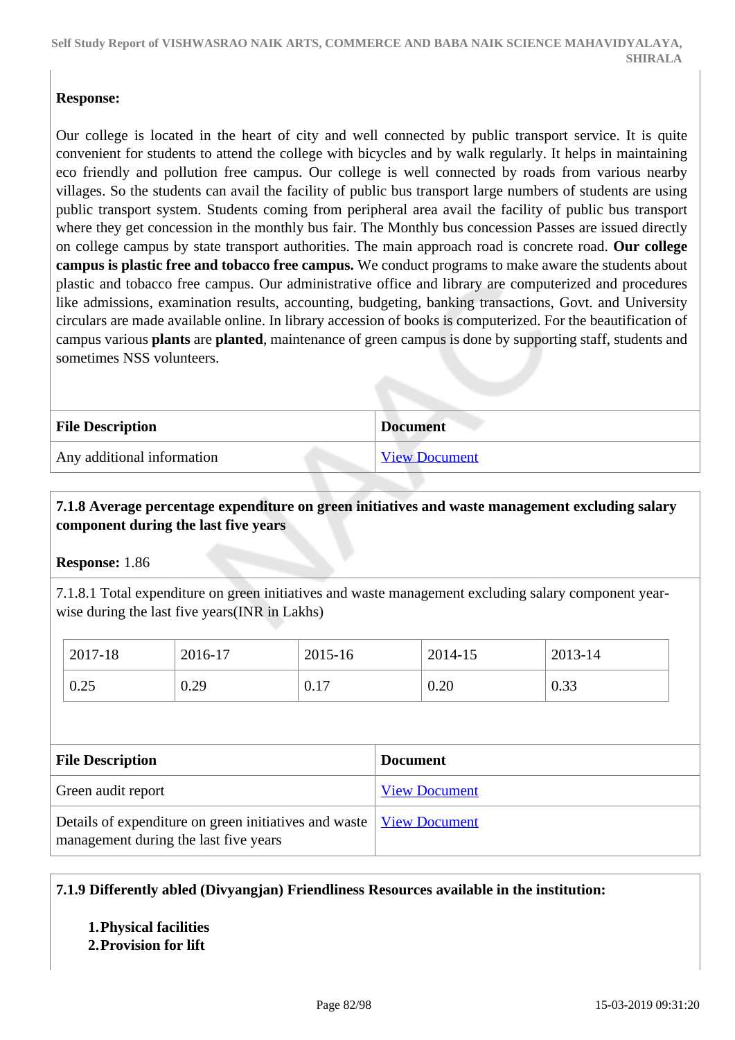**Response:**

Our college is located in the heart of city and well connected by public transport service. It is quite convenient for students to attend the college with bicycles and by walk regularly. It helps in maintaining eco friendly and pollution free campus. Our college is well connected by roads from various nearby villages. So the students can avail the facility of public bus transport large numbers of students are using public transport system. Students coming from peripheral area avail the facility of public bus transport where they get concession in the monthly bus fair. The Monthly bus concession Passes are issued directly on college campus by state transport authorities. The main approach road is concrete road. **Our college campus is plastic free and tobacco free campus.** We conduct programs to make aware the students about plastic and tobacco free campus. Our administrative office and library are computerized and procedures like admissions, examination results, accounting, budgeting, banking transactions, Govt. and University circulars are made available online. In library accession of books is computerized. For the beautification of campus various **plants** are **planted**, maintenance of green campus is done by supporting staff, students and sometimes NSS volunteers.

| File Description | Document |
|---|---|
| Any additional information | View Document |

**7.1.8 Average percentage expenditure on green initiatives and waste management excluding salary component during the last five years**

**Response:** 1.86

7.1.8.1 Total expenditure on green initiatives and waste management excluding salary component year-wise during the last five years(INR in Lakhs)

| 2017-18 | 2016-17 | 2015-16 | 2014-15 | 2013-14 |
|---|---|---|---|---|
| 0.25 | 0.29 | 0.17 | 0.20 | 0.33 |

| File Description | Document |
|---|---|
| Green audit report | View Document |
| Details of expenditure on green initiatives and waste management during the last five years | View Document |

**7.1.9 Differently abled (Divyangjan) Friendliness Resources available in the institution:**

1. **Physical facilities**
2. **Provision for lift**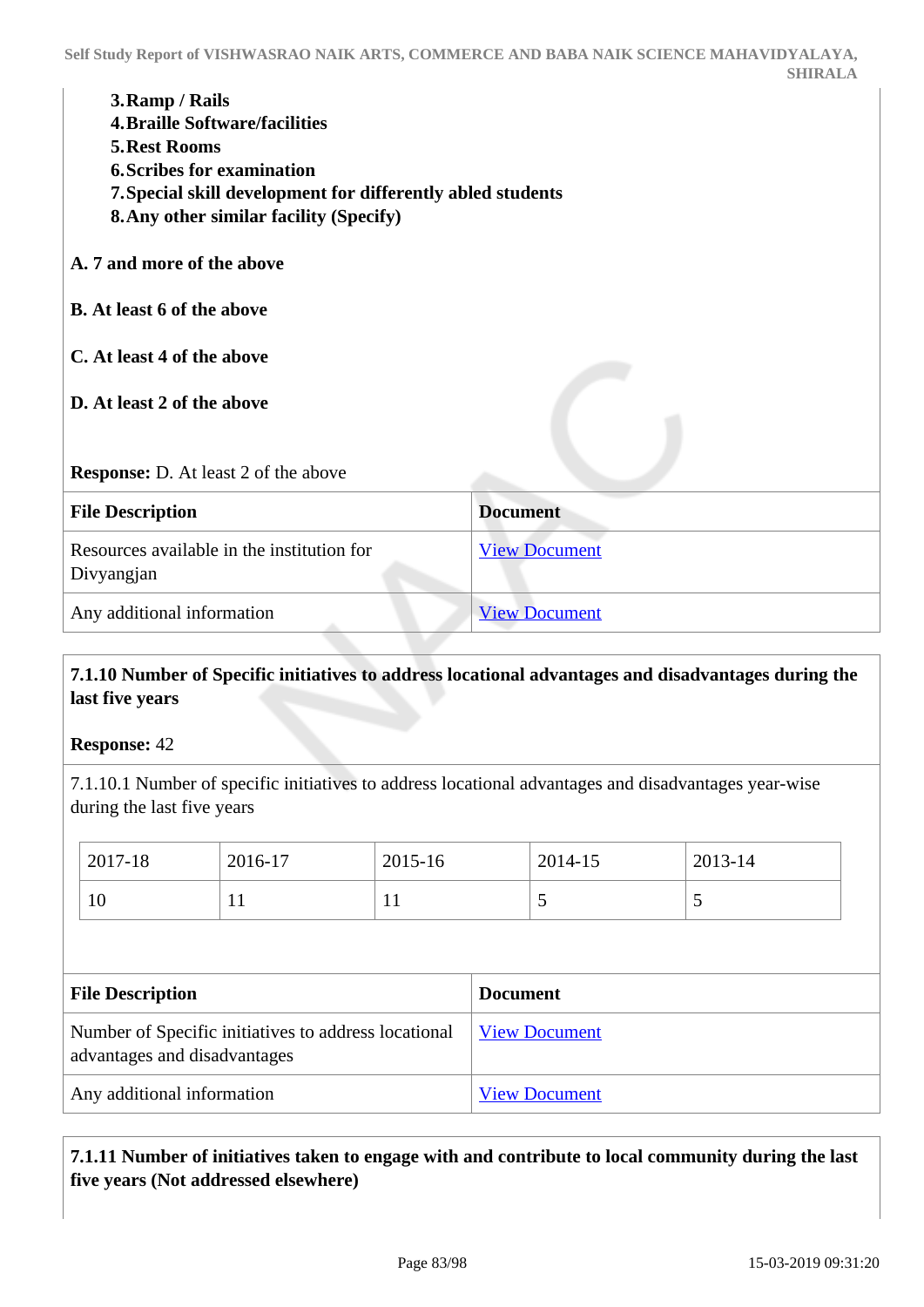**3. Ramp / Rails**
**4. Braille Software/facilities**
**5. Rest Rooms**
**6. Scribes for examination**
**7. Special skill development for differently abled students**
**8. Any other similar facility (Specify)**

**A. 7 and more of the above**

**B. At least 6 of the above**

**C. At least 4 of the above**

**D. At least 2 of the above**

**Response:** D. At least 2 of the above

| File Description | Document |
|---|---|
| Resources available in the institution for Divyangjan | View Document |
| Any additional information | View Document |

**7.1.10 Number of Specific initiatives to address locational advantages and disadvantages during the last five years**

**Response:** 42

7.1.10.1 Number of specific initiatives to address locational advantages and disadvantages year-wise during the last five years

| 2017-18 | 2016-17 | 2015-16 | 2014-15 | 2013-14 |
|---|---|---|---|---|
| 10 | 11 | 11 | 5 | 5 |

| File Description | Document |
|---|---|
| Number of Specific initiatives to address locational advantages and disadvantages | View Document |
| Any additional information | View Document |

**7.1.11 Number of initiatives taken to engage with and contribute to local community during the last five years (Not addressed elsewhere)**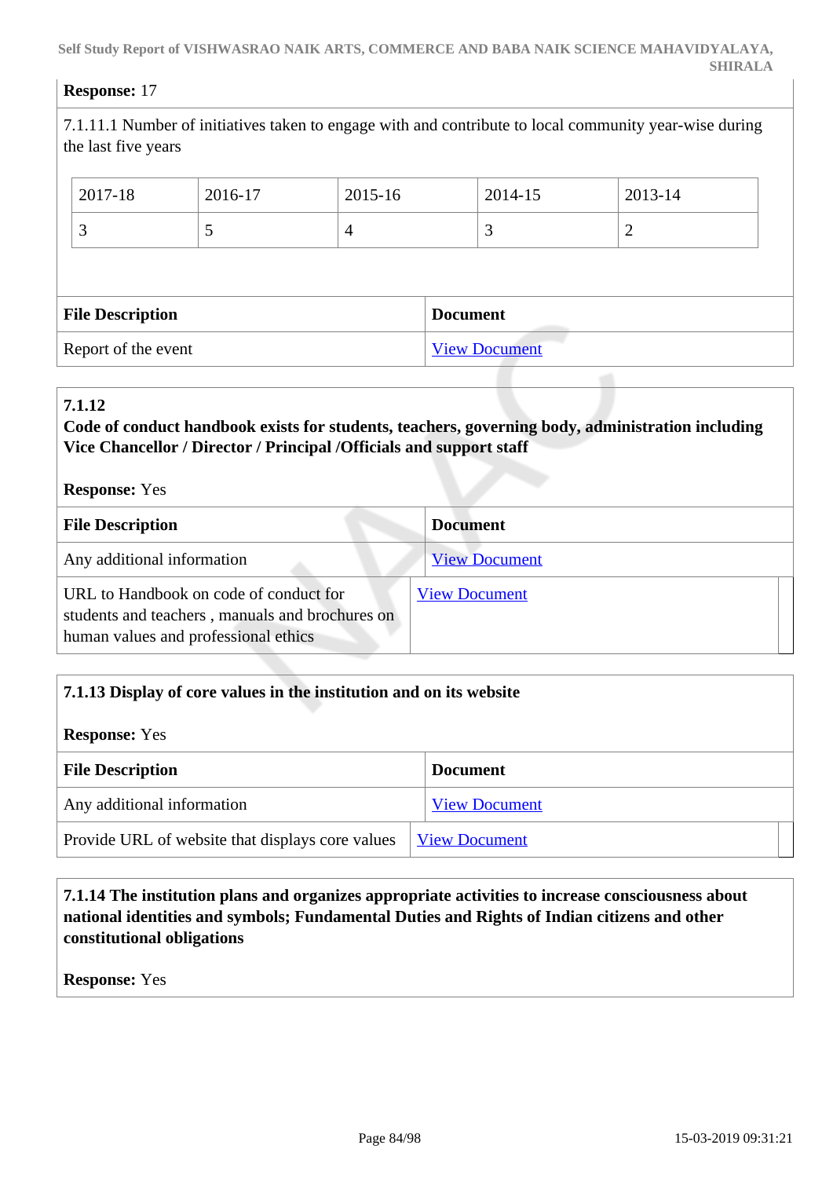**Response:** 17

7.1.11.1 Number of initiatives taken to engage with and contribute to local community year-wise during the last five years

| 2017-18 | 2016-17 | 2015-16 | 2014-15 | 2013-14 |
|---|---|---|---|---|
| 3 | 5 | 4 | 3 | 2 |

| File Description | Document |
|---|---|
| Report of the event | View Document |

**7.1.12**
**Code of conduct handbook exists for students, teachers, governing body, administration including Vice Chancellor / Director / Principal /Officials and support staff**

**Response:** Yes

| File Description | Document |
|---|---|
| Any additional information | View Document |
| URL to Handbook on code of conduct for students and teachers , manuals and brochures on human values and professional ethics | View Document |

**7.1.13 Display of core values in the institution and on its website**

**Response:** Yes

| File Description | Document |
|---|---|
| Any additional information | View Document |
| Provide URL of website that displays core values | View Document |

**7.1.14 The institution plans and organizes appropriate activities to increase consciousness about national identities and symbols; Fundamental Duties and Rights of Indian citizens and other constitutional obligations**

**Response:** Yes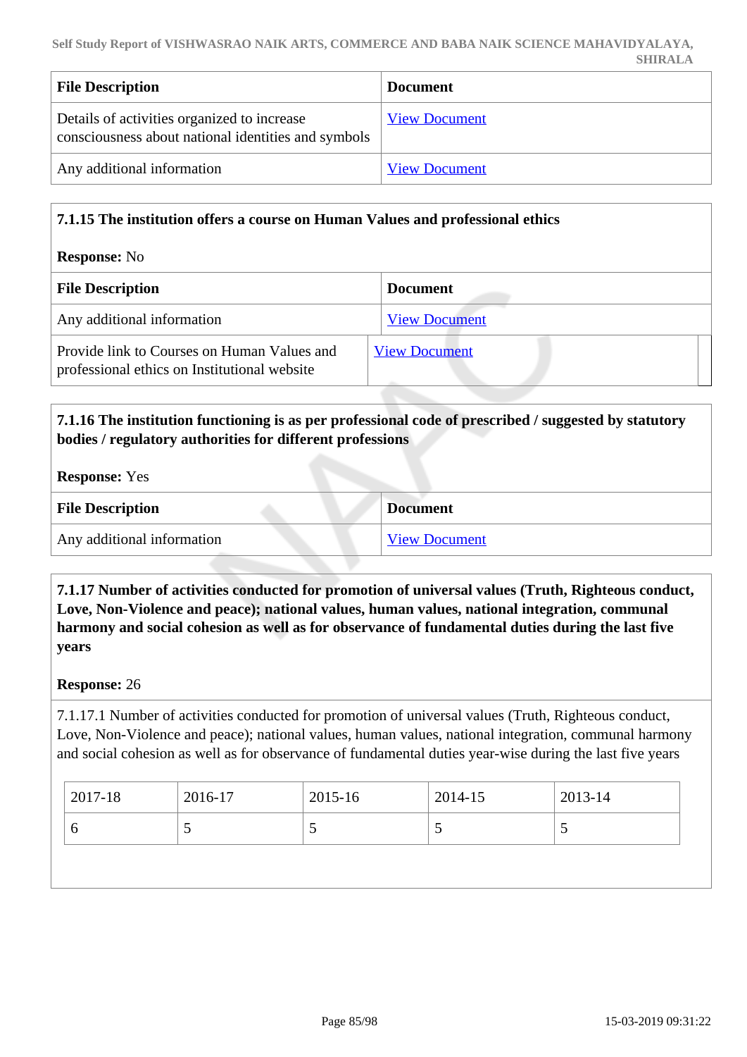| File Description | Document |
| --- | --- |
| Details of activities organized to increase consciousness about national identities and symbols | View Document |
| Any additional information | View Document |

**7.1.15 The institution offers a course on Human Values and professional ethics**

**Response:** No

| File Description | Document |
| --- | --- |
| Any additional information | View Document |
| Provide link to Courses on Human Values and professional ethics on Institutional website | View Document |

**7.1.16 The institution functioning is as per professional code of prescribed / suggested by statutory bodies / regulatory authorities for different professions**

**Response:** Yes

| File Description | Document |
| --- | --- |
| Any additional information | View Document |

**7.1.17 Number of activities conducted for promotion of universal values (Truth, Righteous conduct, Love, Non-Violence and peace); national values, human values, national integration, communal harmony and social cohesion as well as for observance of fundamental duties during the last five years**

**Response:** 26

7.1.17.1 Number of activities conducted for promotion of universal values (Truth, Righteous conduct, Love, Non-Violence and peace); national values, human values, national integration, communal harmony and social cohesion as well as for observance of fundamental duties year-wise during the last five years

| 2017-18 | 2016-17 | 2015-16 | 2014-15 | 2013-14 |
| --- | --- | --- | --- | --- |
| 6 | 5 | 5 | 5 | 5 |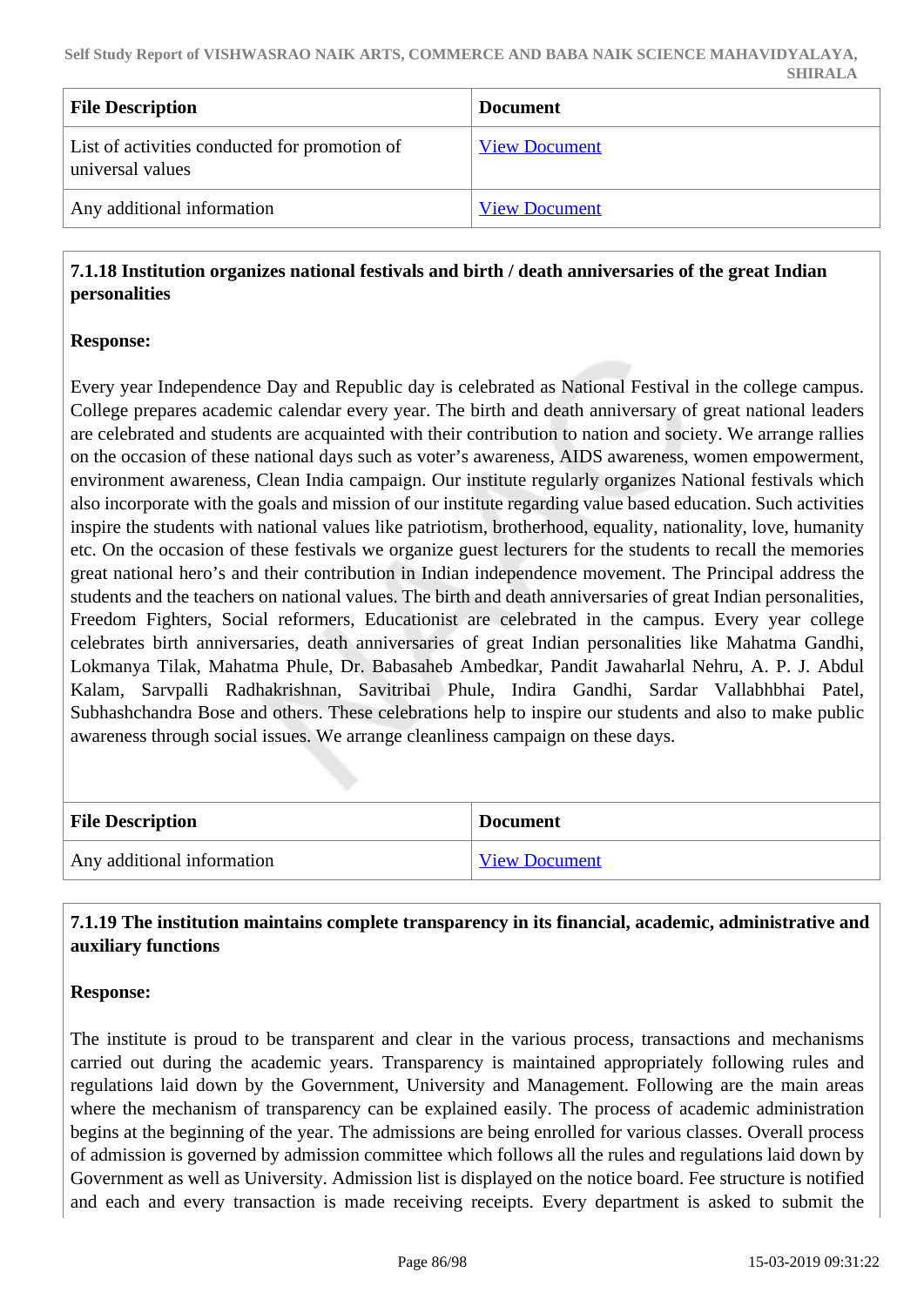| File Description | Document |
| --- | --- |
| List of activities conducted for promotion of universal values | View Document |
| Any additional information | View Document |

**7.1.18 Institution organizes national festivals and birth / death anniversaries of the great Indian personalities**

**Response:**

Every year Independence Day and Republic day is celebrated as National Festival in the college campus. College prepares academic calendar every year. The birth and death anniversary of great national leaders are celebrated and students are acquainted with their contribution to nation and society. We arrange rallies on the occasion of these national days such as voter's awareness, AIDS awareness, women empowerment, environment awareness, Clean India campaign. Our institute regularly organizes National festivals which also incorporate with the goals and mission of our institute regarding value based education. Such activities inspire the students with national values like patriotism, brotherhood, equality, nationality, love, humanity etc. On the occasion of these festivals we organize guest lecturers for the students to recall the memories great national hero's and their contribution in Indian independence movement. The Principal address the students and the teachers on national values. The birth and death anniversaries of great Indian personalities, Freedom Fighters, Social reformers, Educationist are celebrated in the campus. Every year college celebrates birth anniversaries, death anniversaries of great Indian personalities like Mahatma Gandhi, Lokmanya Tilak, Mahatma Phule, Dr. Babasaheb Ambedkar, Pandit Jawaharlal Nehru, A. P. J. Abdul Kalam, Sarvpalli Radhakrishnan, Savitribai Phule, Indira Gandhi, Sardar Vallabhbhai Patel, Subhashchandra Bose and others. These celebrations help to inspire our students and also to make public awareness through social issues. We arrange cleanliness campaign on these days.

| File Description | Document |
| --- | --- |
| Any additional information | View Document |

**7.1.19 The institution maintains complete transparency in its financial, academic, administrative and auxiliary functions**

**Response:**

The institute is proud to be transparent and clear in the various process, transactions and mechanisms carried out during the academic years. Transparency is maintained appropriately following rules and regulations laid down by the Government, University and Management. Following are the main areas where the mechanism of transparency can be explained easily. The process of academic administration begins at the beginning of the year. The admissions are being enrolled for various classes. Overall process of admission is governed by admission committee which follows all the rules and regulations laid down by Government as well as University. Admission list is displayed on the notice board. Fee structure is notified and each and every transaction is made receiving receipts. Every department is asked to submit the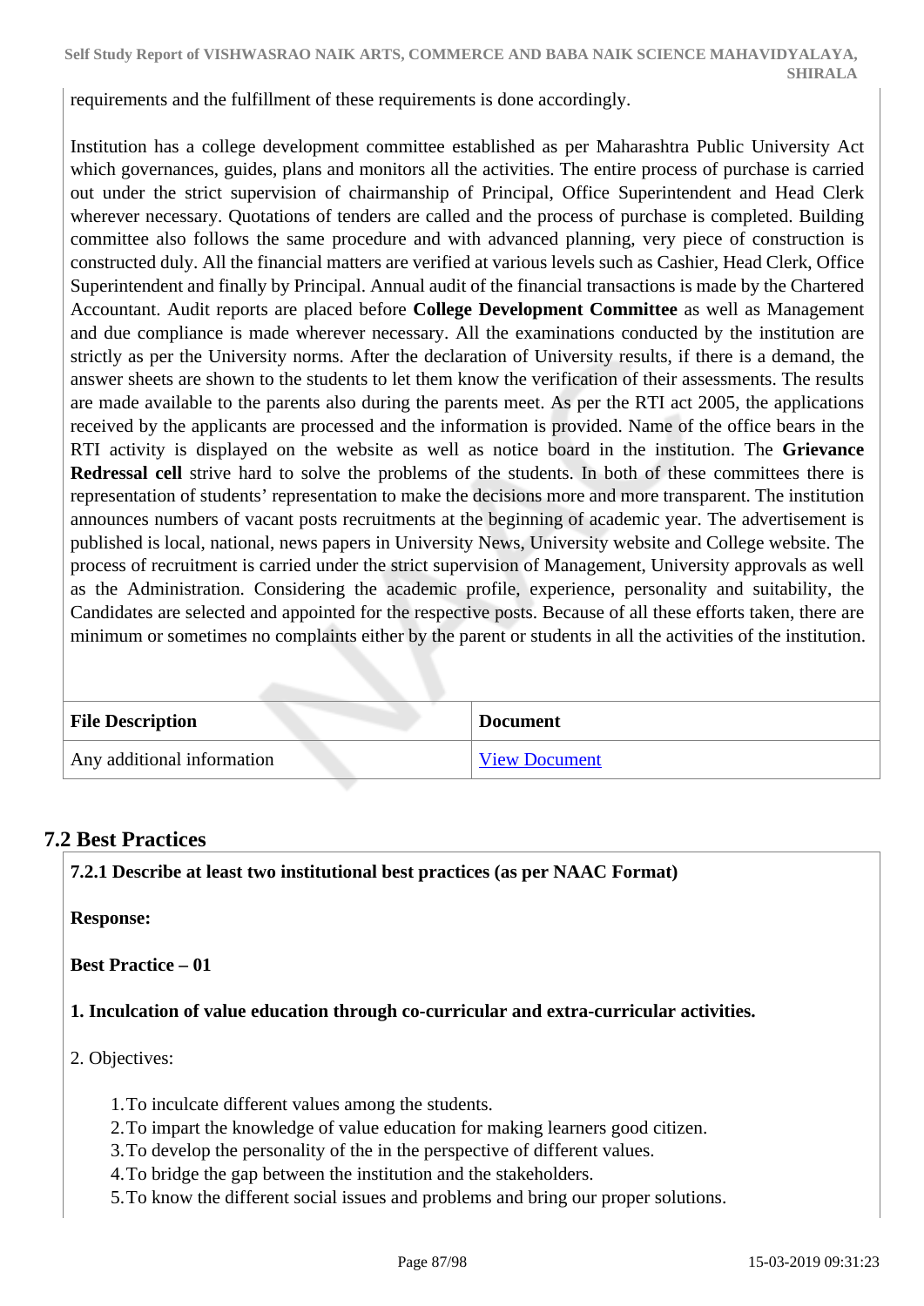requirements and the fulfillment of these requirements is done accordingly.

Institution has a college development committee established as per Maharashtra Public University Act which governances, guides, plans and monitors all the activities. The entire process of purchase is carried out under the strict supervision of chairmanship of Principal, Office Superintendent and Head Clerk wherever necessary. Quotations of tenders are called and the process of purchase is completed. Building committee also follows the same procedure and with advanced planning, very piece of construction is constructed duly. All the financial matters are verified at various levels such as Cashier, Head Clerk, Office Superintendent and finally by Principal. Annual audit of the financial transactions is made by the Chartered Accountant. Audit reports are placed before **College Development Committee** as well as Management and due compliance is made wherever necessary. All the examinations conducted by the institution are strictly as per the University norms. After the declaration of University results, if there is a demand, the answer sheets are shown to the students to let them know the verification of their assessments. The results are made available to the parents also during the parents meet. As per the RTI act 2005, the applications received by the applicants are processed and the information is provided. Name of the office bears in the RTI activity is displayed on the website as well as notice board in the institution. The **Grievance Redressal cell** strive hard to solve the problems of the students. In both of these committees there is representation of students' representation to make the decisions more and more transparent. The institution announces numbers of vacant posts recruitments at the beginning of academic year. The advertisement is published is local, national, news papers in University News, University website and College website. The process of recruitment is carried under the strict supervision of Management, University approvals as well as the Administration. Considering the academic profile, experience, personality and suitability, the Candidates are selected and appointed for the respective posts. Because of all these efforts taken, there are minimum or sometimes no complaints either by the parent or students in all the activities of the institution.

| File Description | Document |
|---|---|
| Any additional information | View Document |

## 7.2 Best Practices

**7.2.1 Describe at least two institutional best practices (as per NAAC Format)**

**Response:**

**Best Practice – 01**

**1. Inculcation of value education through co-curricular and extra-curricular activities.**

2. Objectives:

1. To inculcate different values among the students.
2. To impart the knowledge of value education for making learners good citizen.
3. To develop the personality of the in the perspective of different values.
4. To bridge the gap between the institution and the stakeholders.
5. To know the different social issues and problems and bring our proper solutions.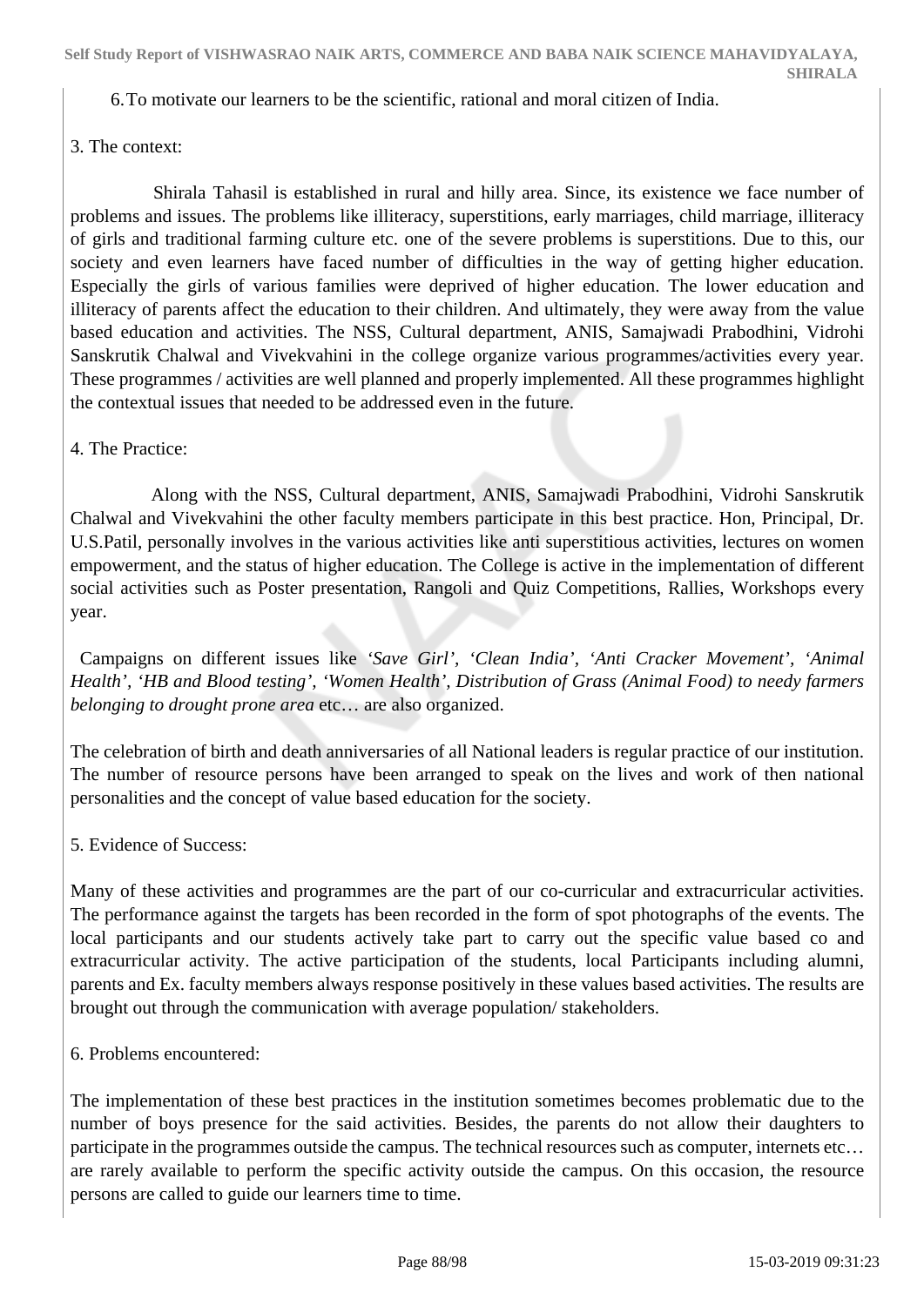6. To motivate our learners to be the scientific, rational and moral citizen of India.

3. The context:

Shirala Tahasil is established in rural and hilly area. Since, its existence we face number of problems and issues. The problems like illiteracy, superstitions, early marriages, child marriage, illiteracy of girls and traditional farming culture etc. one of the severe problems is superstitions. Due to this, our society and even learners have faced number of difficulties in the way of getting higher education. Especially the girls of various families were deprived of higher education. The lower education and illiteracy of parents affect the education to their children. And ultimately, they were away from the value based education and activities. The NSS, Cultural department, ANIS, Samajwadi Prabodhini, Vidrohi Sanskrutik Chalwal and Vivekvahini in the college organize various programmes/activities every year. These programmes / activities are well planned and properly implemented. All these programmes highlight the contextual issues that needed to be addressed even in the future.

4. The Practice:

Along with the NSS, Cultural department, ANIS, Samajwadi Prabodhini, Vidrohi Sanskrutik Chalwal and Vivekvahini the other faculty members participate in this best practice. Hon, Principal, Dr. U.S.Patil, personally involves in the various activities like anti superstitious activities, lectures on women empowerment, and the status of higher education. The College is active in the implementation of different social activities such as Poster presentation, Rangoli and Quiz Competitions, Rallies, Workshops every year.

Campaigns on different issues like *'Save Girl', 'Clean India', 'Anti Cracker Movement', 'Animal Health', 'HB and Blood testing', 'Women Health', Distribution of Grass (Animal Food) to needy farmers belonging to drought prone area* etc… are also organized.

The celebration of birth and death anniversaries of all National leaders is regular practice of our institution. The number of resource persons have been arranged to speak on the lives and work of then national personalities and the concept of value based education for the society.

5. Evidence of Success:

Many of these activities and programmes are the part of our co-curricular and extracurricular activities. The performance against the targets has been recorded in the form of spot photographs of the events. The local participants and our students actively take part to carry out the specific value based co and extracurricular activity. The active participation of the students, local Participants including alumni, parents and Ex. faculty members always response positively in these values based activities. The results are brought out through the communication with average population/ stakeholders.

6. Problems encountered:

The implementation of these best practices in the institution sometimes becomes problematic due to the number of boys presence for the said activities. Besides, the parents do not allow their daughters to participate in the programmes outside the campus. The technical resources such as computer, internets etc… are rarely available to perform the specific activity outside the campus. On this occasion, the resource persons are called to guide our learners time to time.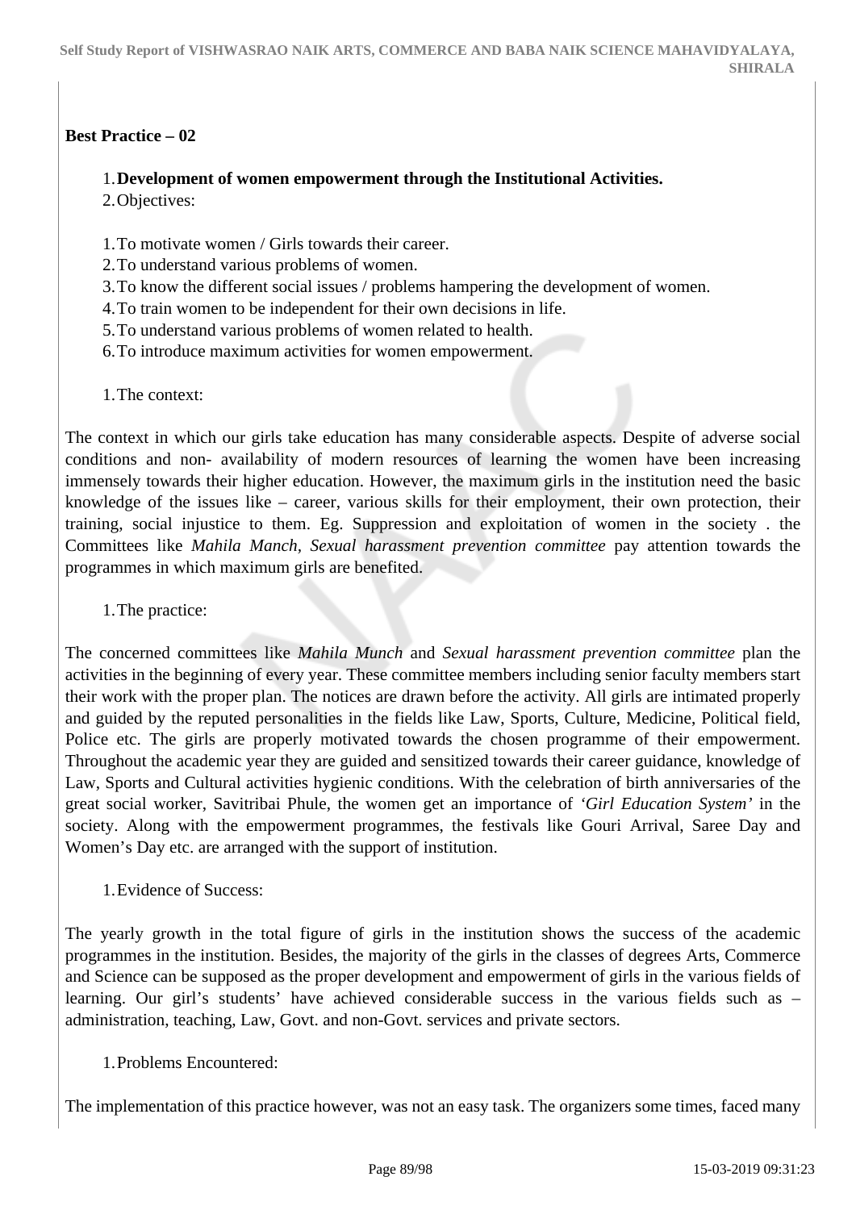**Best Practice – 02**

1. **Development of women empowerment through the Institutional Activities.**
2. Objectives:

1. To motivate women / Girls towards their career.
2. To understand various problems of women.
3. To know the different social issues / problems hampering the development of women.
4. To train women to be independent for their own decisions in life.
5. To understand various problems of women related to health.
6. To introduce maximum activities for women empowerment.

1. The context:

The context in which our girls take education has many considerable aspects. Despite of adverse social conditions and non- availability of modern resources of learning the women have been increasing immensely towards their higher education. However, the maximum girls in the institution need the basic knowledge of the issues like – career, various skills for their employment, their own protection, their training, social injustice to them. Eg. Suppression and exploitation of women in the society . the Committees like *Mahila Manch, Sexual harassment prevention committee* pay attention towards the programmes in which maximum girls are benefited.

1. The practice:

The concerned committees like *Mahila Munch* and *Sexual harassment prevention committee* plan the activities in the beginning of every year. These committee members including senior faculty members start their work with the proper plan. The notices are drawn before the activity. All girls are intimated properly and guided by the reputed personalities in the fields like Law, Sports, Culture, Medicine, Political field, Police etc. The girls are properly motivated towards the chosen programme of their empowerment. Throughout the academic year they are guided and sensitized towards their career guidance, knowledge of Law, Sports and Cultural activities hygienic conditions. With the celebration of birth anniversaries of the great social worker, Savitribai Phule, the women get an importance of *'Girl Education System'* in the society. Along with the empowerment programmes, the festivals like Gouri Arrival, Saree Day and Women's Day etc. are arranged with the support of institution.

1. Evidence of Success:

The yearly growth in the total figure of girls in the institution shows the success of the academic programmes in the institution. Besides, the majority of the girls in the classes of degrees Arts, Commerce and Science can be supposed as the proper development and empowerment of girls in the various fields of learning. Our girl's students' have achieved considerable success in the various fields such as – administration, teaching, Law, Govt. and non-Govt. services and private sectors.

1. Problems Encountered:

The implementation of this practice however, was not an easy task. The organizers some times, faced many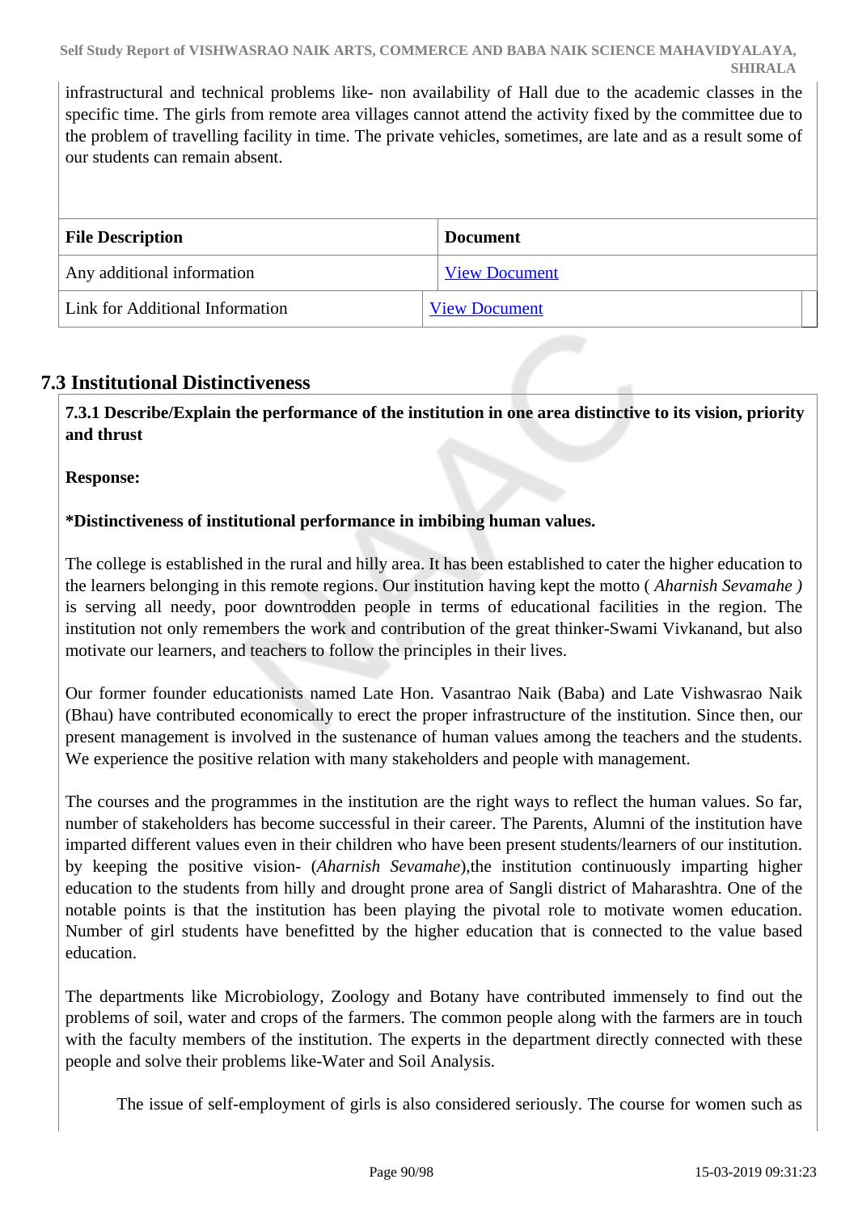infrastructural and technical problems like- non availability of Hall due to the academic classes in the specific time. The girls from remote area villages cannot attend the activity fixed by the committee due to the problem of travelling facility in time. The private vehicles, sometimes, are late and as a result some of our students can remain absent.

| File Description | Document |
|---|---|
| Any additional information | View Document |
| Link for Additional Information | View Document |

## 7.3 Institutional Distinctiveness

**7.3.1 Describe/Explain the performance of the institution in one area distinctive to its vision, priority and thrust**

**Response:**

**\*Distinctiveness of institutional performance in imbibing human values.**

The college is established in the rural and hilly area. It has been established to cater the higher education to the learners belonging in this remote regions. Our institution having kept the motto ( *Aharnish Sevamahe )* is serving all needy, poor downtrodden people in terms of educational facilities in the region. The institution not only remembers the work and contribution of the great thinker-Swami Vivkanand, but also motivate our learners, and teachers to follow the principles in their lives.

Our former founder educationists named Late Hon. Vasantrao Naik (Baba) and Late Vishwasrao Naik (Bhau) have contributed economically to erect the proper infrastructure of the institution. Since then, our present management is involved in the sustenance of human values among the teachers and the students. We experience the positive relation with many stakeholders and people with management.

The courses and the programmes in the institution are the right ways to reflect the human values. So far, number of stakeholders has become successful in their career. The Parents, Alumni of the institution have imparted different values even in their children who have been present students/learners of our institution. by keeping the positive vision- (*Aharnish Sevamahe*),the institution continuously imparting higher education to the students from hilly and drought prone area of Sangli district of Maharashtra. One of the notable points is that the institution has been playing the pivotal role to motivate women education. Number of girl students have benefitted by the higher education that is connected to the value based education.

The departments like Microbiology, Zoology and Botany have contributed immensely to find out the problems of soil, water and crops of the farmers. The common people along with the farmers are in touch with the faculty members of the institution. The experts in the department directly connected with these people and solve their problems like-Water and Soil Analysis.

The issue of self-employment of girls is also considered seriously. The course for women such as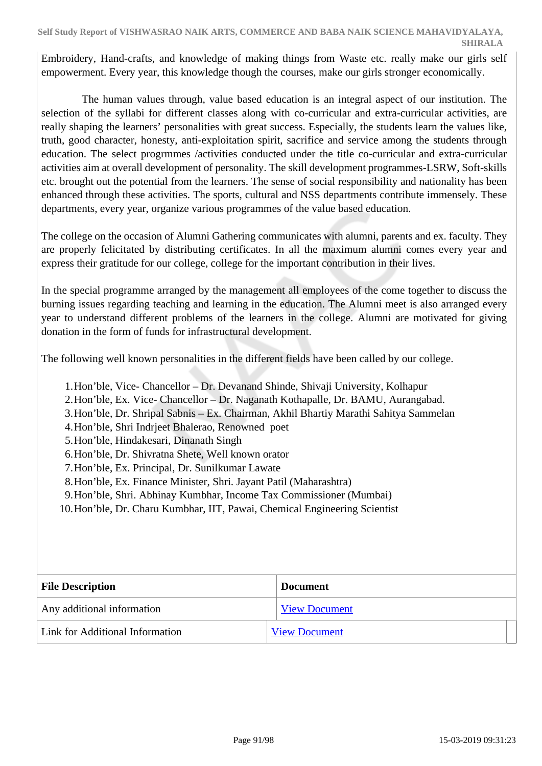Embroidery, Hand-crafts, and knowledge of making things from Waste etc. really make our girls self empowerment. Every year, this knowledge though the courses, make our girls stronger economically.

The human values through, value based education is an integral aspect of our institution. The selection of the syllabi for different classes along with co-curricular and extra-curricular activities, are really shaping the learners' personalities with great success. Especially, the students learn the values like, truth, good character, honesty, anti-exploitation spirit, sacrifice and service among the students through education. The select progrmmes /activities conducted under the title co-curricular and extra-curricular activities aim at overall development of personality. The skill development programmes-LSRW, Soft-skills etc. brought out the potential from the learners. The sense of social responsibility and nationality has been enhanced through these activities. The sports, cultural and NSS departments contribute immensely. These departments, every year, organize various programmes of the value based education.

The college on the occasion of Alumni Gathering communicates with alumni, parents and ex. faculty. They are properly felicitated by distributing certificates. In all the maximum alumni comes every year and express their gratitude for our college, college for the important contribution in their lives.

In the special programme arranged by the management all employees of the come together to discuss the burning issues regarding teaching and learning in the education. The Alumni meet is also arranged every year to understand different problems of the learners in the college. Alumni are motivated for giving donation in the form of funds for infrastructural development.

The following well known personalities in the different fields have been called by our college.

1. Hon'ble, Vice- Chancellor – Dr. Devanand Shinde, Shivaji University, Kolhapur
2. Hon'ble, Ex. Vice- Chancellor – Dr. Naganath Kothapalle, Dr. BAMU, Aurangabad.
3. Hon'ble, Dr. Shripal Sabnis – Ex. Chairman, Akhil Bhartiy Marathi Sahitya Sammelan
4. Hon'ble, Shri Indrjeet Bhalerao, Renowned poet
5. Hon'ble, Hindakesari, Dinanath Singh
6. Hon'ble, Dr. Shivratna Shete, Well known orator
7. Hon'ble, Ex. Principal, Dr. Sunilkumar Lawate
8. Hon'ble, Ex. Finance Minister, Shri. Jayant Patil (Maharashtra)
9. Hon'ble, Shri. Abhinay Kumbhar, Income Tax Commissioner (Mumbai)
10. Hon'ble, Dr. Charu Kumbhar, IIT, Pawai, Chemical Engineering Scientist

| File Description | Document |
|---|---|
| Any additional information | View Document |
| Link for Additional Information | View Document |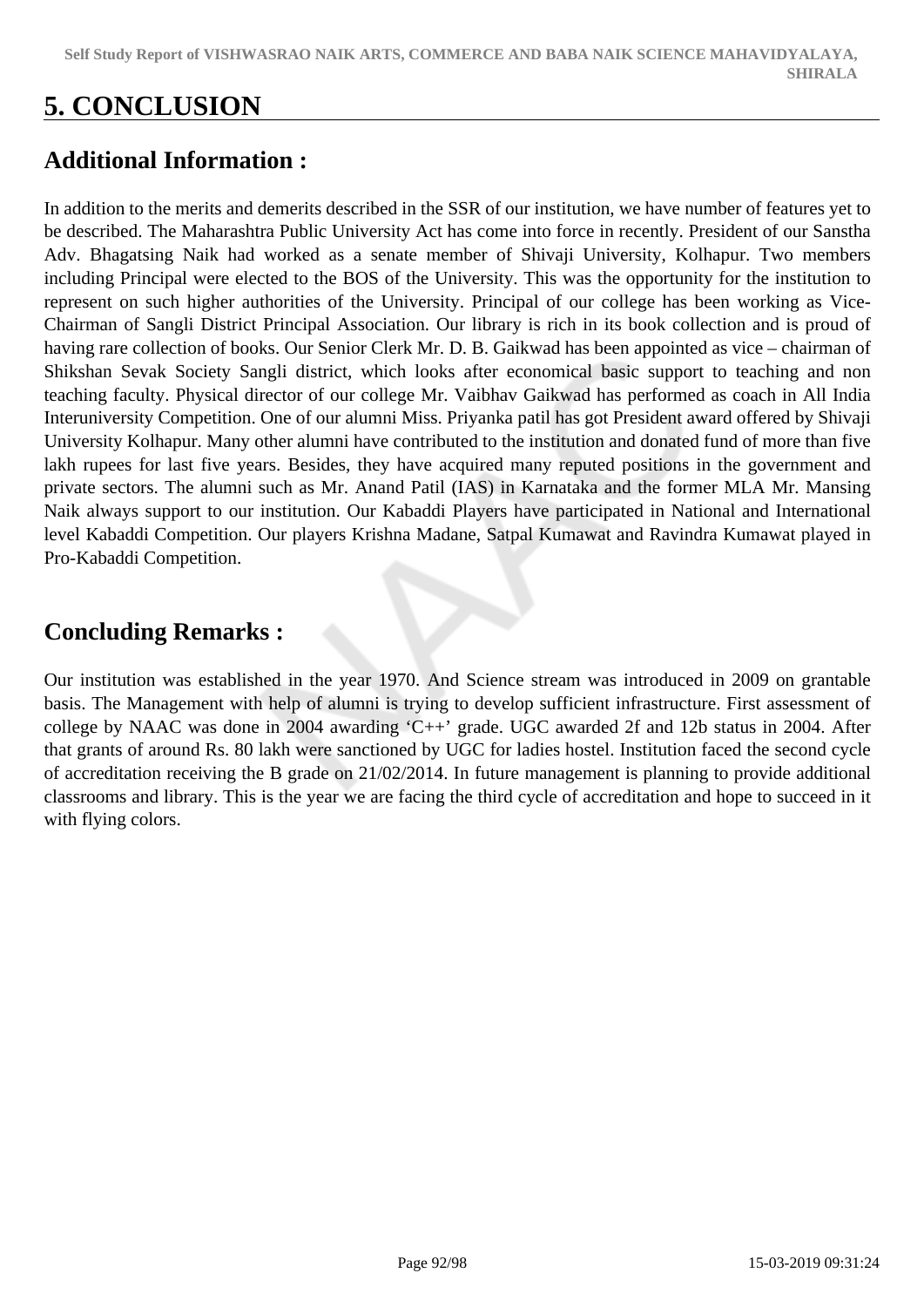# 5. CONCLUSION

## Additional Information :

In addition to the merits and demerits described in the SSR of our institution, we have number of features yet to be described. The Maharashtra Public University Act has come into force in recently. President of our Sanstha Adv. Bhagatsing Naik had worked as a senate member of Shivaji University, Kolhapur. Two members including Principal were elected to the BOS of the University. This was the opportunity for the institution to represent on such higher authorities of the University. Principal of our college has been working as Vice-Chairman of Sangli District Principal Association. Our library is rich in its book collection and is proud of having rare collection of books. Our Senior Clerk Mr. D. B. Gaikwad has been appointed as vice – chairman of Shikshan Sevak Society Sangli district, which looks after economical basic support to teaching and non teaching faculty. Physical director of our college Mr. Vaibhav Gaikwad has performed as coach in All India Interuniversity Competition. One of our alumni Miss. Priyanka patil has got President award offered by Shivaji University Kolhapur. Many other alumni have contributed to the institution and donated fund of more than five lakh rupees for last five years. Besides, they have acquired many reputed positions in the government and private sectors. The alumni such as Mr. Anand Patil (IAS) in Karnataka and the former MLA Mr. Mansing Naik always support to our institution. Our Kabaddi Players have participated in National and International level Kabaddi Competition. Our players Krishna Madane, Satpal Kumawat and Ravindra Kumawat played in Pro-Kabaddi Competition.

## Concluding Remarks :

Our institution was established in the year 1970. And Science stream was introduced in 2009 on grantable basis. The Management with help of alumni is trying to develop sufficient infrastructure. First assessment of college by NAAC was done in 2004 awarding 'C++' grade. UGC awarded 2f and 12b status in 2004. After that grants of around Rs. 80 lakh were sanctioned by UGC for ladies hostel. Institution faced the second cycle of accreditation receiving the B grade on 21/02/2014. In future management is planning to provide additional classrooms and library. This is the year we are facing the third cycle of accreditation and hope to succeed in it with flying colors.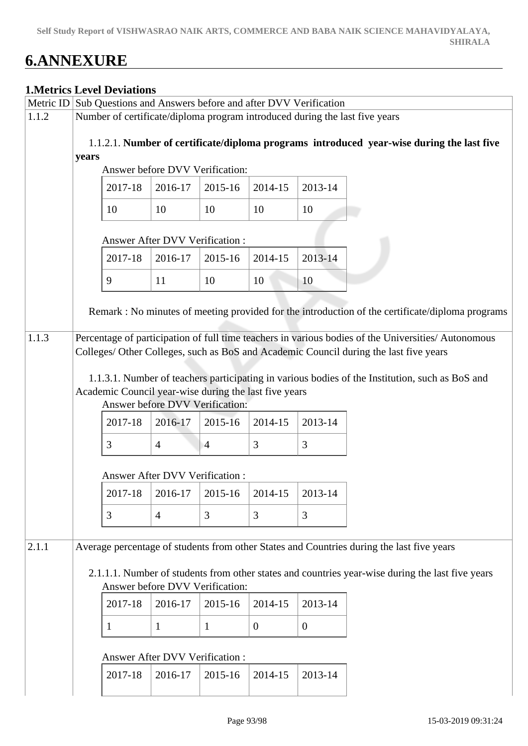# 6.ANNEXURE

## 1.Metrics Level Deviations

| Metric ID | Sub Questions and Answers before and after DVV Verification |
|---|---|
| 1.1.2 | Number of certificate/diploma program introduced during the last five years |

1.1.2.1. **Number of certificate/diploma programs introduced year-wise during the last five years**

Answer before DVV Verification:

| 2017-18 | 2016-17 | 2015-16 | 2014-15 | 2013-14 |
|---|---|---|---|---|
| 10 | 10 | 10 | 10 | 10 |

Answer After DVV Verification :

| 2017-18 | 2016-17 | 2015-16 | 2014-15 | 2013-14 |
|---|---|---|---|---|
| 9 | 11 | 10 | 10 | 10 |

Remark : No minutes of meeting provided for the introduction of the certificate/diploma programs

| Metric ID | Sub Questions and Answers before and after DVV Verification |
|---|---|
| 1.1.3 | Percentage of participation of full time teachers in various bodies of the Universities/ Autonomous Colleges/ Other Colleges, such as BoS and Academic Council during the last five years |

1.1.3.1. Number of teachers participating in various bodies of the Institution, such as BoS and Academic Council year-wise during the last five years

Answer before DVV Verification:

| 2017-18 | 2016-17 | 2015-16 | 2014-15 | 2013-14 |
|---|---|---|---|---|
| 3 | 4 | 4 | 3 | 3 |

Answer After DVV Verification :

| 2017-18 | 2016-17 | 2015-16 | 2014-15 | 2013-14 |
|---|---|---|---|---|
| 3 | 4 | 3 | 3 | 3 |

| Metric ID | Sub Questions and Answers before and after DVV Verification |
|---|---|
| 2.1.1 | Average percentage of students from other States and Countries during the last five years |

2.1.1.1. Number of students from other states and countries year-wise during the last five years

Answer before DVV Verification:

| 2017-18 | 2016-17 | 2015-16 | 2014-15 | 2013-14 |
|---|---|---|---|---|
| 1 | 1 | 1 | 0 | 0 |

Answer After DVV Verification :

| 2017-18 | 2016-17 | 2015-16 | 2014-15 | 2013-14 |
|---|---|---|---|---|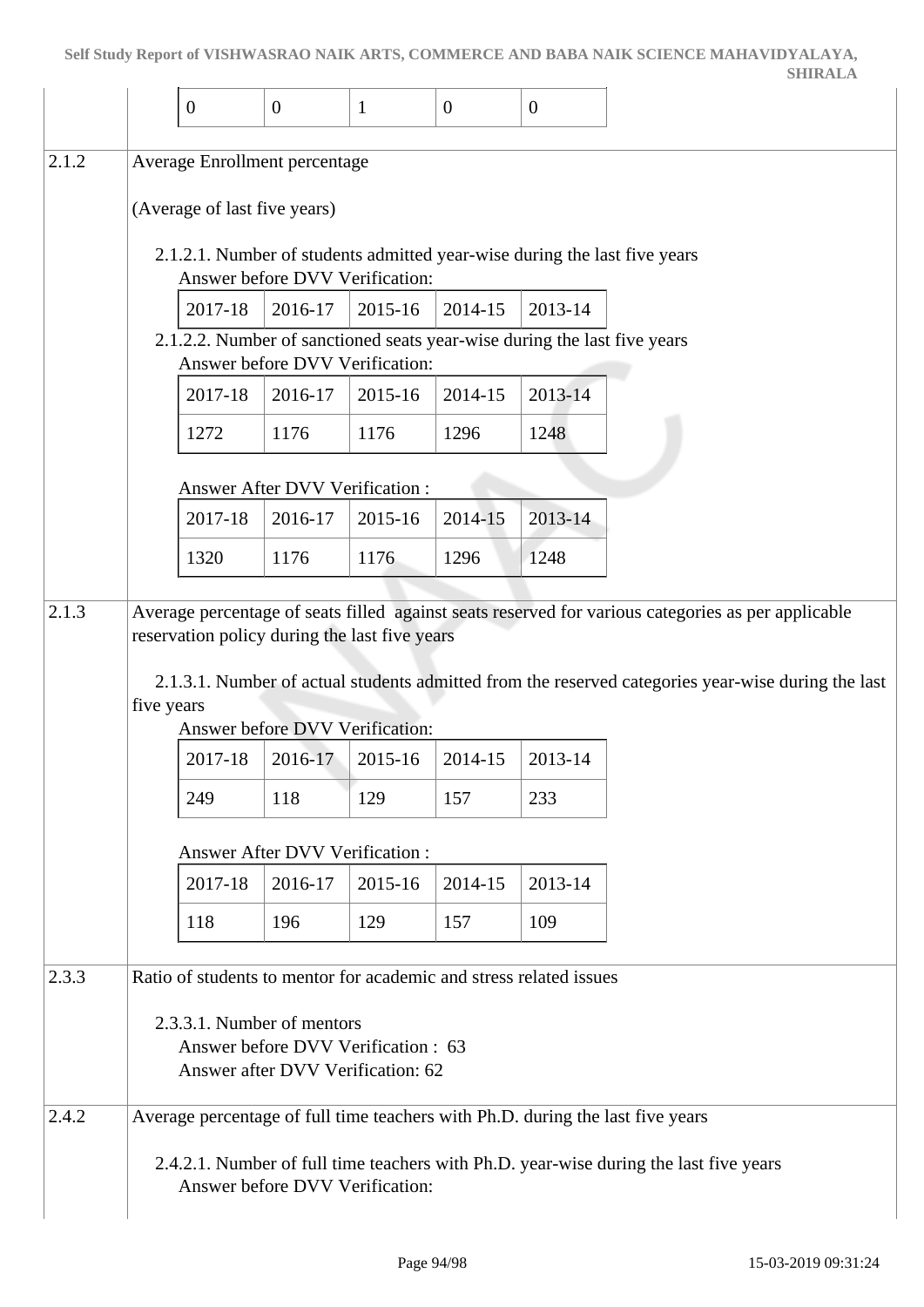| 0 | 0 | 1 | 0 | 0 |
|---|---|---|---|---|

**2.1.2** Average Enrollment percentage

(Average of last five years)

2.1.2.1. Number of students admitted year-wise during the last five years

Answer before DVV Verification:

| 2017-18 | 2016-17 | 2015-16 | 2014-15 | 2013-14 |
|---|---|---|---|---|

2.1.2.2. Number of sanctioned seats year-wise during the last five years

Answer before DVV Verification:

| 2017-18 | 2016-17 | 2015-16 | 2014-15 | 2013-14 |
|---|---|---|---|---|
| 1272 | 1176 | 1176 | 1296 | 1248 |

Answer After DVV Verification :

| 2017-18 | 2016-17 | 2015-16 | 2014-15 | 2013-14 |
|---|---|---|---|---|
| 1320 | 1176 | 1176 | 1296 | 1248 |

**2.1.3** Average percentage of seats filled against seats reserved for various categories as per applicable reservation policy during the last five years

2.1.3.1. Number of actual students admitted from the reserved categories year-wise during the last five years

Answer before DVV Verification:

| 2017-18 | 2016-17 | 2015-16 | 2014-15 | 2013-14 |
|---|---|---|---|---|
| 249 | 118 | 129 | 157 | 233 |

Answer After DVV Verification :

| 2017-18 | 2016-17 | 2015-16 | 2014-15 | 2013-14 |
|---|---|---|---|---|
| 118 | 196 | 129 | 157 | 109 |

**2.3.3** Ratio of students to mentor for academic and stress related issues

2.3.3.1. Number of mentors

Answer before DVV Verification : 63

Answer after DVV Verification: 62

**2.4.2** Average percentage of full time teachers with Ph.D. during the last five years

2.4.2.1. Number of full time teachers with Ph.D. year-wise during the last five years

Answer before DVV Verification: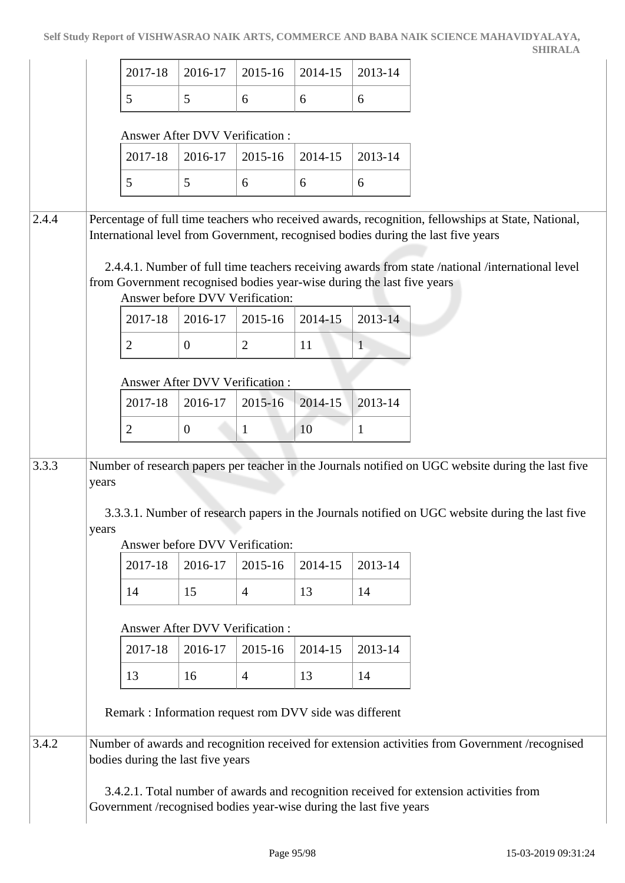| 2017-18 | 2016-17 | 2015-16 | 2014-15 | 2013-14 |
|---|---|---|---|---|
| 5 | 5 | 6 | 6 | 6 |

Answer After DVV Verification :

| 2017-18 | 2016-17 | 2015-16 | 2014-15 | 2013-14 |
|---|---|---|---|---|
| 5 | 5 | 6 | 6 | 6 |

**2.4.4** Percentage of full time teachers who received awards, recognition, fellowships at State, National, International level from Government, recognised bodies during the last five years

2.4.4.1. Number of full time teachers receiving awards from state /national /international level from Government recognised bodies year-wise during the last five years

Answer before DVV Verification:

| 2017-18 | 2016-17 | 2015-16 | 2014-15 | 2013-14 |
|---|---|---|---|---|
| 2 | 0 | 2 | 11 | 1 |

Answer After DVV Verification :

| 2017-18 | 2016-17 | 2015-16 | 2014-15 | 2013-14 |
|---|---|---|---|---|
| 2 | 0 | 1 | 10 | 1 |

**3.3.3** Number of research papers per teacher in the Journals notified on UGC website during the last five years

3.3.3.1. Number of research papers in the Journals notified on UGC website during the last five years

Answer before DVV Verification:

| 2017-18 | 2016-17 | 2015-16 | 2014-15 | 2013-14 |
|---|---|---|---|---|
| 14 | 15 | 4 | 13 | 14 |

Answer After DVV Verification :

| 2017-18 | 2016-17 | 2015-16 | 2014-15 | 2013-14 |
|---|---|---|---|---|
| 13 | 16 | 4 | 13 | 14 |

Remark : Information request rom DVV side was different

**3.4.2** Number of awards and recognition received for extension activities from Government /recognised bodies during the last five years

3.4.2.1. Total number of awards and recognition received for extension activities from Government /recognised bodies year-wise during the last five years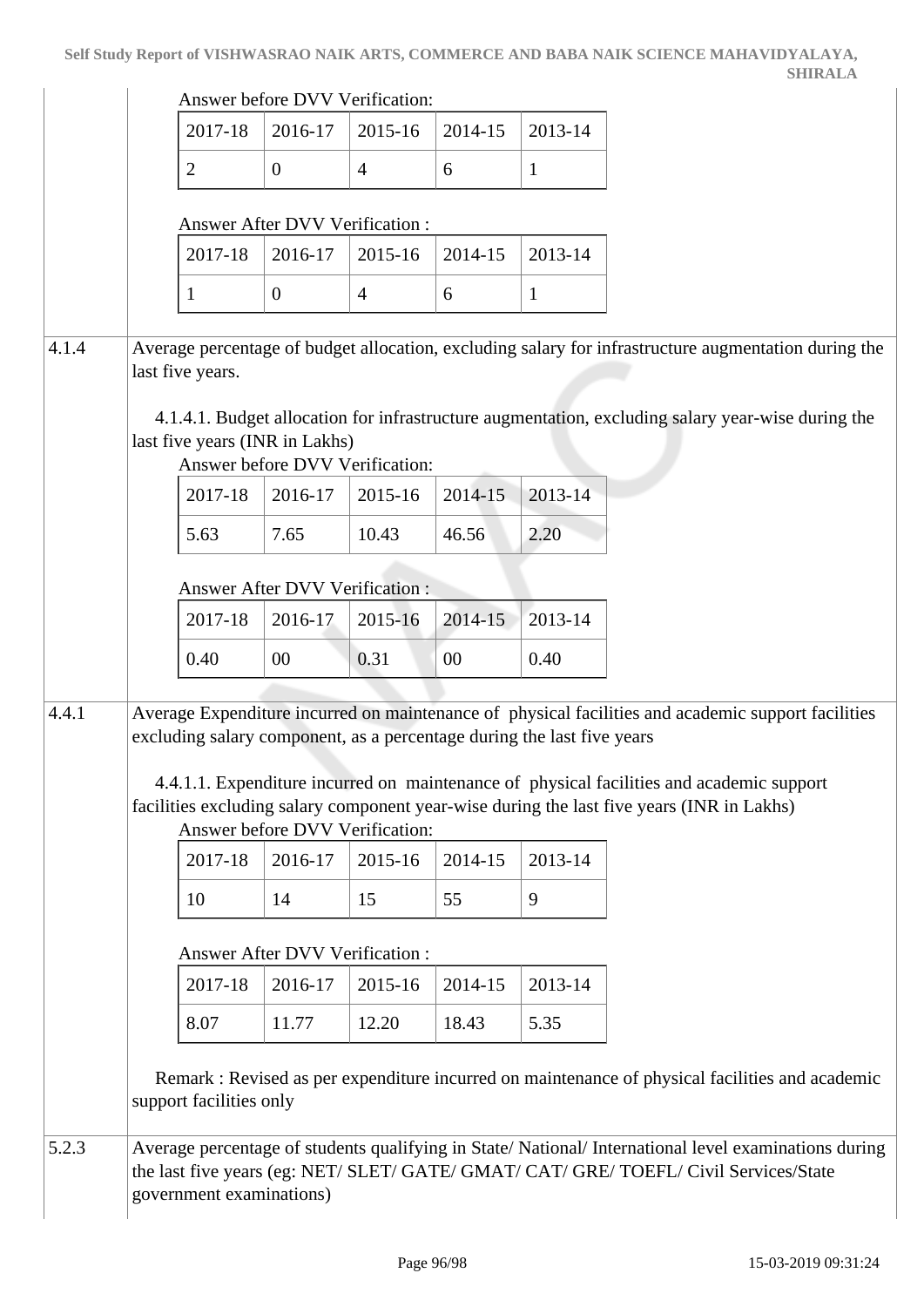| | |
|---|---|
| | Answer before DVV Verification:<br><br>\| 2017-18 \| 2016-17 \| 2015-16 \| 2014-15 \| 2013-14 \|<br>\| 2 \| 0 \| 4 \| 6 \| 1 \|<br><br>Answer After DVV Verification :<br><br>\| 2017-18 \| 2016-17 \| 2015-16 \| 2014-15 \| 2013-14 \|<br>\| 1 \| 0 \| 4 \| 6 \| 1 \| |
| 4.1.4 | Average percentage of budget allocation, excluding salary for infrastructure augmentation during the last five years.<br><br>4.1.4.1. Budget allocation for infrastructure augmentation, excluding salary year-wise during the last five years (INR in Lakhs)<br>Answer before DVV Verification:<br><br>\| 2017-18 \| 2016-17 \| 2015-16 \| 2014-15 \| 2013-14 \|<br>\| 5.63 \| 7.65 \| 10.43 \| 46.56 \| 2.20 \|<br><br>Answer After DVV Verification :<br><br>\| 2017-18 \| 2016-17 \| 2015-16 \| 2014-15 \| 2013-14 \|<br>\| 0.40 \| 00 \| 0.31 \| 00 \| 0.40 \| |
| 4.4.1 | Average Expenditure incurred on maintenance of physical facilities and academic support facilities excluding salary component, as a percentage during the last five years<br><br>4.4.1.1. Expenditure incurred on maintenance of physical facilities and academic support facilities excluding salary component year-wise during the last five years (INR in Lakhs)<br>Answer before DVV Verification:<br><br>\| 2017-18 \| 2016-17 \| 2015-16 \| 2014-15 \| 2013-14 \|<br>\| 10 \| 14 \| 15 \| 55 \| 9 \|<br><br>Answer After DVV Verification :<br><br>\| 2017-18 \| 2016-17 \| 2015-16 \| 2014-15 \| 2013-14 \|<br>\| 8.07 \| 11.77 \| 12.20 \| 18.43 \| 5.35 \|<br><br>Remark : Revised as per expenditure incurred on maintenance of physical facilities and academic support facilities only |
| 5.2.3 | Average percentage of students qualifying in State/ National/ International level examinations during the last five years (eg: NET/ SLET/ GATE/ GMAT/ CAT/ GRE/ TOEFL/ Civil Services/State government examinations) |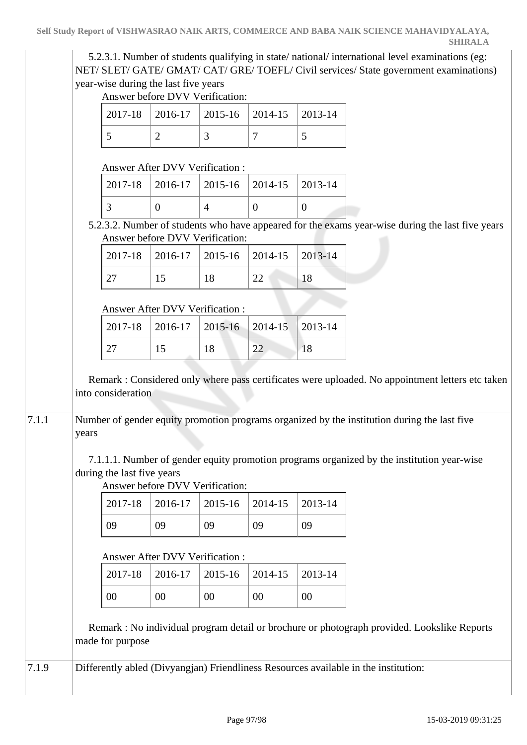| | |
|---|---|
| | 5.2.3.1. Number of students qualifying in state/ national/ international level examinations (eg: NET/ SLET/ GATE/ GMAT/ CAT/ GRE/ TOEFL/ Civil services/ State government examinations) year-wise during the last five years |

Answer before DVV Verification:

| 2017-18 | 2016-17 | 2015-16 | 2014-15 | 2013-14 |
|---|---|---|---|---|
| 5 | 2 | 3 | 7 | 5 |

Answer After DVV Verification :

| 2017-18 | 2016-17 | 2015-16 | 2014-15 | 2013-14 |
|---|---|---|---|---|
| 3 | 0 | 4 | 0 | 0 |

5.2.3.2. Number of students who have appeared for the exams year-wise during the last five years

Answer before DVV Verification:

| 2017-18 | 2016-17 | 2015-16 | 2014-15 | 2013-14 |
|---|---|---|---|---|
| 27 | 15 | 18 | 22 | 18 |

Answer After DVV Verification :

| 2017-18 | 2016-17 | 2015-16 | 2014-15 | 2013-14 |
|---|---|---|---|---|
| 27 | 15 | 18 | 22 | 18 |

Remark : Considered only where pass certificates were uploaded. No appointment letters etc taken into consideration

**7.1.1** Number of gender equity promotion programs organized by the institution during the last five years

7.1.1.1. Number of gender equity promotion programs organized by the institution year-wise during the last five years

Answer before DVV Verification:

| 2017-18 | 2016-17 | 2015-16 | 2014-15 | 2013-14 |
|---|---|---|---|---|
| 09 | 09 | 09 | 09 | 09 |

Answer After DVV Verification :

| 2017-18 | 2016-17 | 2015-16 | 2014-15 | 2013-14 |
|---|---|---|---|---|
| 00 | 00 | 00 | 00 | 00 |

Remark : No individual program detail or brochure or photograph provided. Lookslike Reports made for purpose

**7.1.9** Differently abled (Divyangjan) Friendliness Resources available in the institution: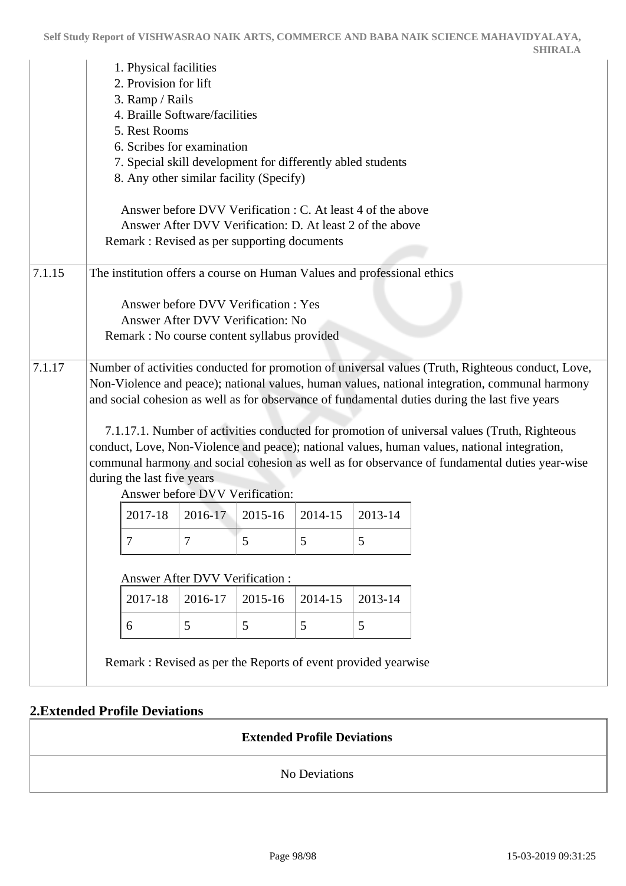| | |
|---|---|
| | 1. Physical facilities<br>2. Provision for lift<br>3. Ramp / Rails<br>4. Braille Software/facilities<br>5. Rest Rooms<br>6. Scribes for examination<br>7. Special skill development for differently abled students<br>8. Any other similar facility (Specify)<br><br>Answer before DVV Verification : C. At least 4 of the above<br>Answer After DVV Verification: D. At least 2 of the above<br>Remark : Revised as per supporting documents |
| 7.1.15 | The institution offers a course on Human Values and professional ethics<br><br>Answer before DVV Verification : Yes<br>Answer After DVV Verification: No<br>Remark : No course content syllabus provided |
| 7.1.17 | Number of activities conducted for promotion of universal values (Truth, Righteous conduct, Love, Non-Violence and peace); national values, human values, national integration, communal harmony and social cohesion as well as for observance of fundamental duties during the last five years<br><br>7.1.17.1. Number of activities conducted for promotion of universal values (Truth, Righteous conduct, Love, Non-Violence and peace); national values, human values, national integration, communal harmony and social cohesion as well as for observance of fundamental duties year-wise during the last five years<br>Answer before DVV Verification:<br>2017-18: 7, 2016-17: 7, 2015-16: 5, 2014-15: 5, 2013-14: 5<br><br>Answer After DVV Verification :<br>2017-18: 6, 2016-17: 5, 2015-16: 5, 2014-15: 5, 2013-14: 5<br><br>Remark : Revised as per the Reports of event provided yearwise |

## 2.Extended Profile Deviations

| Extended Profile Deviations |
|---|
| No Deviations |